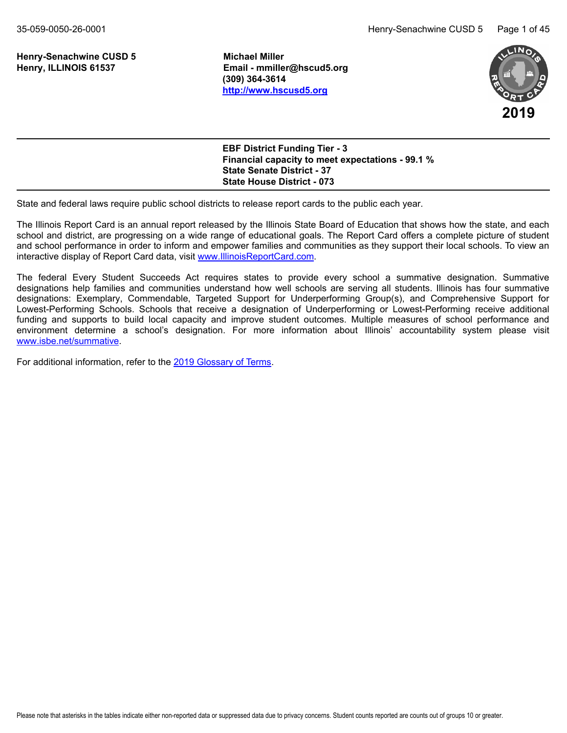**Henry-Senachwine CUSD 5**
**Henry, ILLINOIS 61537**

**Michael Miller**
**Email - mmiller@hscud5.org**
**(309) 364-3614**
**http://www.hscusd5.org**

**2019**

**EBF District Funding Tier - 3**
**Financial capacity to meet expectations - 99.1 %**
**State Senate District - 37**
**State House District - 073**

State and federal laws require public school districts to release report cards to the public each year.

The Illinois Report Card is an annual report released by the Illinois State Board of Education that shows how the state, and each school and district, are progressing on a wide range of educational goals. The Report Card offers a complete picture of student and school performance in order to inform and empower families and communities as they support their local schools. To view an interactive display of Report Card data, visit www.IllinoisReportCard.com.

The federal Every Student Succeeds Act requires states to provide every school a summative designation. Summative designations help families and communities understand how well schools are serving all students. Illinois has four summative designations: Exemplary, Commendable, Targeted Support for Underperforming Group(s), and Comprehensive Support for Lowest-Performing Schools. Schools that receive a designation of Underperforming or Lowest-Performing receive additional funding and supports to build local capacity and improve student outcomes. Multiple measures of school performance and environment determine a school's designation. For more information about Illinois' accountability system please visit www.isbe.net/summative.

For additional information, refer to the 2019 Glossary of Terms.

Please note that asterisks in the tables indicate either non-reported data or suppressed data due to privacy concerns. Student counts reported are counts out of groups 10 or greater.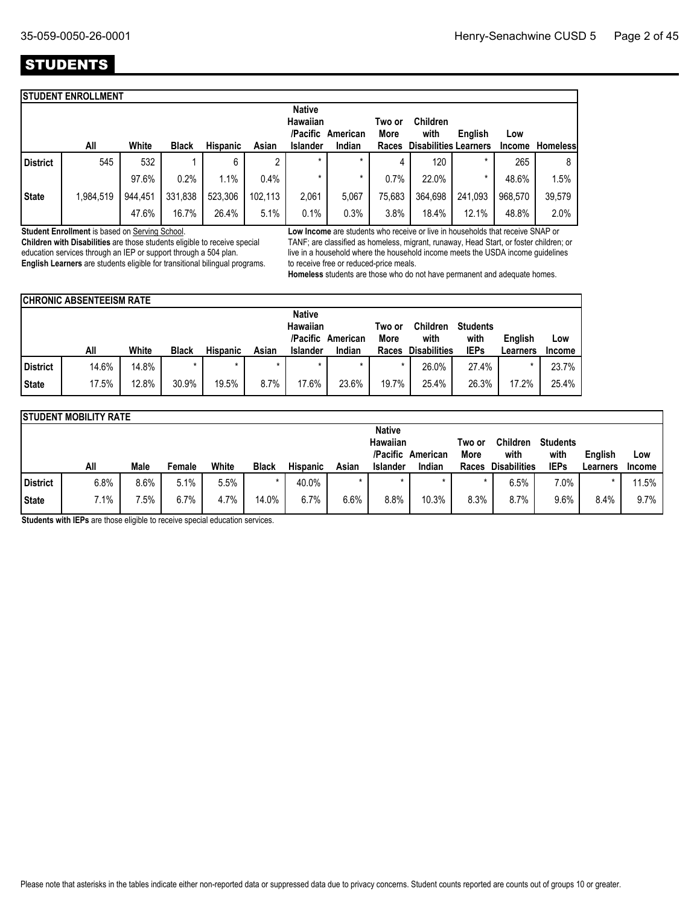# STUDENTS

## STUDENT ENROLLMENT

| | All | White | Black | Hispanic | Asian | Native Hawaiian /Pacific Islander | American Indian | Two or More Races | Children with Disabilities | English Learners | Low Income | Homeless |
|---|---|---|---|---|---|---|---|---|---|---|---|---|
| District | 545 | 532 | 1 | 6 | 2 | * | * | 4 | 120 | * | 265 | 8 |
| | | 97.6% | 0.2% | 1.1% | 0.4% | * | * | 0.7% | 22.0% | * | 48.6% | 1.5% |
| State | 1,984,519 | 944,451 | 331,838 | 523,306 | 102,113 | 2,061 | 5,067 | 75,683 | 364,698 | 241,093 | 968,570 | 39,579 |
| | | 47.6% | 16.7% | 26.4% | 5.1% | 0.1% | 0.3% | 3.8% | 18.4% | 12.1% | 48.8% | 2.0% |

**Student Enrollment** is based on Serving School.

**Children with Disabilities** are those students eligible to receive special education services through an IEP or support through a 504 plan.

**English Learners** are students eligible for transitional bilingual programs.

**Low Income** are students who receive or live in households that receive SNAP or TANF; are classified as homeless, migrant, runaway, Head Start, or foster children; or live in a household where the household income meets the USDA income guidelines to receive free or reduced-price meals.

**Homeless** students are those who do not have permanent and adequate homes.

## CHRONIC ABSENTEEISM RATE

| | All | White | Black | Hispanic | Asian | Native Hawaiian /Pacific Islander | American Indian | Two or More Races | Children with Disabilities | Students with IEPs | English Learners | Low Income |
|---|---|---|---|---|---|---|---|---|---|---|---|---|
| District | 14.6% | 14.8% | * | * | * | * | * | * | 26.0% | 27.4% | * | 23.7% |
| State | 17.5% | 12.8% | 30.9% | 19.5% | 8.7% | 17.6% | 23.6% | 19.7% | 25.4% | 26.3% | 17.2% | 25.4% |

## STUDENT MOBILITY RATE

| | All | Male | Female | White | Black | Hispanic | Asian | Native Hawaiian /Pacific Islander | American Indian | Two or More Races | Children with Disabilities | Students with IEPs | English Learners | Low Income |
|---|---|---|---|---|---|---|---|---|---|---|---|---|---|---|
| District | 6.8% | 8.6% | 5.1% | 5.5% | * | 40.0% | * | * | * | * | 6.5% | 7.0% | * | 11.5% |
| State | 7.1% | 7.5% | 6.7% | 4.7% | 14.0% | 6.7% | 6.6% | 8.8% | 10.3% | 8.3% | 8.7% | 9.6% | 8.4% | 9.7% |

**Students with IEPs** are those eligible to receive special education services.

Please note that asterisks in the tables indicate either non-reported data or suppressed data due to privacy concerns. Student counts reported are counts out of groups 10 or greater.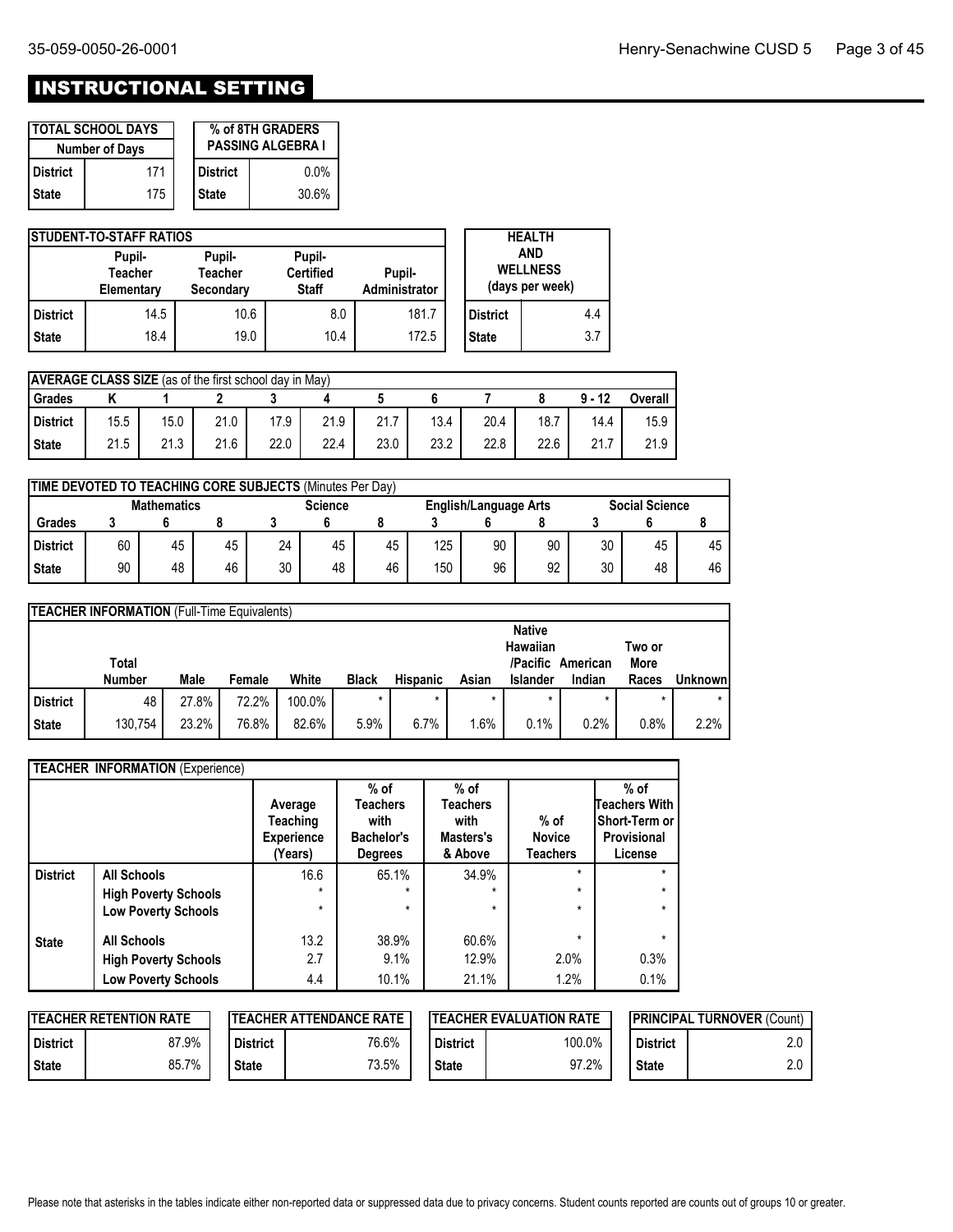# INSTRUCTIONAL SETTING

| TOTAL SCHOOL DAYS | |
|---|---|
| Number of Days | |
| District | 171 |
| State | 175 |

| % of 8TH GRADERS PASSING ALGEBRA I | |
|---|---|
| District | 0.0% |
| State | 30.6% |

| STUDENT-TO-STAFF RATIOS | Pupil-Teacher Elementary | Pupil-Teacher Secondary | Pupil-Certified Staff | Pupil-Administrator |
|---|---|---|---|---|
| District | 14.5 | 10.6 | 8.0 | 181.7 |
| State | 18.4 | 19.0 | 10.4 | 172.5 |

| HEALTH AND WELLNESS (days per week) | |
|---|---|
| District | 4.4 |
| State | 3.7 |

| AVERAGE CLASS SIZE (as of the first school day in May) | | | | | | | | | | | |
|---|---|---|---|---|---|---|---|---|---|---|---|
| Grades | K | 1 | 2 | 3 | 4 | 5 | 6 | 7 | 8 | 9 - 12 | Overall |
| District | 15.5 | 15.0 | 21.0 | 17.9 | 21.9 | 21.7 | 13.4 | 20.4 | 18.7 | 14.4 | 15.9 |
| State | 21.5 | 21.3 | 21.6 | 22.0 | 22.4 | 23.0 | 23.2 | 22.8 | 22.6 | 21.7 | 21.9 |

| TIME DEVOTED TO TEACHING CORE SUBJECTS (Minutes Per Day) | Mathematics | | | Science | | | English/Language Arts | | | Social Science | | |
|---|---|---|---|---|---|---|---|---|---|---|---|---|
| Grades | 3 | 6 | 8 | 3 | 6 | 8 | 3 | 6 | 8 | 3 | 6 | 8 |
| District | 60 | 45 | 45 | 24 | 45 | 45 | 125 | 90 | 90 | 30 | 45 | 45 |
| State | 90 | 48 | 46 | 30 | 48 | 46 | 150 | 96 | 92 | 30 | 48 | 46 |

| TEACHER INFORMATION (Full-Time Equivalents) | Total Number | Male | Female | White | Black | Hispanic | Asian | Native Hawaiian /Pacific Islander | American Indian | Two or More Races | Unknown |
|---|---|---|---|---|---|---|---|---|---|---|---|
| District | 48 | 27.8% | 72.2% | 100.0% | * | * | * | * | * | * | * |
| State | 130,754 | 23.2% | 76.8% | 82.6% | 5.9% | 6.7% | 1.6% | 0.1% | 0.2% | 0.8% | 2.2% |

| TEACHER INFORMATION (Experience) | | Average Teaching Experience (Years) | % of Teachers with Bachelor's Degrees | % of Teachers with Masters's & Above | % of Novice Teachers | % of Teachers With Short-Term or Provisional License |
|---|---|---|---|---|---|---|
| District | All Schools | 16.6 | 65.1% | 34.9% | * | * |
| | High Poverty Schools | * | * | * | * | * |
| | Low Poverty Schools | * | * | * | * | * |
| State | All Schools | 13.2 | 38.9% | 60.6% | * | * |
| | High Poverty Schools | 2.7 | 9.1% | 12.9% | 2.0% | 0.3% |
| | Low Poverty Schools | 4.4 | 10.1% | 21.1% | 1.2% | 0.1% |

| TEACHER RETENTION RATE | |
|---|---|
| District | 87.9% |
| State | 85.7% |

| TEACHER ATTENDANCE RATE | |
|---|---|
| District | 76.6% |
| State | 73.5% |

| TEACHER EVALUATION RATE | |
|---|---|
| District | 100.0% |
| State | 97.2% |

| PRINCIPAL TURNOVER (Count) | |
|---|---|
| District | 2.0 |
| State | 2.0 |

Please note that asterisks in the tables indicate either non-reported data or suppressed data due to privacy concerns. Student counts reported are counts out of groups 10 or greater.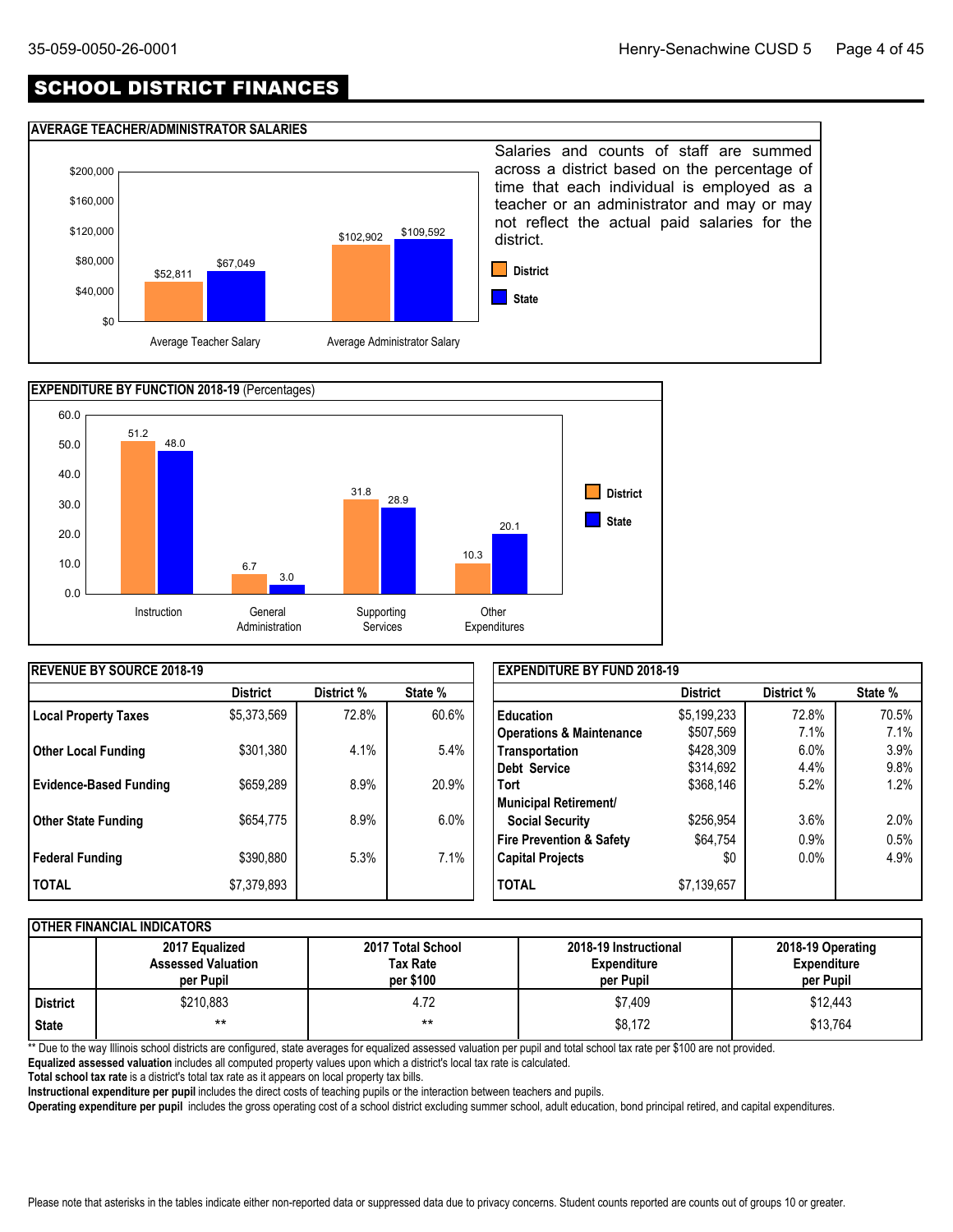# SCHOOL DISTRICT FINANCES

## AVERAGE TEACHER/ADMINISTRATOR SALARIES

| | District | State |
|---|---|---|
| Average Teacher Salary | $52,811 | $67,049 |
| Average Administrator Salary | $102,902 | $109,592 |

Salaries and counts of staff are summed across a district based on the percentage of time that each individual is employed as a teacher or an administrator and may or may not reflect the actual paid salaries for the district.

## EXPENDITURE BY FUNCTION 2018-19 (Percentages)

| | District | State |
|---|---|---|
| Instruction | 51.2 | 48.0 |
| General Administration | 6.7 | 3.0 |
| Supporting Services | 31.8 | 28.9 |
| Other Expenditures | 10.3 | 20.1 |

## REVENUE BY SOURCE 2018-19

| | District | District % | State % |
|---|---|---|---|
| **Local Property Taxes** | $5,373,569 | 72.8% | 60.6% |
| **Other Local Funding** | $301,380 | 4.1% | 5.4% |
| **Evidence-Based Funding** | $659,289 | 8.9% | 20.9% |
| **Other State Funding** | $654,775 | 8.9% | 6.0% |
| **Federal Funding** | $390,880 | 5.3% | 7.1% |
| **TOTAL** | $7,379,893 | | |

## EXPENDITURE BY FUND 2018-19

| | District | District % | State % |
|---|---|---|---|
| **Education** | $5,199,233 | 72.8% | 70.5% |
| **Operations & Maintenance** | $507,569 | 7.1% | 7.1% |
| **Transportation** | $428,309 | 6.0% | 3.9% |
| **Debt Service** | $314,692 | 4.4% | 9.8% |
| **Tort** | $368,146 | 5.2% | 1.2% |
| **Municipal Retirement/ Social Security** | $256,954 | 3.6% | 2.0% |
| **Fire Prevention & Safety** | $64,754 | 0.9% | 0.5% |
| **Capital Projects** | $0 | 0.0% | 4.9% |
| **TOTAL** | $7,139,657 | | |

## OTHER FINANCIAL INDICATORS

| | 2017 Equalized Assessed Valuation per Pupil | 2017 Total School Tax Rate per $100 | 2018-19 Instructional Expenditure per Pupil | 2018-19 Operating Expenditure per Pupil |
|---|---|---|---|---|
| **District** | $210,883 | 4.72 | $7,409 | $12,443 |
| **State** | ** | ** | $8,172 | $13,764 |

** Due to the way Illinois school districts are configured, state averages for equalized assessed valuation per pupil and total school tax rate per $100 are not provided.

**Equalized assessed valuation** includes all computed property values upon which a district's local tax rate is calculated.

**Total school tax rate** is a district's total tax rate as it appears on local property tax bills.

**Instructional expenditure per pupil** includes the direct costs of teaching pupils or the interaction between teachers and pupils.

**Operating expenditure per pupil** includes the gross operating cost of a school district excluding summer school, adult education, bond principal retired, and capital expenditures.

Please note that asterisks in the tables indicate either non-reported data or suppressed data due to privacy concerns. Student counts reported are counts out of groups 10 or greater.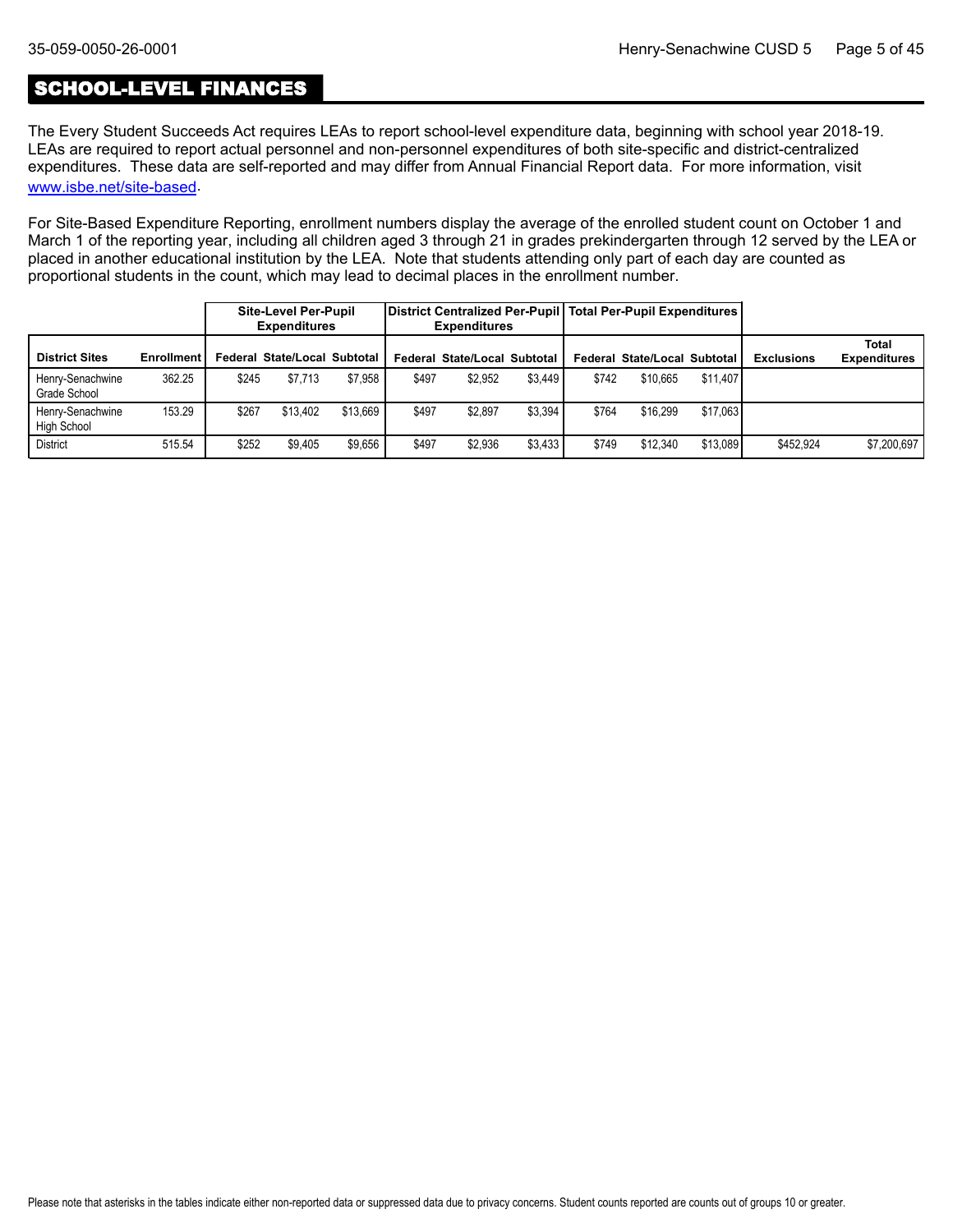## SCHOOL-LEVEL FINANCES

The Every Student Succeeds Act requires LEAs to report school-level expenditure data, beginning with school year 2018-19. LEAs are required to report actual personnel and non-personnel expenditures of both site-specific and district-centralized expenditures. These data are self-reported and may differ from Annual Financial Report data. For more information, visit www.isbe.net/site-based.

For Site-Based Expenditure Reporting, enrollment numbers display the average of the enrolled student count on October 1 and March 1 of the reporting year, including all children aged 3 through 21 in grades prekindergarten through 12 served by the LEA or placed in another educational institution by the LEA. Note that students attending only part of each day are counted as proportional students in the count, which may lead to decimal places in the enrollment number.

| | | Site-Level Per-Pupil Expenditures | | | District Centralized Per-Pupil Expenditures | | | Total Per-Pupil Expenditures | | | | |
|---|---|---|---|---|---|---|---|---|---|---|---|---|
| **District Sites** | **Enrollment** | **Federal** | **State/Local** | **Subtotal** | **Federal** | **State/Local** | **Subtotal** | **Federal** | **State/Local** | **Subtotal** | **Exclusions** | **Total Expenditures** |
| Henry-Senachwine Grade School | 362.25 | $245 | $7,713 | $7,958 | $497 | $2,952 | $3,449 | $742 | $10,665 | $11,407 | | |
| Henry-Senachwine High School | 153.29 | $267 | $13,402 | $13,669 | $497 | $2,897 | $3,394 | $764 | $16,299 | $17,063 | | |
| District | 515.54 | $252 | $9,405 | $9,656 | $497 | $2,936 | $3,433 | $749 | $12,340 | $13,089 | $452,924 | $7,200,697 |

Please note that asterisks in the tables indicate either non-reported data or suppressed data due to privacy concerns. Student counts reported are counts out of groups 10 or greater.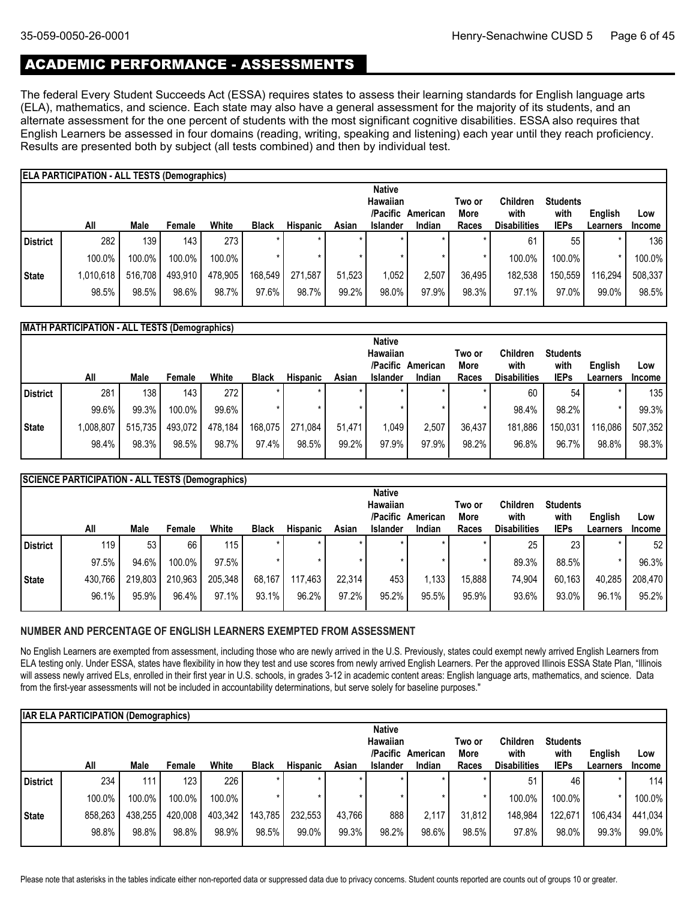## ACADEMIC PERFORMANCE - ASSESSMENTS

The federal Every Student Succeeds Act (ESSA) requires states to assess their learning standards for English language arts (ELA), mathematics, and science. Each state may also have a general assessment for the majority of its students, and an alternate assessment for the one percent of students with the most significant cognitive disabilities. ESSA also requires that English Learners be assessed in four domains (reading, writing, speaking and listening) each year until they reach proficiency. Results are presented both by subject (all tests combined) and then by individual test.

**ELA PARTICIPATION - ALL TESTS (Demographics)**

| | All | Male | Female | White | Black | Hispanic | Asian | Native Hawaiian /Pacific Islander | American Indian | Two or More Races | Children with Disabilities | Students with IEPs | English Learners | Low Income |
|---|---|---|---|---|---|---|---|---|---|---|---|---|---|---|
| District | 282 | 139 | 143 | 273 | * | * | * | * | * | * | 61 | 55 | * | 136 |
| | 100.0% | 100.0% | 100.0% | 100.0% | * | * | * | * | * | * | 100.0% | 100.0% | * | 100.0% |
| State | 1,010,618 | 516,708 | 493,910 | 478,905 | 168,549 | 271,587 | 51,523 | 1,052 | 2,507 | 36,495 | 182,538 | 150,559 | 116,294 | 508,337 |
| | 98.5% | 98.5% | 98.6% | 98.7% | 97.6% | 98.7% | 99.2% | 98.0% | 97.9% | 98.3% | 97.1% | 97.0% | 99.0% | 98.5% |

**MATH PARTICIPATION - ALL TESTS (Demographics)**

| | All | Male | Female | White | Black | Hispanic | Asian | Native Hawaiian /Pacific Islander | American Indian | Two or More Races | Children with Disabilities | Students with IEPs | English Learners | Low Income |
|---|---|---|---|---|---|---|---|---|---|---|---|---|---|---|
| District | 281 | 138 | 143 | 272 | * | * | * | * | * | * | 60 | 54 | * | 135 |
| | 99.6% | 99.3% | 100.0% | 99.6% | * | * | * | * | * | * | 98.4% | 98.2% | * | 99.3% |
| State | 1,008,807 | 515,735 | 493,072 | 478,184 | 168,075 | 271,084 | 51,471 | 1,049 | 2,507 | 36,437 | 181,886 | 150,031 | 116,086 | 507,352 |
| | 98.4% | 98.3% | 98.5% | 98.7% | 97.4% | 98.5% | 99.2% | 97.9% | 97.9% | 98.2% | 96.8% | 96.7% | 98.8% | 98.3% |

**SCIENCE PARTICIPATION - ALL TESTS (Demographics)**

| | All | Male | Female | White | Black | Hispanic | Asian | Native Hawaiian /Pacific Islander | American Indian | Two or More Races | Children with Disabilities | Students with IEPs | English Learners | Low Income |
|---|---|---|---|---|---|---|---|---|---|---|---|---|---|---|
| District | 119 | 53 | 66 | 115 | * | * | * | * | * | * | 25 | 23 | * | 52 |
| | 97.5% | 94.6% | 100.0% | 97.5% | * | * | * | * | * | * | 89.3% | 88.5% | * | 96.3% |
| State | 430,766 | 219,803 | 210,963 | 205,348 | 68,167 | 117,463 | 22,314 | 453 | 1,133 | 15,888 | 74,904 | 60,163 | 40,285 | 208,470 |
| | 96.1% | 95.9% | 96.4% | 97.1% | 93.1% | 96.2% | 97.2% | 95.2% | 95.5% | 95.9% | 93.6% | 93.0% | 96.1% | 95.2% |

### NUMBER AND PERCENTAGE OF ENGLISH LEARNERS EXEMPTED FROM ASSESSMENT

No English Learners are exempted from assessment, including those who are newly arrived in the U.S. Previously, states could exempt newly arrived English Learners from ELA testing only. Under ESSA, states have flexibility in how they test and use scores from newly arrived English Learners. Per the approved Illinois ESSA State Plan, "Illinois will assess newly arrived ELs, enrolled in their first year in U.S. schools, in grades 3-12 in academic content areas: English language arts, mathematics, and science. Data from the first-year assessments will not be included in accountability determinations, but serve solely for baseline purposes."

**IAR ELA PARTICIPATION (Demographics)**

| | All | Male | Female | White | Black | Hispanic | Asian | Native Hawaiian /Pacific Islander | American Indian | Two or More Races | Children with Disabilities | Students with IEPs | English Learners | Low Income |
|---|---|---|---|---|---|---|---|---|---|---|---|---|---|---|
| District | 234 | 111 | 123 | 226 | * | * | * | * | * | * | 51 | 46 | * | 114 |
| | 100.0% | 100.0% | 100.0% | 100.0% | * | * | * | * | * | * | 100.0% | 100.0% | * | 100.0% |
| State | 858,263 | 438,255 | 420,008 | 403,342 | 143,785 | 232,553 | 43,766 | 888 | 2,117 | 31,812 | 148,984 | 122,671 | 106,434 | 441,034 |
| | 98.8% | 98.8% | 98.8% | 98.9% | 98.5% | 99.0% | 99.3% | 98.2% | 98.6% | 98.5% | 97.8% | 98.0% | 99.3% | 99.0% |

Please note that asterisks in the tables indicate either non-reported data or suppressed data due to privacy concerns. Student counts reported are counts out of groups 10 or greater.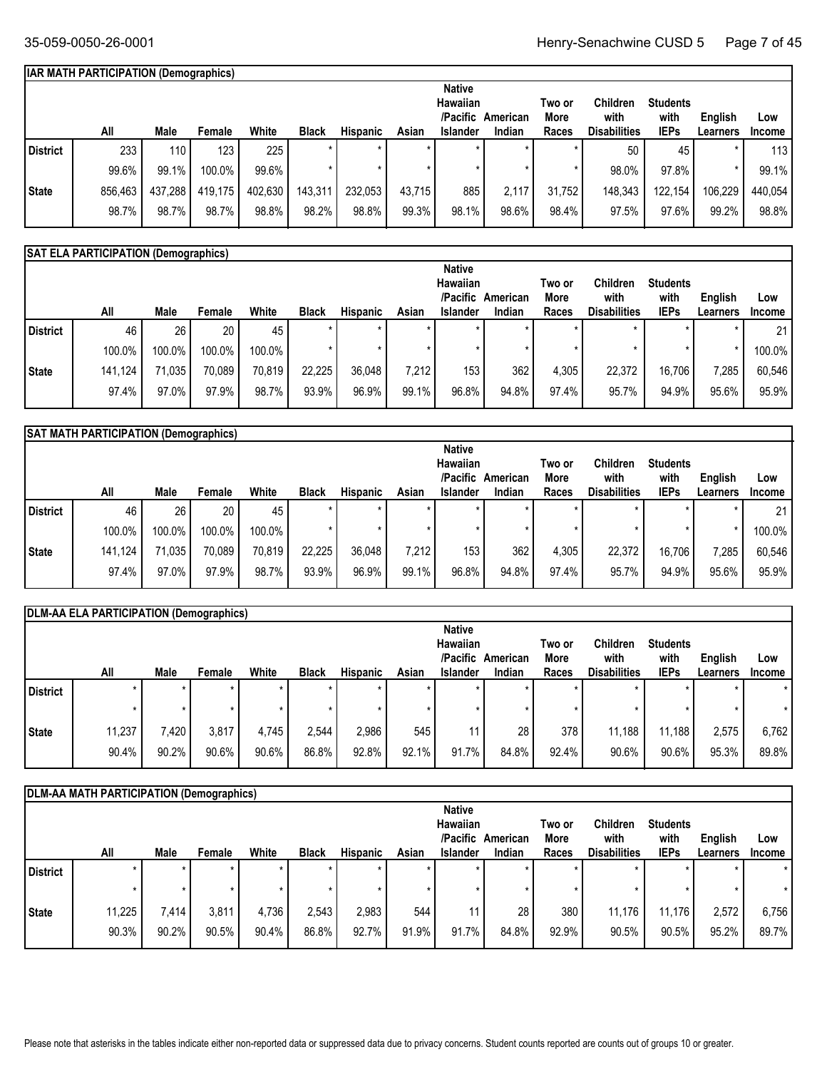## IAR MATH PARTICIPATION (Demographics)

| | All | Male | Female | White | Black | Hispanic | Asian | Native Hawaiian /Pacific Islander | American Indian | Two or More Races | Children with Disabilities | Students with IEPs | English Learners | Low Income |
|---|---|---|---|---|---|---|---|---|---|---|---|---|---|---|
| District | 233 | 110 | 123 | 225 | * | * | * | * | * | * | 50 | 45 | * | 113 |
| | 99.6% | 99.1% | 100.0% | 99.6% | * | * | * | * | * | * | 98.0% | 97.8% | * | 99.1% |
| State | 856,463 | 437,288 | 419,175 | 402,630 | 143,311 | 232,053 | 43,715 | 885 | 2,117 | 31,752 | 148,343 | 122,154 | 106,229 | 440,054 |
| | 98.7% | 98.7% | 98.7% | 98.8% | 98.2% | 98.8% | 99.3% | 98.1% | 98.6% | 98.4% | 97.5% | 97.6% | 99.2% | 98.8% |

## SAT ELA PARTICIPATION (Demographics)

| | All | Male | Female | White | Black | Hispanic | Asian | Native Hawaiian /Pacific Islander | American Indian | Two or More Races | Children with Disabilities | Students with IEPs | English Learners | Low Income |
|---|---|---|---|---|---|---|---|---|---|---|---|---|---|---|
| District | 46 | 26 | 20 | 45 | * | * | * | * | * | * | * | * | * | 21 |
| | 100.0% | 100.0% | 100.0% | 100.0% | * | * | * | * | * | * | * | * | * | 100.0% |
| State | 141,124 | 71,035 | 70,089 | 70,819 | 22,225 | 36,048 | 7,212 | 153 | 362 | 4,305 | 22,372 | 16,706 | 7,285 | 60,546 |
| | 97.4% | 97.0% | 97.9% | 98.7% | 93.9% | 96.9% | 99.1% | 96.8% | 94.8% | 97.4% | 95.7% | 94.9% | 95.6% | 95.9% |

## SAT MATH PARTICIPATION (Demographics)

| | All | Male | Female | White | Black | Hispanic | Asian | Native Hawaiian /Pacific Islander | American Indian | Two or More Races | Children with Disabilities | Students with IEPs | English Learners | Low Income |
|---|---|---|---|---|---|---|---|---|---|---|---|---|---|---|
| District | 46 | 26 | 20 | 45 | * | * | * | * | * | * | * | * | * | 21 |
| | 100.0% | 100.0% | 100.0% | 100.0% | * | * | * | * | * | * | * | * | * | 100.0% |
| State | 141,124 | 71,035 | 70,089 | 70,819 | 22,225 | 36,048 | 7,212 | 153 | 362 | 4,305 | 22,372 | 16,706 | 7,285 | 60,546 |
| | 97.4% | 97.0% | 97.9% | 98.7% | 93.9% | 96.9% | 99.1% | 96.8% | 94.8% | 97.4% | 95.7% | 94.9% | 95.6% | 95.9% |

## DLM-AA ELA PARTICIPATION (Demographics)

| | All | Male | Female | White | Black | Hispanic | Asian | Native Hawaiian /Pacific Islander | American Indian | Two or More Races | Children with Disabilities | Students with IEPs | English Learners | Low Income |
|---|---|---|---|---|---|---|---|---|---|---|---|---|---|---|
| District | * | * | * | * | * | * | * | * | * | * | * | * | * | * |
| | * | * | * | * | * | * | * | * | * | * | * | * | * | * |
| State | 11,237 | 7,420 | 3,817 | 4,745 | 2,544 | 2,986 | 545 | 11 | 28 | 378 | 11,188 | 11,188 | 2,575 | 6,762 |
| | 90.4% | 90.2% | 90.6% | 90.6% | 86.8% | 92.8% | 92.1% | 91.7% | 84.8% | 92.4% | 90.6% | 90.6% | 95.3% | 89.8% |

## DLM-AA MATH PARTICIPATION (Demographics)

| | All | Male | Female | White | Black | Hispanic | Asian | Native Hawaiian /Pacific Islander | American Indian | Two or More Races | Children with Disabilities | Students with IEPs | English Learners | Low Income |
|---|---|---|---|---|---|---|---|---|---|---|---|---|---|---|
| District | * | * | * | * | * | * | * | * | * | * | * | * | * | * |
| | * | * | * | * | * | * | * | * | * | * | * | * | * | * |
| State | 11,225 | 7,414 | 3,811 | 4,736 | 2,543 | 2,983 | 544 | 11 | 28 | 380 | 11,176 | 11,176 | 2,572 | 6,756 |
| | 90.3% | 90.2% | 90.5% | 90.4% | 86.8% | 92.7% | 91.9% | 91.7% | 84.8% | 92.9% | 90.5% | 90.5% | 95.2% | 89.7% |

Please note that asterisks in the tables indicate either non-reported data or suppressed data due to privacy concerns. Student counts reported are counts out of groups 10 or greater.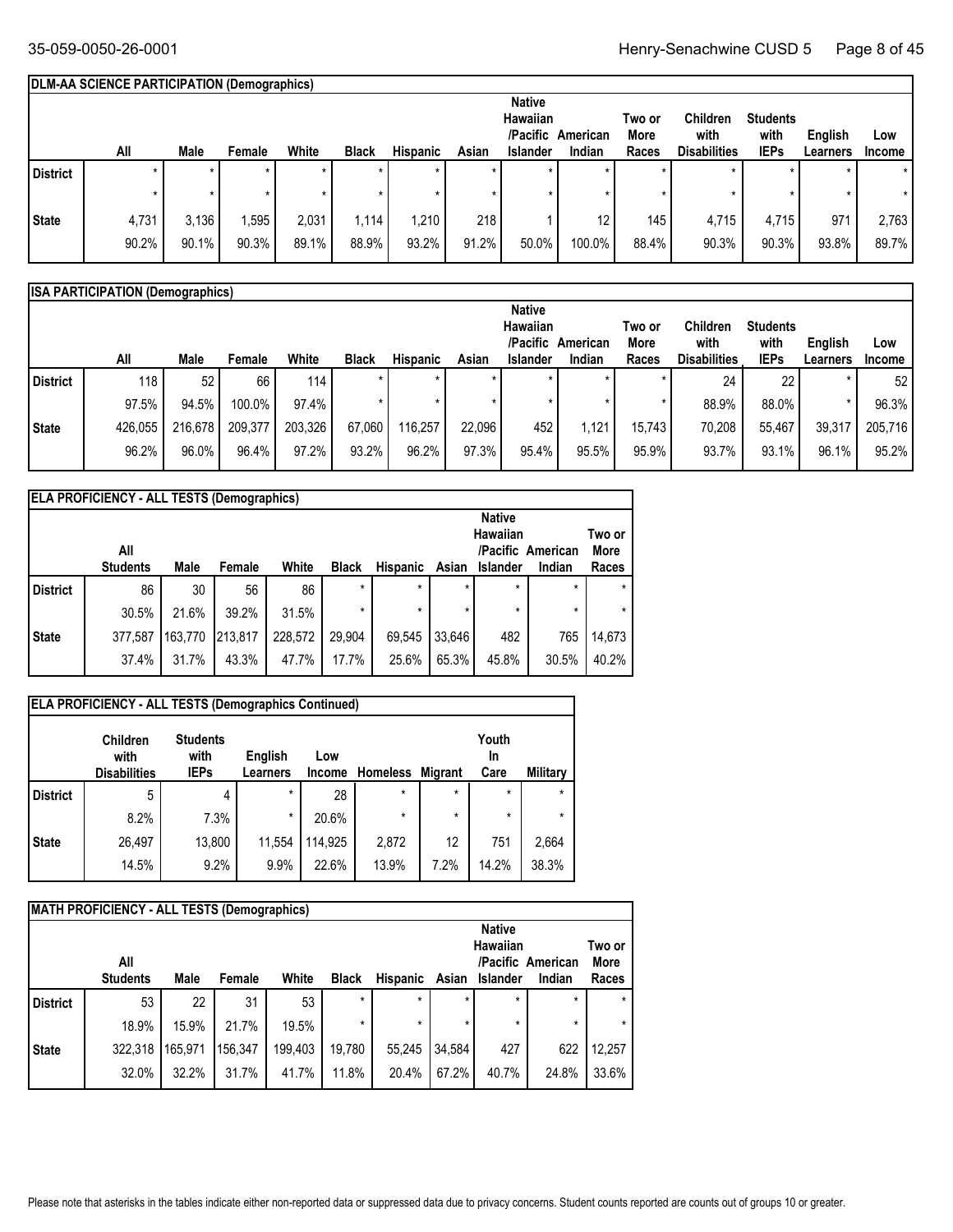### DLM-AA SCIENCE PARTICIPATION (Demographics)

| | All | Male | Female | White | Black | Hispanic | Asian | Native Hawaiian /Pacific Islander | American Indian | Two or More Races | Children with Disabilities | Students with IEPs | English Learners | Low Income |
|---|---|---|---|---|---|---|---|---|---|---|---|---|---|---|
| District | * | * | * | * | * | * | * | * | * | * | * | * | * | * |
| | * | * | * | * | * | * | * | * | * | * | * | * | * | * |
| State | 4,731 | 3,136 | 1,595 | 2,031 | 1,114 | 1,210 | 218 | 1 | 12 | 145 | 4,715 | 4,715 | 971 | 2,763 |
| | 90.2% | 90.1% | 90.3% | 89.1% | 88.9% | 93.2% | 91.2% | 50.0% | 100.0% | 88.4% | 90.3% | 90.3% | 93.8% | 89.7% |

### ISA PARTICIPATION (Demographics)

| | All | Male | Female | White | Black | Hispanic | Asian | Native Hawaiian /Pacific Islander | American Indian | Two or More Races | Children with Disabilities | Students with IEPs | English Learners | Low Income |
|---|---|---|---|---|---|---|---|---|---|---|---|---|---|---|
| District | 118 | 52 | 66 | 114 | * | * | * | * | * | * | 24 | 22 | * | 52 |
| | 97.5% | 94.5% | 100.0% | 97.4% | * | * | * | * | * | * | 88.9% | 88.0% | * | 96.3% |
| State | 426,055 | 216,678 | 209,377 | 203,326 | 67,060 | 116,257 | 22,096 | 452 | 1,121 | 15,743 | 70,208 | 55,467 | 39,317 | 205,716 |
| | 96.2% | 96.0% | 96.4% | 97.2% | 93.2% | 96.2% | 97.3% | 95.4% | 95.5% | 95.9% | 93.7% | 93.1% | 96.1% | 95.2% |

### ELA PROFICIENCY - ALL TESTS (Demographics)

| | All Students | Male | Female | White | Black | Hispanic | Asian | Native Hawaiian /Pacific Islander | American Indian | Two or More Races |
|---|---|---|---|---|---|---|---|---|---|---|
| District | 86 | 30 | 56 | 86 | * | * | * | * | * | * |
| | 30.5% | 21.6% | 39.2% | 31.5% | * | * | * | * | * | * |
| State | 377,587 | 163,770 | 213,817 | 228,572 | 29,904 | 69,545 | 33,646 | 482 | 765 | 14,673 |
| | 37.4% | 31.7% | 43.3% | 47.7% | 17.7% | 25.6% | 65.3% | 45.8% | 30.5% | 40.2% |

### ELA PROFICIENCY - ALL TESTS (Demographics Continued)

| | Children with Disabilities | Students with IEPs | English Learners | Low Income | Homeless | Migrant | Youth In Care | Military |
|---|---|---|---|---|---|---|---|---|
| District | 5 | 4 | * | 28 | * | * | * | * |
| | 8.2% | 7.3% | * | 20.6% | * | * | * | * |
| State | 26,497 | 13,800 | 11,554 | 114,925 | 2,872 | 12 | 751 | 2,664 |
| | 14.5% | 9.2% | 9.9% | 22.6% | 13.9% | 7.2% | 14.2% | 38.3% |

### MATH PROFICIENCY - ALL TESTS (Demographics)

| | All Students | Male | Female | White | Black | Hispanic | Asian | Native Hawaiian /Pacific Islander | American Indian | Two or More Races |
|---|---|---|---|---|---|---|---|---|---|---|
| District | 53 | 22 | 31 | 53 | * | * | * | * | * | * |
| | 18.9% | 15.9% | 21.7% | 19.5% | * | * | * | * | * | * |
| State | 322,318 | 165,971 | 156,347 | 199,403 | 19,780 | 55,245 | 34,584 | 427 | 622 | 12,257 |
| | 32.0% | 32.2% | 31.7% | 41.7% | 11.8% | 20.4% | 67.2% | 40.7% | 24.8% | 33.6% |

Please note that asterisks in the tables indicate either non-reported data or suppressed data due to privacy concerns. Student counts reported are counts out of groups 10 or greater.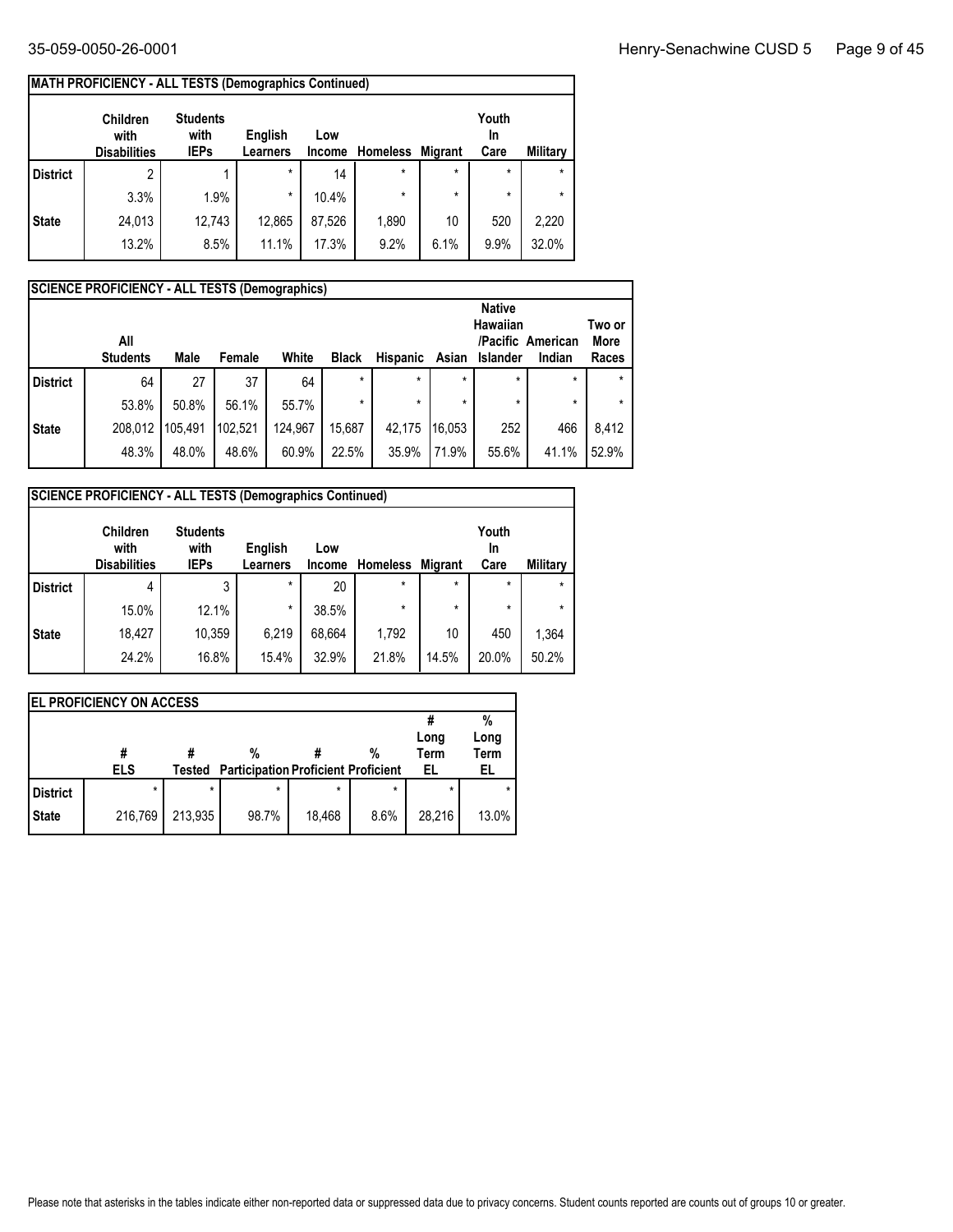**MATH PROFICIENCY - ALL TESTS (Demographics Continued)**

| | Children with Disabilities | Students with IEPs | English Learners | Low Income | Homeless | Migrant | Youth In Care | Military |
|---|---|---|---|---|---|---|---|---|
| **District** | 2 | 1 | * | 14 | * | * | * | * |
| | 3.3% | 1.9% | * | 10.4% | * | * | * | * |
| **State** | 24,013 | 12,743 | 12,865 | 87,526 | 1,890 | 10 | 520 | 2,220 |
| | 13.2% | 8.5% | 11.1% | 17.3% | 9.2% | 6.1% | 9.9% | 32.0% |

**SCIENCE PROFICIENCY - ALL TESTS (Demographics)**

| | All Students | Male | Female | White | Black | Hispanic | Asian | Native Hawaiian /Pacific Islander | American Indian | Two or More Races |
|---|---|---|---|---|---|---|---|---|---|---|
| **District** | 64 | 27 | 37 | 64 | * | * | * | * | * | * |
| | 53.8% | 50.8% | 56.1% | 55.7% | * | * | * | * | * | * |
| **State** | 208,012 | 105,491 | 102,521 | 124,967 | 15,687 | 42,175 | 16,053 | 252 | 466 | 8,412 |
| | 48.3% | 48.0% | 48.6% | 60.9% | 22.5% | 35.9% | 71.9% | 55.6% | 41.1% | 52.9% |

**SCIENCE PROFICIENCY - ALL TESTS (Demographics Continued)**

| | Children with Disabilities | Students with IEPs | English Learners | Low Income | Homeless | Migrant | Youth In Care | Military |
|---|---|---|---|---|---|---|---|---|
| **District** | 4 | 3 | * | 20 | * | * | * | * |
| | 15.0% | 12.1% | * | 38.5% | * | * | * | * |
| **State** | 18,427 | 10,359 | 6,219 | 68,664 | 1,792 | 10 | 450 | 1,364 |
| | 24.2% | 16.8% | 15.4% | 32.9% | 21.8% | 14.5% | 20.0% | 50.2% |

**EL PROFICIENCY ON ACCESS**

| | # ELS | # Tested | % Participation | # Proficient | % Proficient | # Long Term EL | % Long Term EL |
|---|---|---|---|---|---|---|---|
| **District** | * | * | * | * | * | * | * |
| **State** | 216,769 | 213,935 | 98.7% | 18,468 | 8.6% | 28,216 | 13.0% |

Please note that asterisks in the tables indicate either non-reported data or suppressed data due to privacy concerns. Student counts reported are counts out of groups 10 or greater.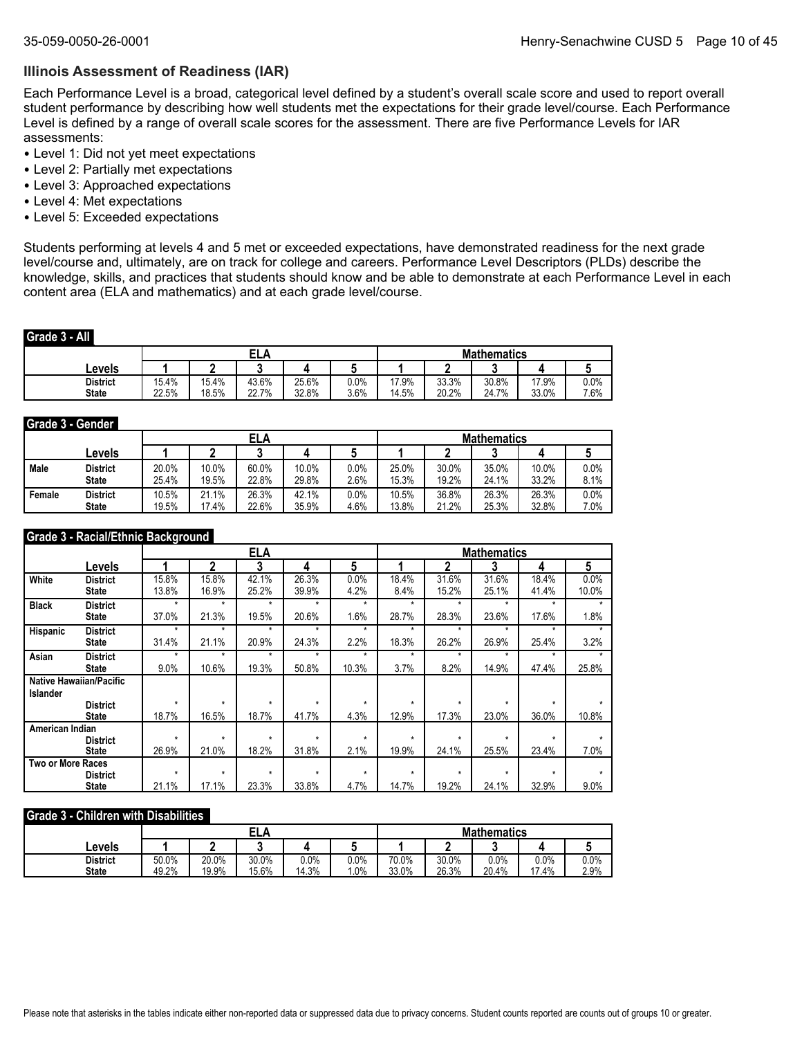## Illinois Assessment of Readiness (IAR)

Each Performance Level is a broad, categorical level defined by a student's overall scale score and used to report overall student performance by describing how well students met the expectations for their grade level/course. Each Performance Level is defined by a range of overall scale scores for the assessment. There are five Performance Levels for IAR assessments:

- Level 1: Did not yet meet expectations
- Level 2: Partially met expectations
- Level 3: Approached expectations
- Level 4: Met expectations
- Level 5: Exceeded expectations

Students performing at levels 4 and 5 met or exceeded expectations, have demonstrated readiness for the next grade level/course and, ultimately, are on track for college and careers. Performance Level Descriptors (PLDs) describe the knowledge, skills, and practices that students should know and be able to demonstrate at each Performance Level in each content area (ELA and mathematics) and at each grade level/course.

### Grade 3 - All

| | ELA | | | | | Mathematics | | | | |
|---|---|---|---|---|---|---|---|---|---|---|
| Levels | 1 | 2 | 3 | 4 | 5 | 1 | 2 | 3 | 4 | 5 |
| District | 15.4% | 15.4% | 43.6% | 25.6% | 0.0% | 17.9% | 33.3% | 30.8% | 17.9% | 0.0% |
| State | 22.5% | 18.5% | 22.7% | 32.8% | 3.6% | 14.5% | 20.2% | 24.7% | 33.0% | 7.6% |

### Grade 3 - Gender

| | | ELA | | | | | Mathematics | | | | |
|---|---|---|---|---|---|---|---|---|---|---|---|
| | Levels | 1 | 2 | 3 | 4 | 5 | 1 | 2 | 3 | 4 | 5 |
| Male | District | 20.0% | 10.0% | 60.0% | 10.0% | 0.0% | 25.0% | 30.0% | 35.0% | 10.0% | 0.0% |
| | State | 25.4% | 19.5% | 22.8% | 29.8% | 2.6% | 15.3% | 19.2% | 24.1% | 33.2% | 8.1% |
| Female | District | 10.5% | 21.1% | 26.3% | 42.1% | 0.0% | 10.5% | 36.8% | 26.3% | 26.3% | 0.0% |
| | State | 19.5% | 17.4% | 22.6% | 35.9% | 4.6% | 13.8% | 21.2% | 25.3% | 32.8% | 7.0% |

### Grade 3 - Racial/Ethnic Background

| | | ELA | | | | | Mathematics | | | | |
|---|---|---|---|---|---|---|---|---|---|---|---|
| | Levels | 1 | 2 | 3 | 4 | 5 | 1 | 2 | 3 | 4 | 5 |
| White | District | 15.8% | 15.8% | 42.1% | 26.3% | 0.0% | 18.4% | 31.6% | 31.6% | 18.4% | 0.0% |
| | State | 13.8% | 16.9% | 25.2% | 39.9% | 4.2% | 8.4% | 15.2% | 25.1% | 41.4% | 10.0% |
| Black | District | * | * | * | * | * | * | * | * | * | * |
| | State | 37.0% | 21.3% | 19.5% | 20.6% | 1.6% | 28.7% | 28.3% | 23.6% | 17.6% | 1.8% |
| Hispanic | District | * | * | * | * | * | * | * | * | * | * |
| | State | 31.4% | 21.1% | 20.9% | 24.3% | 2.2% | 18.3% | 26.2% | 26.9% | 25.4% | 3.2% |
| Asian | District | * | * | * | * | * | * | * | * | * | * |
| | State | 9.0% | 10.6% | 19.3% | 50.8% | 10.3% | 3.7% | 8.2% | 14.9% | 47.4% | 25.8% |
| Native Hawaiian/Pacific Islander | District | * | * | * | * | * | * | * | * | * | * |
| | State | 18.7% | 16.5% | 18.7% | 41.7% | 4.3% | 12.9% | 17.3% | 23.0% | 36.0% | 10.8% |
| American Indian | District | * | * | * | * | * | * | * | * | * | * |
| | State | 26.9% | 21.0% | 18.2% | 31.8% | 2.1% | 19.9% | 24.1% | 25.5% | 23.4% | 7.0% |
| Two or More Races | District | * | * | * | * | * | * | * | * | * | * |
| | State | 21.1% | 17.1% | 23.3% | 33.8% | 4.7% | 14.7% | 19.2% | 24.1% | 32.9% | 9.0% |

### Grade 3 - Children with Disabilities

| | ELA | | | | | Mathematics | | | | |
|---|---|---|---|---|---|---|---|---|---|---|
| Levels | 1 | 2 | 3 | 4 | 5 | 1 | 2 | 3 | 4 | 5 |
| District | 50.0% | 20.0% | 30.0% | 0.0% | 0.0% | 70.0% | 30.0% | 0.0% | 0.0% | 0.0% |
| State | 49.2% | 19.9% | 15.6% | 14.3% | 1.0% | 33.0% | 26.3% | 20.4% | 17.4% | 2.9% |

Please note that asterisks in the tables indicate either non-reported data or suppressed data due to privacy concerns. Student counts reported are counts out of groups 10 or greater.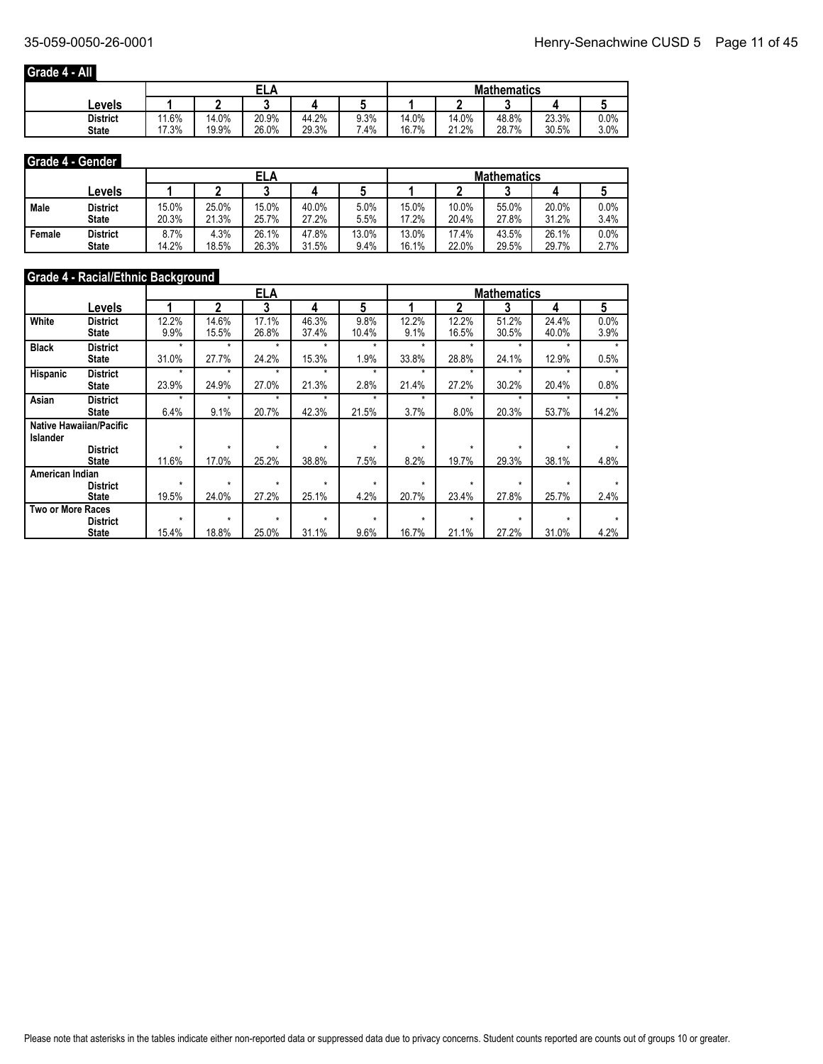## Grade 4 - All

| Levels | ELA 1 | ELA 2 | ELA 3 | ELA 4 | ELA 5 | Mathematics 1 | Mathematics 2 | Mathematics 3 | Mathematics 4 | Mathematics 5 |
|---|---|---|---|---|---|---|---|---|---|---|
| District | 11.6% | 14.0% | 20.9% | 44.2% | 9.3% | 14.0% | 14.0% | 48.8% | 23.3% | 0.0% |
| State | 17.3% | 19.9% | 26.0% | 29.3% | 7.4% | 16.7% | 21.2% | 28.7% | 30.5% | 3.0% |

## Grade 4 - Gender

| | Levels | ELA 1 | ELA 2 | ELA 3 | ELA 4 | ELA 5 | Mathematics 1 | Mathematics 2 | Mathematics 3 | Mathematics 4 | Mathematics 5 |
|---|---|---|---|---|---|---|---|---|---|---|---|
| Male | District | 15.0% | 25.0% | 15.0% | 40.0% | 5.0% | 15.0% | 10.0% | 55.0% | 20.0% | 0.0% |
| | State | 20.3% | 21.3% | 25.7% | 27.2% | 5.5% | 17.2% | 20.4% | 27.8% | 31.2% | 3.4% |
| Female | District | 8.7% | 4.3% | 26.1% | 47.8% | 13.0% | 13.0% | 17.4% | 43.5% | 26.1% | 0.0% |
| | State | 14.2% | 18.5% | 26.3% | 31.5% | 9.4% | 16.1% | 22.0% | 29.5% | 29.7% | 2.7% |

## Grade 4 - Racial/Ethnic Background

| | Levels | ELA 1 | ELA 2 | ELA 3 | ELA 4 | ELA 5 | Mathematics 1 | Mathematics 2 | Mathematics 3 | Mathematics 4 | Mathematics 5 |
|---|---|---|---|---|---|---|---|---|---|---|---|
| White | District | 12.2% | 14.6% | 17.1% | 46.3% | 9.8% | 12.2% | 12.2% | 51.2% | 24.4% | 0.0% |
| | State | 9.9% | 15.5% | 26.8% | 37.4% | 10.4% | 9.1% | 16.5% | 30.5% | 40.0% | 3.9% |
| Black | District | * | * | * | * | * | * | * | * | * | * |
| | State | 31.0% | 27.7% | 24.2% | 15.3% | 1.9% | 33.8% | 28.8% | 24.1% | 12.9% | 0.5% |
| Hispanic | District | * | * | * | * | * | * | * | * | * | * |
| | State | 23.9% | 24.9% | 27.0% | 21.3% | 2.8% | 21.4% | 27.2% | 30.2% | 20.4% | 0.8% |
| Asian | District | * | * | * | * | * | * | * | * | * | * |
| | State | 6.4% | 9.1% | 20.7% | 42.3% | 21.5% | 3.7% | 8.0% | 20.3% | 53.7% | 14.2% |
| Native Hawaiian/Pacific Islander | District | * | * | * | * | * | * | * | * | * | * |
| | State | 11.6% | 17.0% | 25.2% | 38.8% | 7.5% | 8.2% | 19.7% | 29.3% | 38.1% | 4.8% |
| American Indian | District | * | * | * | * | * | * | * | * | * | * |
| | State | 19.5% | 24.0% | 27.2% | 25.1% | 4.2% | 20.7% | 23.4% | 27.8% | 25.7% | 2.4% |
| Two or More Races | District | * | * | * | * | * | * | * | * | * | * |
| | State | 15.4% | 18.8% | 25.0% | 31.1% | 9.6% | 16.7% | 21.1% | 27.2% | 31.0% | 4.2% |

Please note that asterisks in the tables indicate either non-reported data or suppressed data due to privacy concerns. Student counts reported are counts out of groups 10 or greater.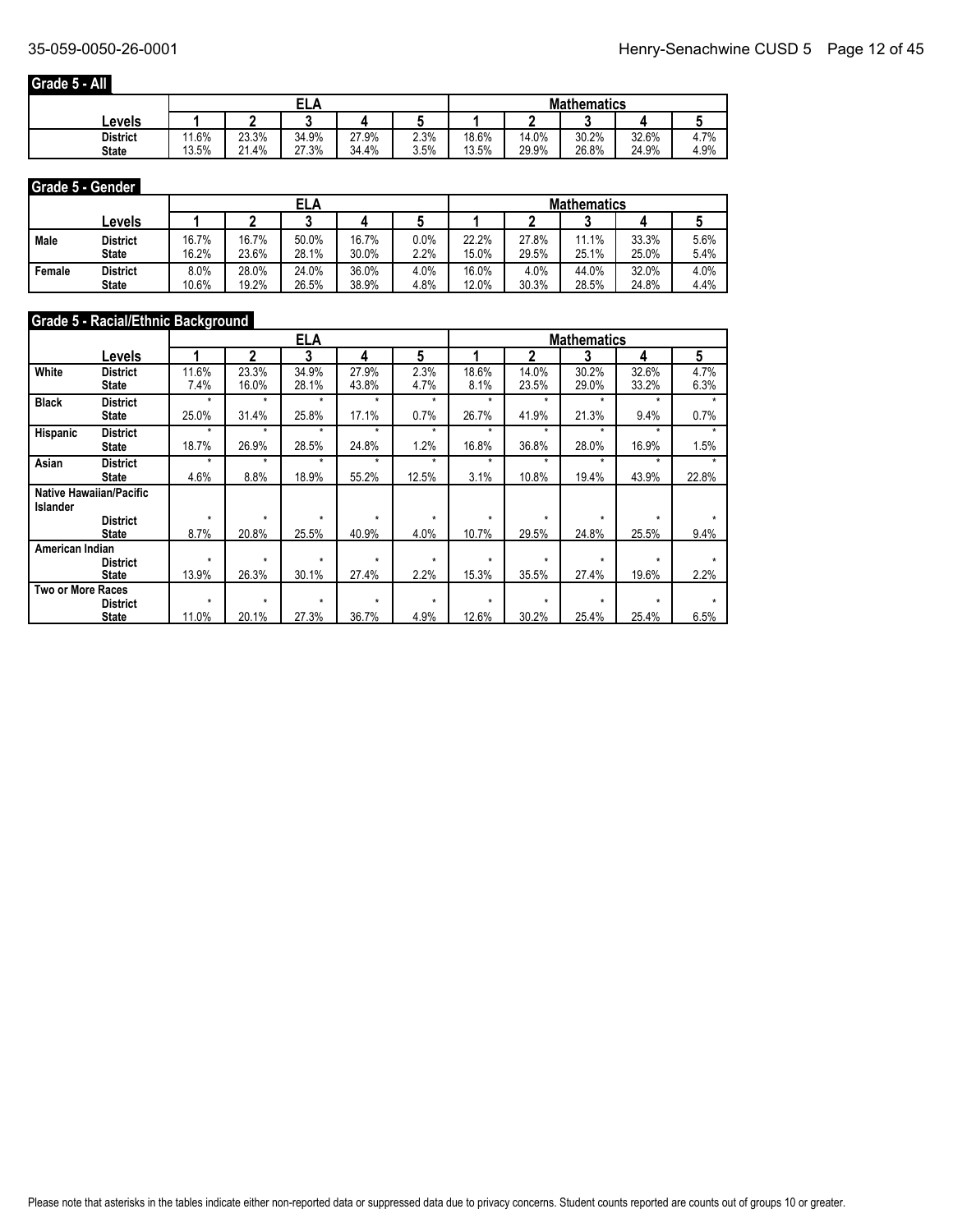## Grade 5 - All

| Levels | ELA | | | | | Mathematics | | | | |
|---|---|---|---|---|---|---|---|---|---|---|
| | 1 | 2 | 3 | 4 | 5 | 1 | 2 | 3 | 4 | 5 |
| District | 11.6% | 23.3% | 34.9% | 27.9% | 2.3% | 18.6% | 14.0% | 30.2% | 32.6% | 4.7% |
| State | 13.5% | 21.4% | 27.3% | 34.4% | 3.5% | 13.5% | 29.9% | 26.8% | 24.9% | 4.9% |

## Grade 5 - Gender

| | Levels | ELA | | | | | Mathematics | | | | |
|---|---|---|---|---|---|---|---|---|---|---|---|
| | | 1 | 2 | 3 | 4 | 5 | 1 | 2 | 3 | 4 | 5 |
| Male | District | 16.7% | 16.7% | 50.0% | 16.7% | 0.0% | 22.2% | 27.8% | 11.1% | 33.3% | 5.6% |
| | State | 16.2% | 23.6% | 28.1% | 30.0% | 2.2% | 15.0% | 29.5% | 25.1% | 25.0% | 5.4% |
| Female | District | 8.0% | 28.0% | 24.0% | 36.0% | 4.0% | 16.0% | 4.0% | 44.0% | 32.0% | 4.0% |
| | State | 10.6% | 19.2% | 26.5% | 38.9% | 4.8% | 12.0% | 30.3% | 28.5% | 24.8% | 4.4% |

## Grade 5 - Racial/Ethnic Background

| | Levels | ELA | | | | | Mathematics | | | | |
|---|---|---|---|---|---|---|---|---|---|---|---|
| | | 1 | 2 | 3 | 4 | 5 | 1 | 2 | 3 | 4 | 5 |
| White | District | 11.6% | 23.3% | 34.9% | 27.9% | 2.3% | 18.6% | 14.0% | 30.2% | 32.6% | 4.7% |
| | State | 7.4% | 16.0% | 28.1% | 43.8% | 4.7% | 8.1% | 23.5% | 29.0% | 33.2% | 6.3% |
| Black | District | * | * | * | * | * | * | * | * | * | * |
| | State | 25.0% | 31.4% | 25.8% | 17.1% | 0.7% | 26.7% | 41.9% | 21.3% | 9.4% | 0.7% |
| Hispanic | District | * | * | * | * | * | * | * | * | * | * |
| | State | 18.7% | 26.9% | 28.5% | 24.8% | 1.2% | 16.8% | 36.8% | 28.0% | 16.9% | 1.5% |
| Asian | District | * | * | * | * | * | * | * | * | * | * |
| | State | 4.6% | 8.8% | 18.9% | 55.2% | 12.5% | 3.1% | 10.8% | 19.4% | 43.9% | 22.8% |
| Native Hawaiian/Pacific Islander | District | * | * | * | * | * | * | * | * | * | * |
| | State | 8.7% | 20.8% | 25.5% | 40.9% | 4.0% | 10.7% | 29.5% | 24.8% | 25.5% | 9.4% |
| American Indian | District | * | * | * | * | * | * | * | * | * | * |
| | State | 13.9% | 26.3% | 30.1% | 27.4% | 2.2% | 15.3% | 35.5% | 27.4% | 19.6% | 2.2% |
| Two or More Races | District | * | * | * | * | * | * | * | * | * | * |
| | State | 11.0% | 20.1% | 27.3% | 36.7% | 4.9% | 12.6% | 30.2% | 25.4% | 25.4% | 6.5% |

Please note that asterisks in the tables indicate either non-reported data or suppressed data due to privacy concerns. Student counts reported are counts out of groups 10 or greater.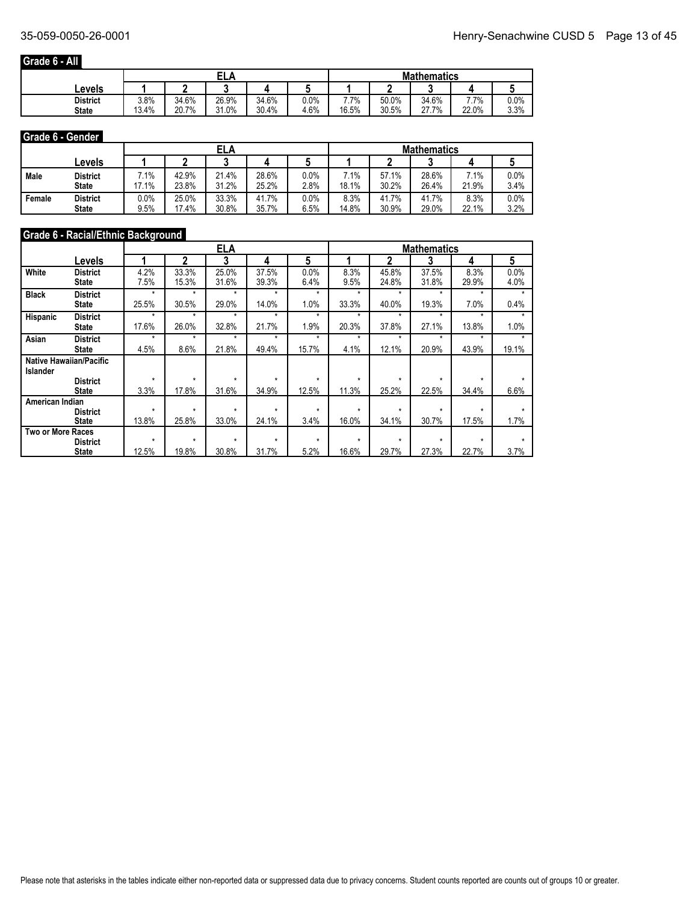## Grade 6 - All

| Levels | | ELA | | | | | Mathematics | | | | |
|---|---|---|---|---|---|---|---|---|---|---|---|
| | | 1 | 2 | 3 | 4 | 5 | 1 | 2 | 3 | 4 | 5 |
| | District | 3.8% | 34.6% | 26.9% | 34.6% | 0.0% | 7.7% | 50.0% | 34.6% | 7.7% | 0.0% |
| | State | 13.4% | 20.7% | 31.0% | 30.4% | 4.6% | 16.5% | 30.5% | 27.7% | 22.0% | 3.3% |

## Grade 6 - Gender

| | Levels | ELA | | | | | Mathematics | | | | |
|---|---|---|---|---|---|---|---|---|---|---|---|
| | | 1 | 2 | 3 | 4 | 5 | 1 | 2 | 3 | 4 | 5 |
| Male | District | 7.1% | 42.9% | 21.4% | 28.6% | 0.0% | 7.1% | 57.1% | 28.6% | 7.1% | 0.0% |
| | State | 17.1% | 23.8% | 31.2% | 25.2% | 2.8% | 18.1% | 30.2% | 26.4% | 21.9% | 3.4% |
| Female | District | 0.0% | 25.0% | 33.3% | 41.7% | 0.0% | 8.3% | 41.7% | 41.7% | 8.3% | 0.0% |
| | State | 9.5% | 17.4% | 30.8% | 35.7% | 6.5% | 14.8% | 30.9% | 29.0% | 22.1% | 3.2% |

## Grade 6 - Racial/Ethnic Background

| | Levels | ELA | | | | | Mathematics | | | | |
|---|---|---|---|---|---|---|---|---|---|---|---|
| | | 1 | 2 | 3 | 4 | 5 | 1 | 2 | 3 | 4 | 5 |
| White | District | 4.2% | 33.3% | 25.0% | 37.5% | 0.0% | 8.3% | 45.8% | 37.5% | 8.3% | 0.0% |
| | State | 7.5% | 15.3% | 31.6% | 39.3% | 6.4% | 9.5% | 24.8% | 31.8% | 29.9% | 4.0% |
| Black | District | * | * | * | * | * | * | * | * | * | * |
| | State | 25.5% | 30.5% | 29.0% | 14.0% | 1.0% | 33.3% | 40.0% | 19.3% | 7.0% | 0.4% |
| Hispanic | District | * | * | * | * | * | * | * | * | * | * |
| | State | 17.6% | 26.0% | 32.8% | 21.7% | 1.9% | 20.3% | 37.8% | 27.1% | 13.8% | 1.0% |
| Asian | District | * | * | * | * | * | * | * | * | * | * |
| | State | 4.5% | 8.6% | 21.8% | 49.4% | 15.7% | 4.1% | 12.1% | 20.9% | 43.9% | 19.1% |
| Native Hawaiian/Pacific Islander | District | * | * | * | * | * | * | * | * | * | * |
| | State | 3.3% | 17.8% | 31.6% | 34.9% | 12.5% | 11.3% | 25.2% | 22.5% | 34.4% | 6.6% |
| American Indian | District | * | * | * | * | * | * | * | * | * | * |
| | State | 13.8% | 25.8% | 33.0% | 24.1% | 3.4% | 16.0% | 34.1% | 30.7% | 17.5% | 1.7% |
| Two or More Races | District | * | * | * | * | * | * | * | * | * | * |
| | State | 12.5% | 19.8% | 30.8% | 31.7% | 5.2% | 16.6% | 29.7% | 27.3% | 22.7% | 3.7% |

Please note that asterisks in the tables indicate either non-reported data or suppressed data due to privacy concerns. Student counts reported are counts out of groups 10 or greater.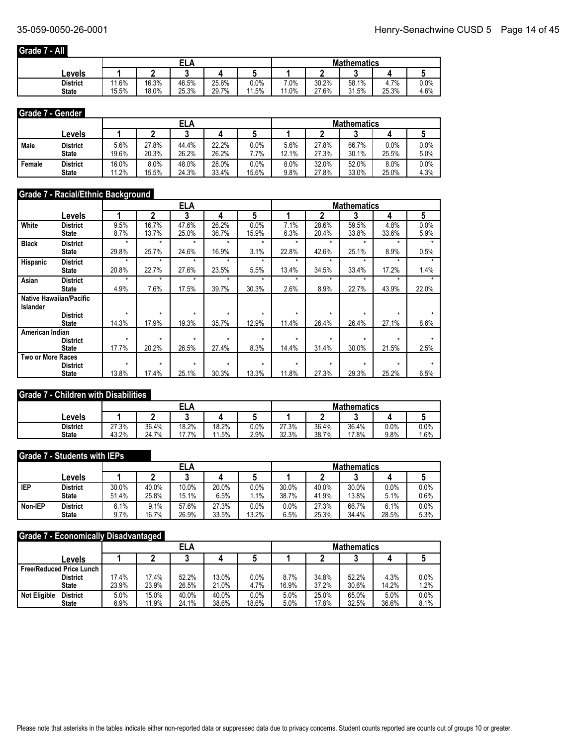## Grade 7 - All

| Levels | ELA 1 | ELA 2 | ELA 3 | ELA 4 | ELA 5 | Mathematics 1 | Mathematics 2 | Mathematics 3 | Mathematics 4 | Mathematics 5 |
|---|---|---|---|---|---|---|---|---|---|---|
| District | 11.6% | 16.3% | 46.5% | 25.6% | 0.0% | 7.0% | 30.2% | 58.1% | 4.7% | 0.0% |
| State | 15.5% | 18.0% | 25.3% | 29.7% | 11.5% | 11.0% | 27.6% | 31.5% | 25.3% | 4.6% |

## Grade 7 - Gender

| | Levels | ELA 1 | ELA 2 | ELA 3 | ELA 4 | ELA 5 | Mathematics 1 | Mathematics 2 | Mathematics 3 | Mathematics 4 | Mathematics 5 |
|---|---|---|---|---|---|---|---|---|---|---|---|
| Male | District | 5.6% | 27.8% | 44.4% | 22.2% | 0.0% | 5.6% | 27.8% | 66.7% | 0.0% | 0.0% |
| | State | 19.6% | 20.3% | 26.2% | 26.2% | 7.7% | 12.1% | 27.3% | 30.1% | 25.5% | 5.0% |
| Female | District | 16.0% | 8.0% | 48.0% | 28.0% | 0.0% | 8.0% | 32.0% | 52.0% | 8.0% | 0.0% |
| | State | 11.2% | 15.5% | 24.3% | 33.4% | 15.6% | 9.8% | 27.8% | 33.0% | 25.0% | 4.3% |

## Grade 7 - Racial/Ethnic Background

| | Levels | ELA 1 | ELA 2 | ELA 3 | ELA 4 | ELA 5 | Mathematics 1 | Mathematics 2 | Mathematics 3 | Mathematics 4 | Mathematics 5 |
|---|---|---|---|---|---|---|---|---|---|---|---|
| White | District | 9.5% | 16.7% | 47.6% | 26.2% | 0.0% | 7.1% | 28.6% | 59.5% | 4.8% | 0.0% |
| | State | 8.7% | 13.7% | 25.0% | 36.7% | 15.9% | 6.3% | 20.4% | 33.8% | 33.6% | 5.9% |
| Black | District | * | * | * | * | * | * | * | * | * | * |
| | State | 29.8% | 25.7% | 24.6% | 16.9% | 3.1% | 22.8% | 42.6% | 25.1% | 8.9% | 0.5% |
| Hispanic | District | * | * | * | * | * | * | * | * | * | * |
| | State | 20.8% | 22.7% | 27.6% | 23.5% | 5.5% | 13.4% | 34.5% | 33.4% | 17.2% | 1.4% |
| Asian | District | * | * | * | * | * | * | * | * | * | * |
| | State | 4.9% | 7.6% | 17.5% | 39.7% | 30.3% | 2.6% | 8.9% | 22.7% | 43.9% | 22.0% |
| Native Hawaiian/Pacific Islander | District | * | * | * | * | * | * | * | * | * | * |
| | State | 14.3% | 17.9% | 19.3% | 35.7% | 12.9% | 11.4% | 26.4% | 26.4% | 27.1% | 8.6% |
| American Indian | District | * | * | * | * | * | * | * | * | * | * |
| | State | 17.7% | 20.2% | 26.5% | 27.4% | 8.3% | 14.4% | 31.4% | 30.0% | 21.5% | 2.5% |
| Two or More Races | District | * | * | * | * | * | * | * | * | * | * |
| | State | 13.8% | 17.4% | 25.1% | 30.3% | 13.3% | 11.8% | 27.3% | 29.3% | 25.2% | 6.5% |

## Grade 7 - Children with Disabilities

| Levels | ELA 1 | ELA 2 | ELA 3 | ELA 4 | ELA 5 | Mathematics 1 | Mathematics 2 | Mathematics 3 | Mathematics 4 | Mathematics 5 |
|---|---|---|---|---|---|---|---|---|---|---|
| District | 27.3% | 36.4% | 18.2% | 18.2% | 0.0% | 27.3% | 36.4% | 36.4% | 0.0% | 0.0% |
| State | 43.2% | 24.7% | 17.7% | 11.5% | 2.9% | 32.3% | 38.7% | 17.8% | 9.8% | 1.6% |

## Grade 7 - Students with IEPs

| | Levels | ELA 1 | ELA 2 | ELA 3 | ELA 4 | ELA 5 | Mathematics 1 | Mathematics 2 | Mathematics 3 | Mathematics 4 | Mathematics 5 |
|---|---|---|---|---|---|---|---|---|---|---|---|
| IEP | District | 30.0% | 40.0% | 10.0% | 20.0% | 0.0% | 30.0% | 40.0% | 30.0% | 0.0% | 0.0% |
| | State | 51.4% | 25.8% | 15.1% | 6.5% | 1.1% | 38.7% | 41.9% | 13.8% | 5.1% | 0.6% |
| Non-IEP | District | 6.1% | 9.1% | 57.6% | 27.3% | 0.0% | 0.0% | 27.3% | 66.7% | 6.1% | 0.0% |
| | State | 9.7% | 16.7% | 26.9% | 33.5% | 13.2% | 6.5% | 25.3% | 34.4% | 28.5% | 5.3% |

## Grade 7 - Economically Disadvantaged

| | Levels | ELA 1 | ELA 2 | ELA 3 | ELA 4 | ELA 5 | Mathematics 1 | Mathematics 2 | Mathematics 3 | Mathematics 4 | Mathematics 5 |
|---|---|---|---|---|---|---|---|---|---|---|---|
| Free/Reduced Price Lunch | District | 17.4% | 17.4% | 52.2% | 13.0% | 0.0% | 8.7% | 34.8% | 52.2% | 4.3% | 0.0% |
| | State | 23.9% | 23.9% | 26.5% | 21.0% | 4.7% | 16.9% | 37.2% | 30.6% | 14.2% | 1.2% |
| Not Eligible | District | 5.0% | 15.0% | 40.0% | 40.0% | 0.0% | 5.0% | 25.0% | 65.0% | 5.0% | 0.0% |
| | State | 6.9% | 11.9% | 24.1% | 38.6% | 18.6% | 5.0% | 17.8% | 32.5% | 36.6% | 8.1% |

Please note that asterisks in the tables indicate either non-reported data or suppressed data due to privacy concerns. Student counts reported are counts out of groups 10 or greater.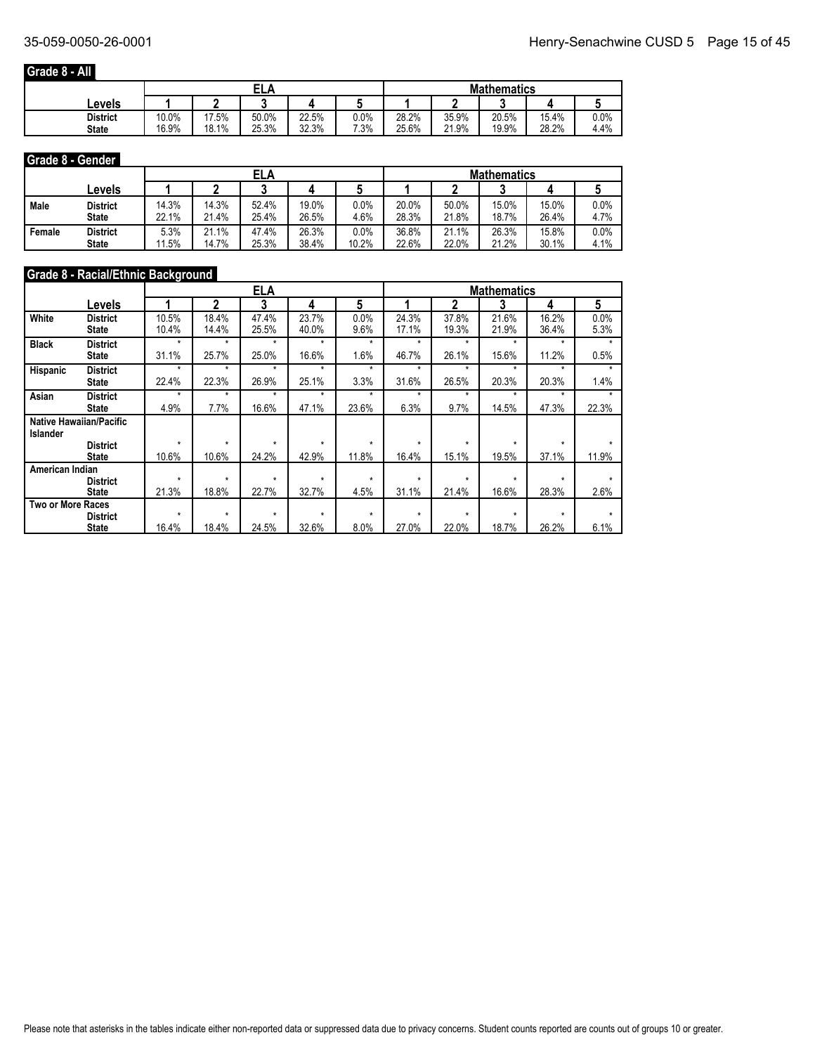## Grade 8 - All

| Levels | ELA | | | | | Mathematics | | | | |
|---|---|---|---|---|---|---|---|---|---|---|
| | 1 | 2 | 3 | 4 | 5 | 1 | 2 | 3 | 4 | 5 |
| District | 10.0% | 17.5% | 50.0% | 22.5% | 0.0% | 28.2% | 35.9% | 20.5% | 15.4% | 0.0% |
| State | 16.9% | 18.1% | 25.3% | 32.3% | 7.3% | 25.6% | 21.9% | 19.9% | 28.2% | 4.4% |

## Grade 8 - Gender

| | Levels | ELA | | | | | Mathematics | | | | |
|---|---|---|---|---|---|---|---|---|---|---|---|
| | | 1 | 2 | 3 | 4 | 5 | 1 | 2 | 3 | 4 | 5 |
| Male | District | 14.3% | 14.3% | 52.4% | 19.0% | 0.0% | 20.0% | 50.0% | 15.0% | 15.0% | 0.0% |
| | State | 22.1% | 21.4% | 25.4% | 26.5% | 4.6% | 28.3% | 21.8% | 18.7% | 26.4% | 4.7% |
| Female | District | 5.3% | 21.1% | 47.4% | 26.3% | 0.0% | 36.8% | 21.1% | 26.3% | 15.8% | 0.0% |
| | State | 11.5% | 14.7% | 25.3% | 38.4% | 10.2% | 22.6% | 22.0% | 21.2% | 30.1% | 4.1% |

## Grade 8 - Racial/Ethnic Background

| | Levels | ELA | | | | | Mathematics | | | | |
|---|---|---|---|---|---|---|---|---|---|---|---|
| | | 1 | 2 | 3 | 4 | 5 | 1 | 2 | 3 | 4 | 5 |
| White | District | 10.5% | 18.4% | 47.4% | 23.7% | 0.0% | 24.3% | 37.8% | 21.6% | 16.2% | 0.0% |
| | State | 10.4% | 14.4% | 25.5% | 40.0% | 9.6% | 17.1% | 19.3% | 21.9% | 36.4% | 5.3% |
| Black | District | * | * | * | * | * | * | * | * | * | * |
| | State | 31.1% | 25.7% | 25.0% | 16.6% | 1.6% | 46.7% | 26.1% | 15.6% | 11.2% | 0.5% |
| Hispanic | District | * | * | * | * | * | * | * | * | * | * |
| | State | 22.4% | 22.3% | 26.9% | 25.1% | 3.3% | 31.6% | 26.5% | 20.3% | 20.3% | 1.4% |
| Asian | District | * | * | * | * | * | * | * | * | * | * |
| | State | 4.9% | 7.7% | 16.6% | 47.1% | 23.6% | 6.3% | 9.7% | 14.5% | 47.3% | 22.3% |
| Native Hawaiian/Pacific Islander | | | | | | | | | | | |
| | District | * | * | * | * | * | * | * | * | * | * |
| | State | 10.6% | 10.6% | 24.2% | 42.9% | 11.8% | 16.4% | 15.1% | 19.5% | 37.1% | 11.9% |
| American Indian | | | | | | | | | | | |
| | District | * | * | * | * | * | * | * | * | * | * |
| | State | 21.3% | 18.8% | 22.7% | 32.7% | 4.5% | 31.1% | 21.4% | 16.6% | 28.3% | 2.6% |
| Two or More Races | | | | | | | | | | | |
| | District | * | * | * | * | * | * | * | * | * | * |
| | State | 16.4% | 18.4% | 24.5% | 32.6% | 8.0% | 27.0% | 22.0% | 18.7% | 26.2% | 6.1% |

Please note that asterisks in the tables indicate either non-reported data or suppressed data due to privacy concerns. Student counts reported are counts out of groups 10 or greater.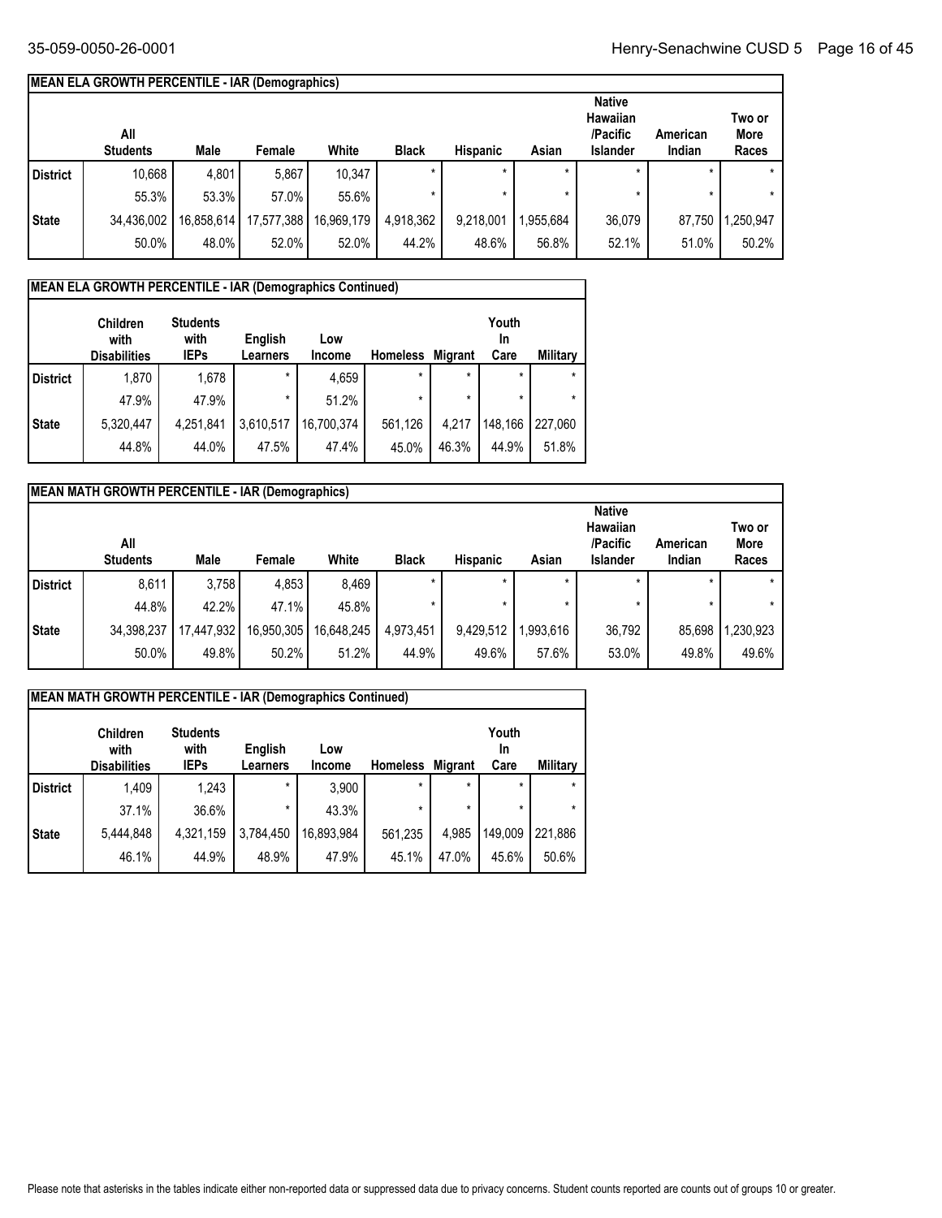## MEAN ELA GROWTH PERCENTILE - IAR (Demographics)

| | All Students | Male | Female | White | Black | Hispanic | Asian | Native Hawaiian /Pacific Islander | American Indian | Two or More Races |
|---|---|---|---|---|---|---|---|---|---|---|
| District | 10,668 | 4,801 | 5,867 | 10,347 | * | * | * | * | * | * |
| | 55.3% | 53.3% | 57.0% | 55.6% | * | * | * | * | * | * |
| State | 34,436,002 | 16,858,614 | 17,577,388 | 16,969,179 | 4,918,362 | 9,218,001 | 1,955,684 | 36,079 | 87,750 | 1,250,947 |
| | 50.0% | 48.0% | 52.0% | 52.0% | 44.2% | 48.6% | 56.8% | 52.1% | 51.0% | 50.2% |

## MEAN ELA GROWTH PERCENTILE - IAR (Demographics Continued)

| | Children with Disabilities | Students with IEPs | English Learners | Low Income | Homeless | Migrant | Youth In Care | Military |
|---|---|---|---|---|---|---|---|---|
| District | 1,870 | 1,678 | * | 4,659 | * | * | * | * |
| | 47.9% | 47.9% | * | 51.2% | * | * | * | * |
| State | 5,320,447 | 4,251,841 | 3,610,517 | 16,700,374 | 561,126 | 4,217 | 148,166 | 227,060 |
| | 44.8% | 44.0% | 47.5% | 47.4% | 45.0% | 46.3% | 44.9% | 51.8% |

## MEAN MATH GROWTH PERCENTILE - IAR (Demographics)

| | All Students | Male | Female | White | Black | Hispanic | Asian | Native Hawaiian /Pacific Islander | American Indian | Two or More Races |
|---|---|---|---|---|---|---|---|---|---|---|
| District | 8,611 | 3,758 | 4,853 | 8,469 | * | * | * | * | * | * |
| | 44.8% | 42.2% | 47.1% | 45.8% | * | * | * | * | * | * |
| State | 34,398,237 | 17,447,932 | 16,950,305 | 16,648,245 | 4,973,451 | 9,429,512 | 1,993,616 | 36,792 | 85,698 | 1,230,923 |
| | 50.0% | 49.8% | 50.2% | 51.2% | 44.9% | 49.6% | 57.6% | 53.0% | 49.8% | 49.6% |

## MEAN MATH GROWTH PERCENTILE - IAR (Demographics Continued)

| | Children with Disabilities | Students with IEPs | English Learners | Low Income | Homeless | Migrant | Youth In Care | Military |
|---|---|---|---|---|---|---|---|---|
| District | 1,409 | 1,243 | * | 3,900 | * | * | * | * |
| | 37.1% | 36.6% | * | 43.3% | * | * | * | * |
| State | 5,444,848 | 4,321,159 | 3,784,450 | 16,893,984 | 561,235 | 4,985 | 149,009 | 221,886 |
| | 46.1% | 44.9% | 48.9% | 47.9% | 45.1% | 47.0% | 45.6% | 50.6% |

Please note that asterisks in the tables indicate either non-reported data or suppressed data due to privacy concerns. Student counts reported are counts out of groups 10 or greater.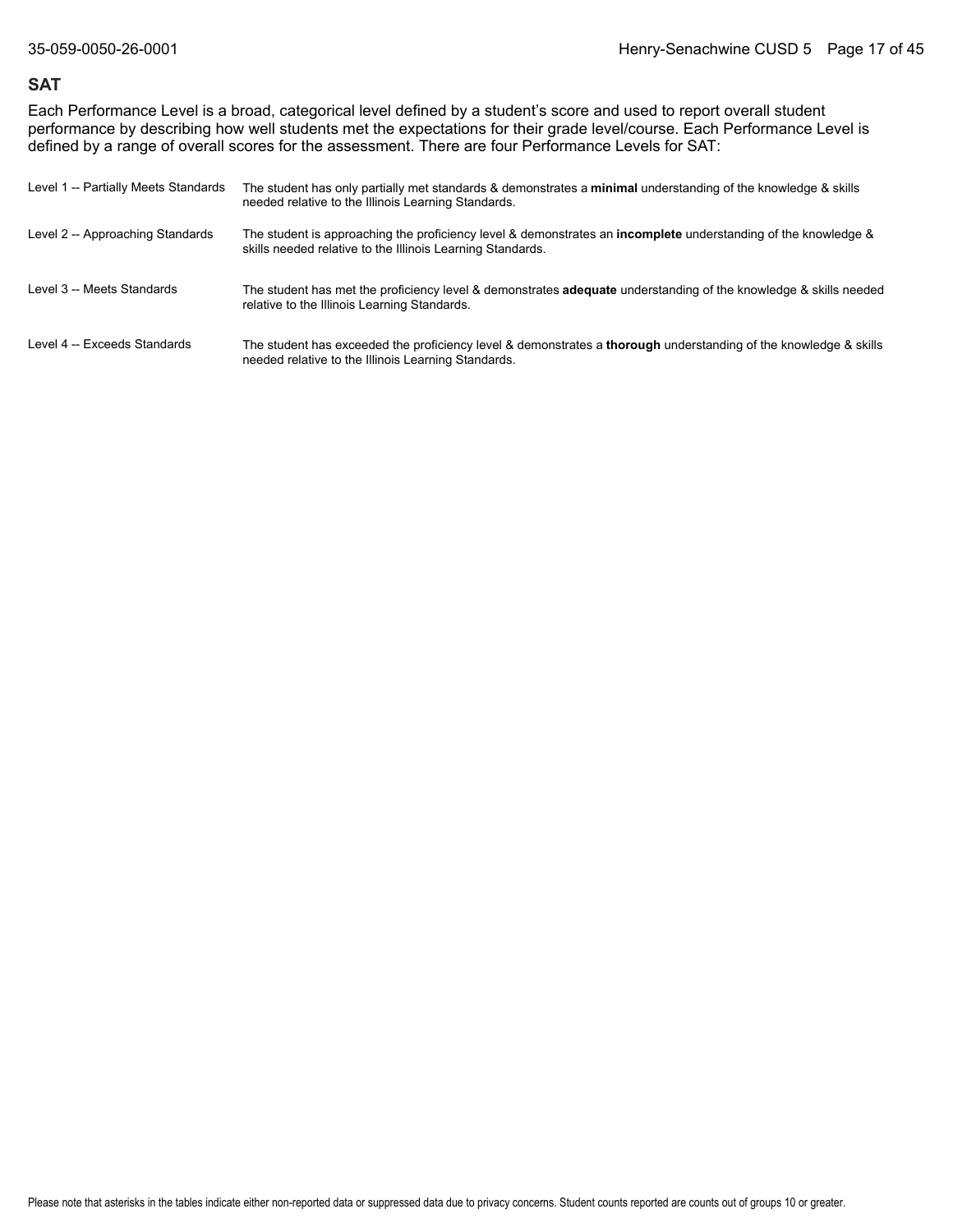## SAT

Each Performance Level is a broad, categorical level defined by a student's score and used to report overall student performance by describing how well students met the expectations for their grade level/course. Each Performance Level is defined by a range of overall scores for the assessment. There are four Performance Levels for SAT:

| | |
|---|---|
| Level 1 -- Partially Meets Standards | The student has only partially met standards & demonstrates a **minimal** understanding of the knowledge & skills needed relative to the Illinois Learning Standards. |
| Level 2 -- Approaching Standards | The student is approaching the proficiency level & demonstrates an **incomplete** understanding of the knowledge & skills needed relative to the Illinois Learning Standards. |
| Level 3 -- Meets Standards | The student has met the proficiency level & demonstrates **adequate** understanding of the knowledge & skills needed relative to the Illinois Learning Standards. |
| Level 4 -- Exceeds Standards | The student has exceeded the proficiency level & demonstrates a **thorough** understanding of the knowledge & skills needed relative to the Illinois Learning Standards. |

Please note that asterisks in the tables indicate either non-reported data or suppressed data due to privacy concerns. Student counts reported are counts out of groups 10 or greater.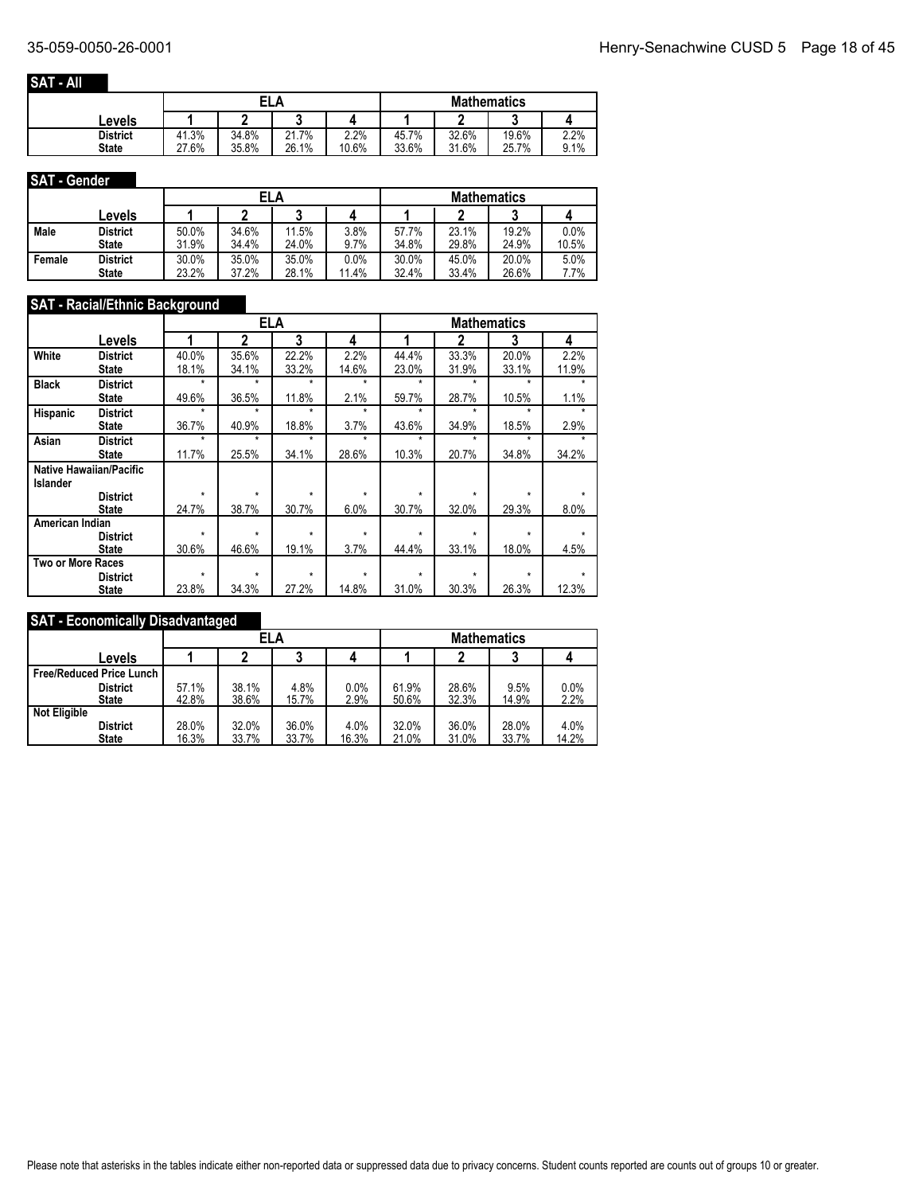## SAT - All

| Levels | ELA 1 | ELA 2 | ELA 3 | ELA 4 | Mathematics 1 | Mathematics 2 | Mathematics 3 | Mathematics 4 |
|---|---|---|---|---|---|---|---|---|
| District | 41.3% | 34.8% | 21.7% | 2.2% | 45.7% | 32.6% | 19.6% | 2.2% |
| State | 27.6% | 35.8% | 26.1% | 10.6% | 33.6% | 31.6% | 25.7% | 9.1% |

## SAT - Gender

| | Levels | ELA 1 | ELA 2 | ELA 3 | ELA 4 | Mathematics 1 | Mathematics 2 | Mathematics 3 | Mathematics 4 |
|---|---|---|---|---|---|---|---|---|---|
| Male | District | 50.0% | 34.6% | 11.5% | 3.8% | 57.7% | 23.1% | 19.2% | 0.0% |
| | State | 31.9% | 34.4% | 24.0% | 9.7% | 34.8% | 29.8% | 24.9% | 10.5% |
| Female | District | 30.0% | 35.0% | 35.0% | 0.0% | 30.0% | 45.0% | 20.0% | 5.0% |
| | State | 23.2% | 37.2% | 28.1% | 11.4% | 32.4% | 33.4% | 26.6% | 7.7% |

## SAT - Racial/Ethnic Background

| | Levels | ELA 1 | ELA 2 | ELA 3 | ELA 4 | Mathematics 1 | Mathematics 2 | Mathematics 3 | Mathematics 4 |
|---|---|---|---|---|---|---|---|---|---|
| White | District | 40.0% | 35.6% | 22.2% | 2.2% | 44.4% | 33.3% | 20.0% | 2.2% |
| | State | 18.1% | 34.1% | 33.2% | 14.6% | 23.0% | 31.9% | 33.1% | 11.9% |
| Black | District | * | * | * | * | * | * | * | * |
| | State | 49.6% | 36.5% | 11.8% | 2.1% | 59.7% | 28.7% | 10.5% | 1.1% |
| Hispanic | District | * | * | * | * | * | * | * | * |
| | State | 36.7% | 40.9% | 18.8% | 3.7% | 43.6% | 34.9% | 18.5% | 2.9% |
| Asian | District | * | * | * | * | * | * | * | * |
| | State | 11.7% | 25.5% | 34.1% | 28.6% | 10.3% | 20.7% | 34.8% | 34.2% |
| Native Hawaiian/Pacific Islander | District | * | * | * | * | * | * | * | * |
| | State | 24.7% | 38.7% | 30.7% | 6.0% | 30.7% | 32.0% | 29.3% | 8.0% |
| American Indian | District | * | * | * | * | * | * | * | * |
| | State | 30.6% | 46.6% | 19.1% | 3.7% | 44.4% | 33.1% | 18.0% | 4.5% |
| Two or More Races | District | * | * | * | * | * | * | * | * |
| | State | 23.8% | 34.3% | 27.2% | 14.8% | 31.0% | 30.3% | 26.3% | 12.3% |

## SAT - Economically Disadvantaged

| | Levels | ELA 1 | ELA 2 | ELA 3 | ELA 4 | Mathematics 1 | Mathematics 2 | Mathematics 3 | Mathematics 4 |
|---|---|---|---|---|---|---|---|---|---|
| Free/Reduced Price Lunch | District | 57.1% | 38.1% | 4.8% | 0.0% | 61.9% | 28.6% | 9.5% | 0.0% |
| | State | 42.8% | 38.6% | 15.7% | 2.9% | 50.6% | 32.3% | 14.9% | 2.2% |
| Not Eligible | District | 28.0% | 32.0% | 36.0% | 4.0% | 32.0% | 36.0% | 28.0% | 4.0% |
| | State | 16.3% | 33.7% | 33.7% | 16.3% | 21.0% | 31.0% | 33.7% | 14.2% |

Please note that asterisks in the tables indicate either non-reported data or suppressed data due to privacy concerns. Student counts reported are counts out of groups 10 or greater.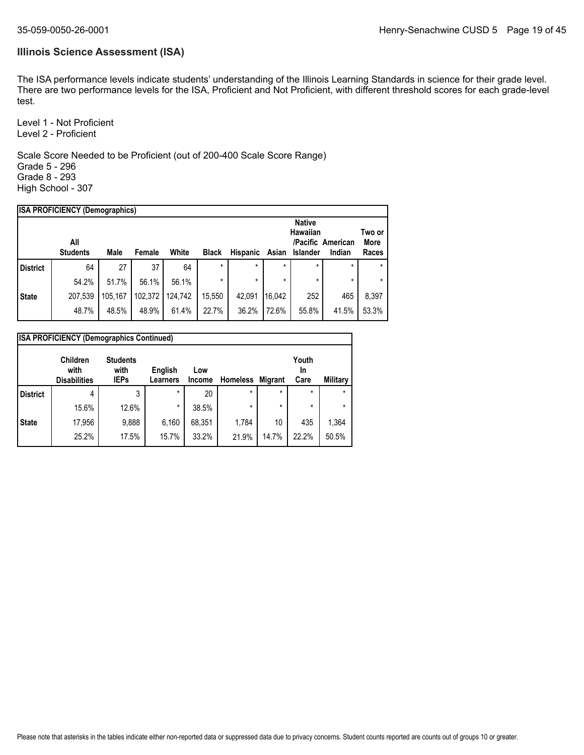## Illinois Science Assessment (ISA)

The ISA performance levels indicate students' understanding of the Illinois Learning Standards in science for their grade level. There are two performance levels for the ISA, Proficient and Not Proficient, with different threshold scores for each grade-level test.

Level 1 - Not Proficient
Level 2 - Proficient

Scale Score Needed to be Proficient (out of 200-400 Scale Score Range)
Grade 5 - 296
Grade 8 - 293
High School - 307

**ISA PROFICIENCY (Demographics)**

| | All Students | Male | Female | White | Black | Hispanic | Asian | Native Hawaiian /Pacific Islander | American Indian | Two or More Races |
|---|---|---|---|---|---|---|---|---|---|---|
| District | 64 | 27 | 37 | 64 | * | * | * | * | * | * |
| | 54.2% | 51.7% | 56.1% | 56.1% | * | * | * | * | * | * |
| State | 207,539 | 105,167 | 102,372 | 124,742 | 15,550 | 42,091 | 16,042 | 252 | 465 | 8,397 |
| | 48.7% | 48.5% | 48.9% | 61.4% | 22.7% | 36.2% | 72.6% | 55.8% | 41.5% | 53.3% |

**ISA PROFICIENCY (Demographics Continued)**

| | Children with Disabilities | Students with IEPs | English Learners | Low Income | Homeless | Migrant | Youth In Care | Military |
|---|---|---|---|---|---|---|---|---|
| District | 4 | 3 | * | 20 | * | * | * | * |
| | 15.6% | 12.6% | * | 38.5% | * | * | * | * |
| State | 17,956 | 9,888 | 6,160 | 68,351 | 1,784 | 10 | 435 | 1,364 |
| | 25.2% | 17.5% | 15.7% | 33.2% | 21.9% | 14.7% | 22.2% | 50.5% |

Please note that asterisks in the tables indicate either non-reported data or suppressed data due to privacy concerns. Student counts reported are counts out of groups 10 or greater.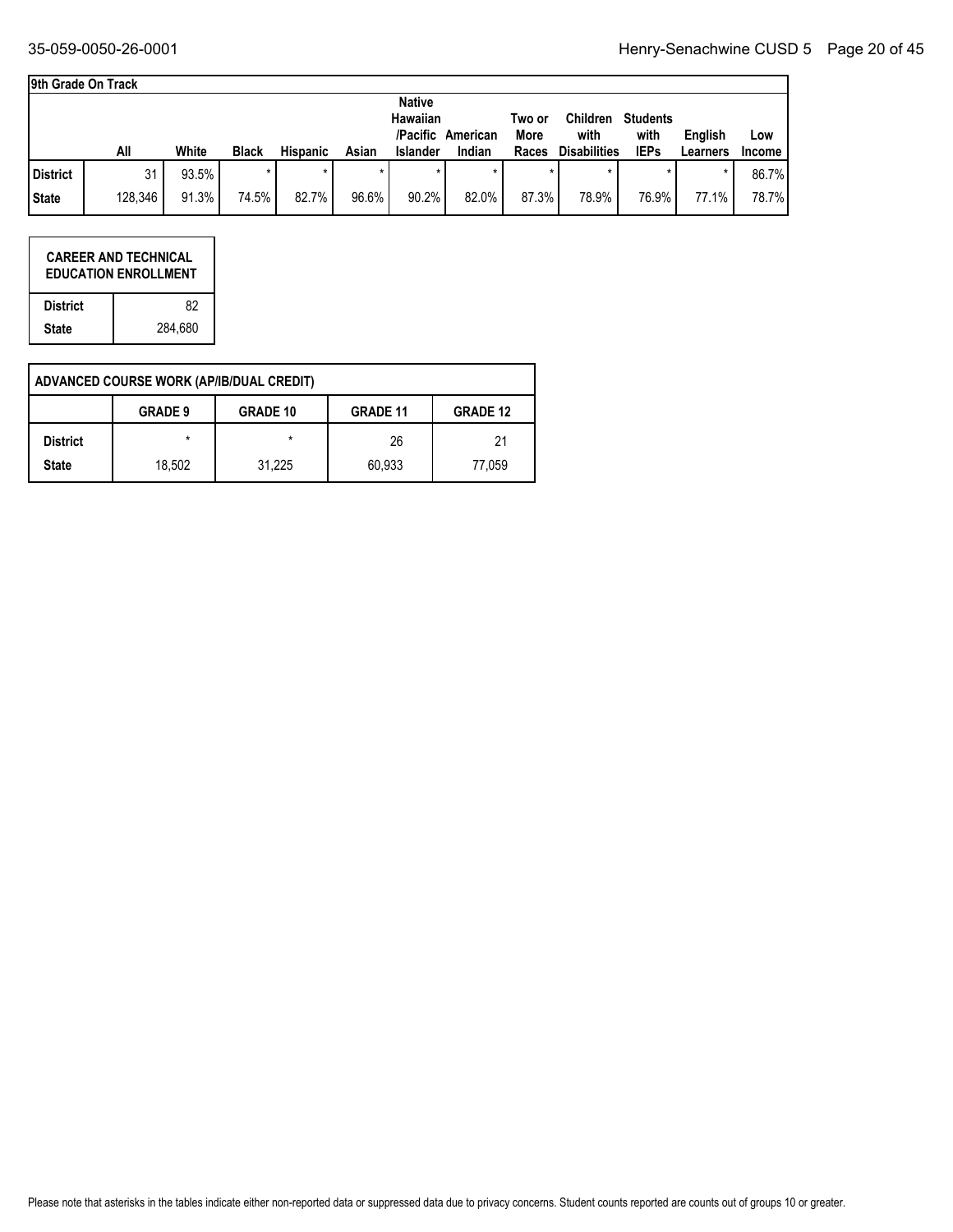## 9th Grade On Track

| | All | White | Black | Hispanic | Asian | Native Hawaiian /Pacific Islander | American Indian | Two or More Races | Children with Disabilities | Students with IEPs | English Learners | Low Income |
|---|---|---|---|---|---|---|---|---|---|---|---|---|
| **District** | 31 | 93.5% | * | * | * | * | * | * | * | * | * | 86.7% |
| **State** | 128,346 | 91.3% | 74.5% | 82.7% | 96.6% | 90.2% | 82.0% | 87.3% | 78.9% | 76.9% | 77.1% | 78.7% |

| CAREER AND TECHNICAL EDUCATION ENROLLMENT | |
|---|---|
| **District** | 82 |
| **State** | 284,680 |

## ADVANCED COURSE WORK (AP/IB/DUAL CREDIT)

| | GRADE 9 | GRADE 10 | GRADE 11 | GRADE 12 |
|---|---|---|---|---|
| **District** | * | * | 26 | 21 |
| **State** | 18,502 | 31,225 | 60,933 | 77,059 |

Please note that asterisks in the tables indicate either non-reported data or suppressed data due to privacy concerns. Student counts reported are counts out of groups 10 or greater.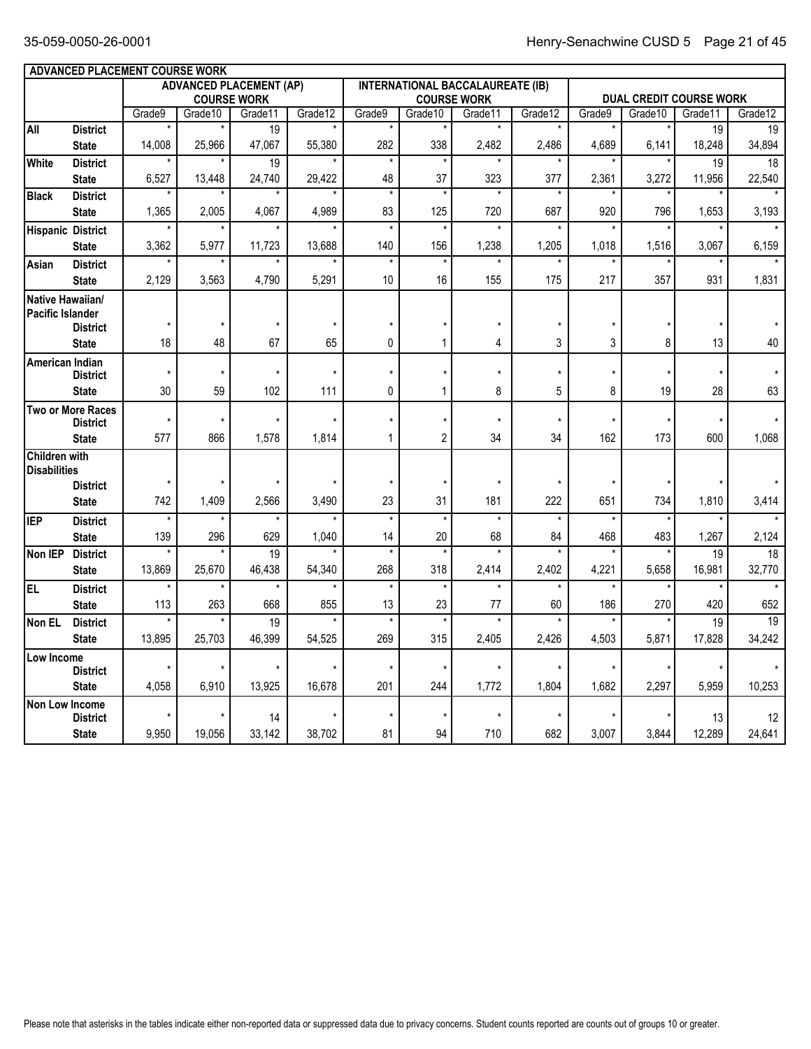## ADVANCED PLACEMENT COURSE WORK

| | | ADVANCED PLACEMENT (AP) COURSE WORK | | | | INTERNATIONAL BACCALAUREATE (IB) COURSE WORK | | | | DUAL CREDIT COURSE WORK | | | |
|---|---|---|---|---|---|---|---|---|---|---|---|---|---|
| | | Grade9 | Grade10 | Grade11 | Grade12 | Grade9 | Grade10 | Grade11 | Grade12 | Grade9 | Grade10 | Grade11 | Grade12 |
| All | District | * | * | 19 | * | * | * | * | * | * | * | 19 | 19 |
| | State | 14,008 | 25,966 | 47,067 | 55,380 | 282 | 338 | 2,482 | 2,486 | 4,689 | 6,141 | 18,248 | 34,894 |
| White | District | * | * | 19 | * | * | * | * | * | * | * | 19 | 18 |
| | State | 6,527 | 13,448 | 24,740 | 29,422 | 48 | 37 | 323 | 377 | 2,361 | 3,272 | 11,956 | 22,540 |
| Black | District | * | * | * | * | * | * | * | * | * | * | * | * |
| | State | 1,365 | 2,005 | 4,067 | 4,989 | 83 | 125 | 720 | 687 | 920 | 796 | 1,653 | 3,193 |
| Hispanic | District | * | * | * | * | * | * | * | * | * | * | * | * |
| | State | 3,362 | 5,977 | 11,723 | 13,688 | 140 | 156 | 1,238 | 1,205 | 1,018 | 1,516 | 3,067 | 6,159 |
| Asian | District | * | * | * | * | * | * | * | * | * | * | * | * |
| | State | 2,129 | 3,563 | 4,790 | 5,291 | 10 | 16 | 155 | 175 | 217 | 357 | 931 | 1,831 |
| Native Hawaiian/ Pacific Islander | District | * | * | * | * | * | * | * | * | * | * | * | * |
| | State | 18 | 48 | 67 | 65 | 0 | 1 | 4 | 3 | 3 | 8 | 13 | 40 |
| American Indian | District | * | * | * | * | * | * | * | * | * | * | * | * |
| | State | 30 | 59 | 102 | 111 | 0 | 1 | 8 | 5 | 8 | 19 | 28 | 63 |
| Two or More Races | District | * | * | * | * | * | * | * | * | * | * | * | * |
| | State | 577 | 866 | 1,578 | 1,814 | 1 | 2 | 34 | 34 | 162 | 173 | 600 | 1,068 |
| Children with Disabilities | District | * | * | * | * | * | * | * | * | * | * | * | * |
| | State | 742 | 1,409 | 2,566 | 3,490 | 23 | 31 | 181 | 222 | 651 | 734 | 1,810 | 3,414 |
| IEP | District | * | * | * | * | * | * | * | * | * | * | * | * |
| | State | 139 | 296 | 629 | 1,040 | 14 | 20 | 68 | 84 | 468 | 483 | 1,267 | 2,124 |
| Non IEP | District | * | * | 19 | * | * | * | * | * | * | * | 19 | 18 |
| | State | 13,869 | 25,670 | 46,438 | 54,340 | 268 | 318 | 2,414 | 2,402 | 4,221 | 5,658 | 16,981 | 32,770 |
| EL | District | * | * | * | * | * | * | * | * | * | * | * | * |
| | State | 113 | 263 | 668 | 855 | 13 | 23 | 77 | 60 | 186 | 270 | 420 | 652 |
| Non EL | District | * | * | 19 | * | * | * | * | * | * | * | 19 | 19 |
| | State | 13,895 | 25,703 | 46,399 | 54,525 | 269 | 315 | 2,405 | 2,426 | 4,503 | 5,871 | 17,828 | 34,242 |
| Low Income | District | * | * | * | * | * | * | * | * | * | * | * | * |
| | State | 4,058 | 6,910 | 13,925 | 16,678 | 201 | 244 | 1,772 | 1,804 | 1,682 | 2,297 | 5,959 | 10,253 |
| Non Low Income | District | * | * | 14 | * | * | * | * | * | * | * | 13 | 12 |
| | State | 9,950 | 19,056 | 33,142 | 38,702 | 81 | 94 | 710 | 682 | 3,007 | 3,844 | 12,289 | 24,641 |

Please note that asterisks in the tables indicate either non-reported data or suppressed data due to privacy concerns. Student counts reported are counts out of groups 10 or greater.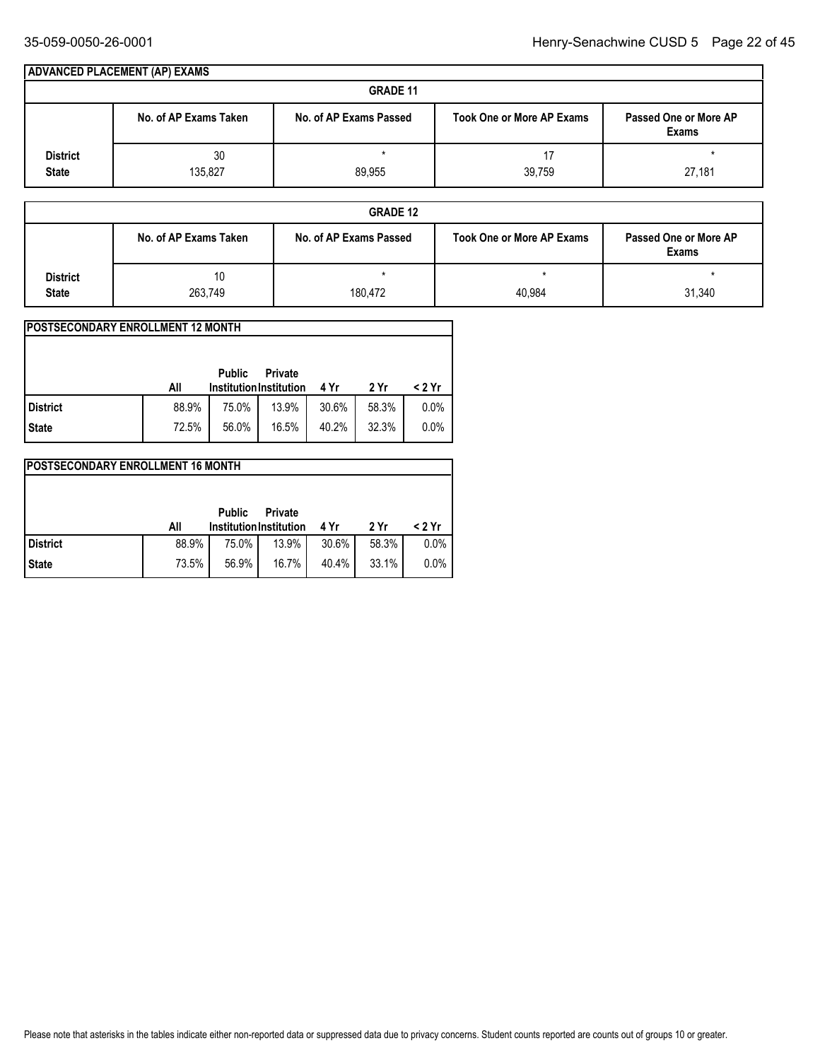## ADVANCED PLACEMENT (AP) EXAMS

### GRADE 11

| | No. of AP Exams Taken | No. of AP Exams Passed | Took One or More AP Exams | Passed One or More AP Exams |
|---|---|---|---|---|
| District | 30 | * | 17 | * |
| State | 135,827 | 89,955 | 39,759 | 27,181 |

### GRADE 12

| | No. of AP Exams Taken | No. of AP Exams Passed | Took One or More AP Exams | Passed One or More AP Exams |
|---|---|---|---|---|
| District | 10 | * | * | * |
| State | 263,749 | 180,472 | 40,984 | 31,340 |

## POSTSECONDARY ENROLLMENT 12 MONTH

| | All | Public Institution | Private Institution | 4 Yr | 2 Yr | < 2 Yr |
|---|---|---|---|---|---|---|
| District | 88.9% | 75.0% | 13.9% | 30.6% | 58.3% | 0.0% |
| State | 72.5% | 56.0% | 16.5% | 40.2% | 32.3% | 0.0% |

## POSTSECONDARY ENROLLMENT 16 MONTH

| | All | Public Institution | Private Institution | 4 Yr | 2 Yr | < 2 Yr |
|---|---|---|---|---|---|---|
| District | 88.9% | 75.0% | 13.9% | 30.6% | 58.3% | 0.0% |
| State | 73.5% | 56.9% | 16.7% | 40.4% | 33.1% | 0.0% |

Please note that asterisks in the tables indicate either non-reported data or suppressed data due to privacy concerns. Student counts reported are counts out of groups 10 or greater.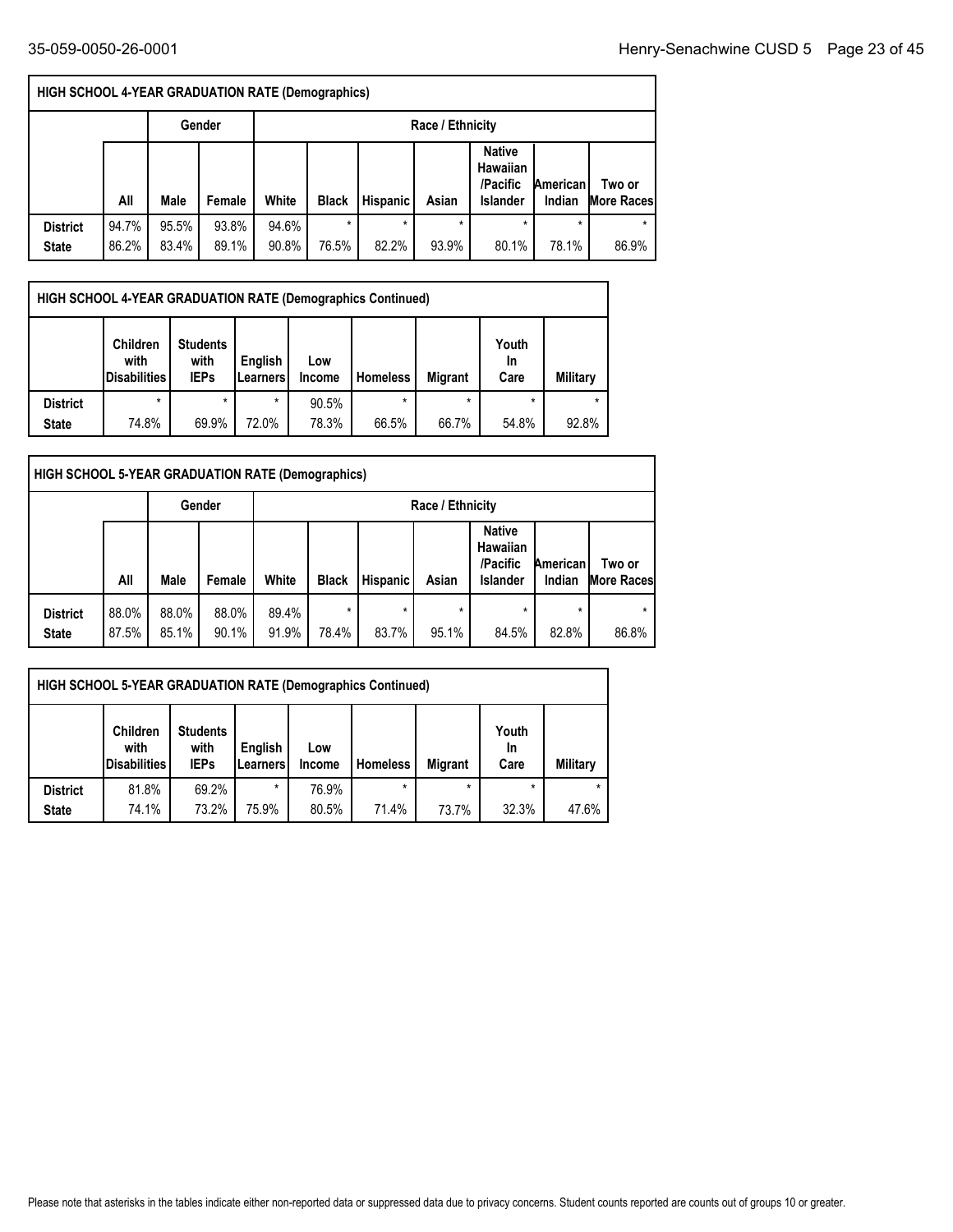| HIGH SCHOOL 4-YEAR GRADUATION RATE (Demographics) | | | | | | | | | | |
|---|---|---|---|---|---|---|---|---|---|---|
| | | Gender | | Race / Ethnicity | | | | | | |
| | All | Male | Female | White | Black | Hispanic | Asian | Native Hawaiian /Pacific Islander | American Indian | Two or More Races |
| District | 94.7% | 95.5% | 93.8% | 94.6% | * | * | * | * | * | * |
| State | 86.2% | 83.4% | 89.1% | 90.8% | 76.5% | 82.2% | 93.9% | 80.1% | 78.1% | 86.9% |

| HIGH SCHOOL 4-YEAR GRADUATION RATE (Demographics Continued) | | | | | | | | |
|---|---|---|---|---|---|---|---|---|
| | Children with Disabilities | Students with IEPs | English Learners | Low Income | Homeless | Migrant | Youth In Care | Military |
| District | * | * | * | 90.5% | * | * | * | * |
| State | 74.8% | 69.9% | 72.0% | 78.3% | 66.5% | 66.7% | 54.8% | 92.8% |

| HIGH SCHOOL 5-YEAR GRADUATION RATE (Demographics) | | | | | | | | | | |
|---|---|---|---|---|---|---|---|---|---|---|
| | | Gender | | Race / Ethnicity | | | | | | |
| | All | Male | Female | White | Black | Hispanic | Asian | Native Hawaiian /Pacific Islander | American Indian | Two or More Races |
| District | 88.0% | 88.0% | 88.0% | 89.4% | * | * | * | * | * | * |
| State | 87.5% | 85.1% | 90.1% | 91.9% | 78.4% | 83.7% | 95.1% | 84.5% | 82.8% | 86.8% |

| HIGH SCHOOL 5-YEAR GRADUATION RATE (Demographics Continued) | | | | | | | | |
|---|---|---|---|---|---|---|---|---|
| | Children with Disabilities | Students with IEPs | English Learners | Low Income | Homeless | Migrant | Youth In Care | Military |
| District | 81.8% | 69.2% | * | 76.9% | * | * | * | * |
| State | 74.1% | 73.2% | 75.9% | 80.5% | 71.4% | 73.7% | 32.3% | 47.6% |

Please note that asterisks in the tables indicate either non-reported data or suppressed data due to privacy concerns. Student counts reported are counts out of groups 10 or greater.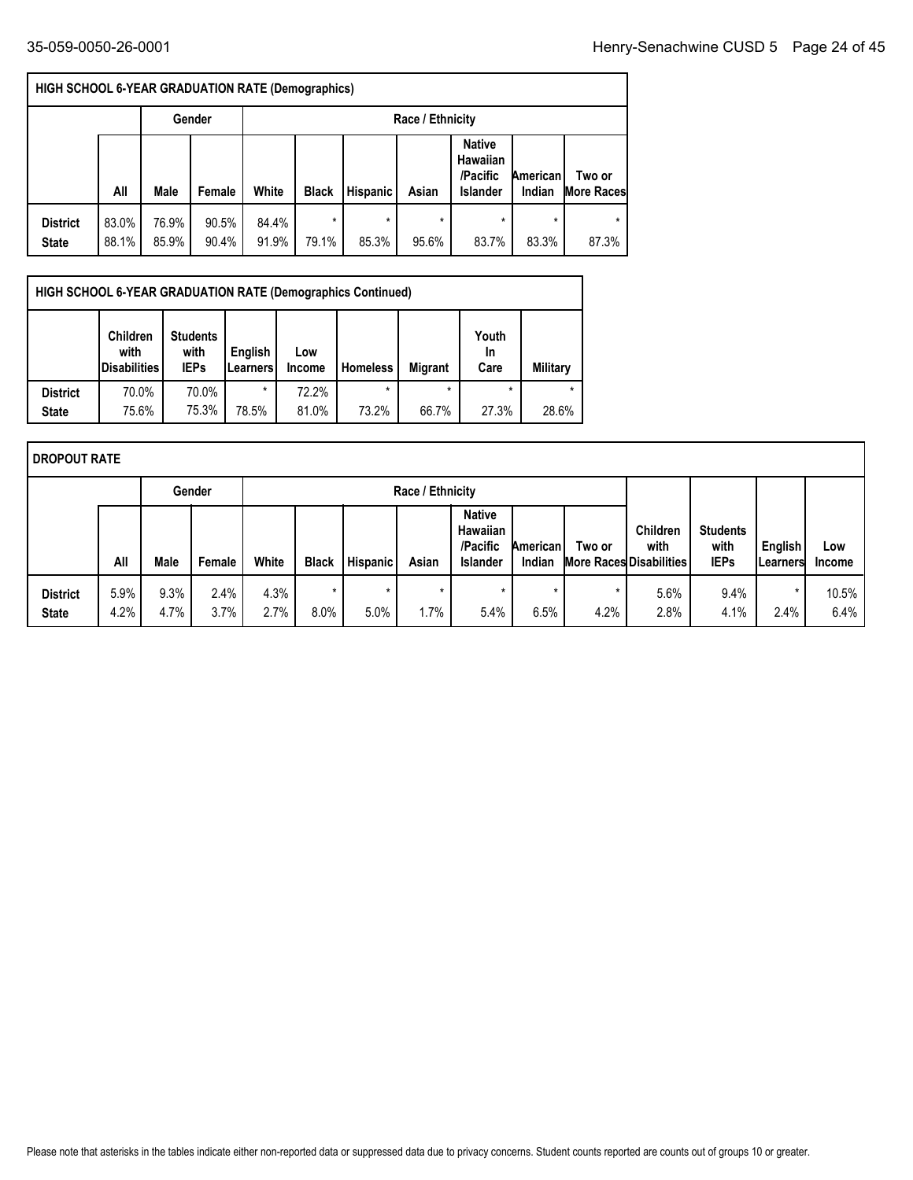| HIGH SCHOOL 6-YEAR GRADUATION RATE (Demographics) | | | | | | | | | | |
|---|---|---|---|---|---|---|---|---|---|---|
| | | Gender | | Race / Ethnicity | | | | | | |
| | All | Male | Female | White | Black | Hispanic | Asian | Native Hawaiian /Pacific Islander | American Indian | Two or More Races |
| **District** | 83.0% | 76.9% | 90.5% | 84.4% | * | * | * | * | * | * |
| **State** | 88.1% | 85.9% | 90.4% | 91.9% | 79.1% | 85.3% | 95.6% | 83.7% | 83.3% | 87.3% |

| HIGH SCHOOL 6-YEAR GRADUATION RATE (Demographics Continued) | | | | | | | | |
|---|---|---|---|---|---|---|---|---|
| | Children with Disabilities | Students with IEPs | English Learners | Low Income | Homeless | Migrant | Youth In Care | Military |
| **District** | 70.0% | 70.0% | * | 72.2% | * | * | * | * |
| **State** | 75.6% | 75.3% | 78.5% | 81.0% | 73.2% | 66.7% | 27.3% | 28.6% |

| DROPOUT RATE | | | | | | | | | | | | | | |
|---|---|---|---|---|---|---|---|---|---|---|---|---|---|---|
| | | Gender | | Race / Ethnicity | | | | | | | | | | |
| | All | Male | Female | White | Black | Hispanic | Asian | Native Hawaiian /Pacific Islander | American Indian | Two or More Races | Children with Disabilities | Students with IEPs | English Learners | Low Income |
| **District** | 5.9% | 9.3% | 2.4% | 4.3% | * | * | * | * | * | * | 5.6% | 9.4% | * | 10.5% |
| **State** | 4.2% | 4.7% | 3.7% | 2.7% | 8.0% | 5.0% | 1.7% | 5.4% | 6.5% | 4.2% | 2.8% | 4.1% | 2.4% | 6.4% |

Please note that asterisks in the tables indicate either non-reported data or suppressed data due to privacy concerns. Student counts reported are counts out of groups 10 or greater.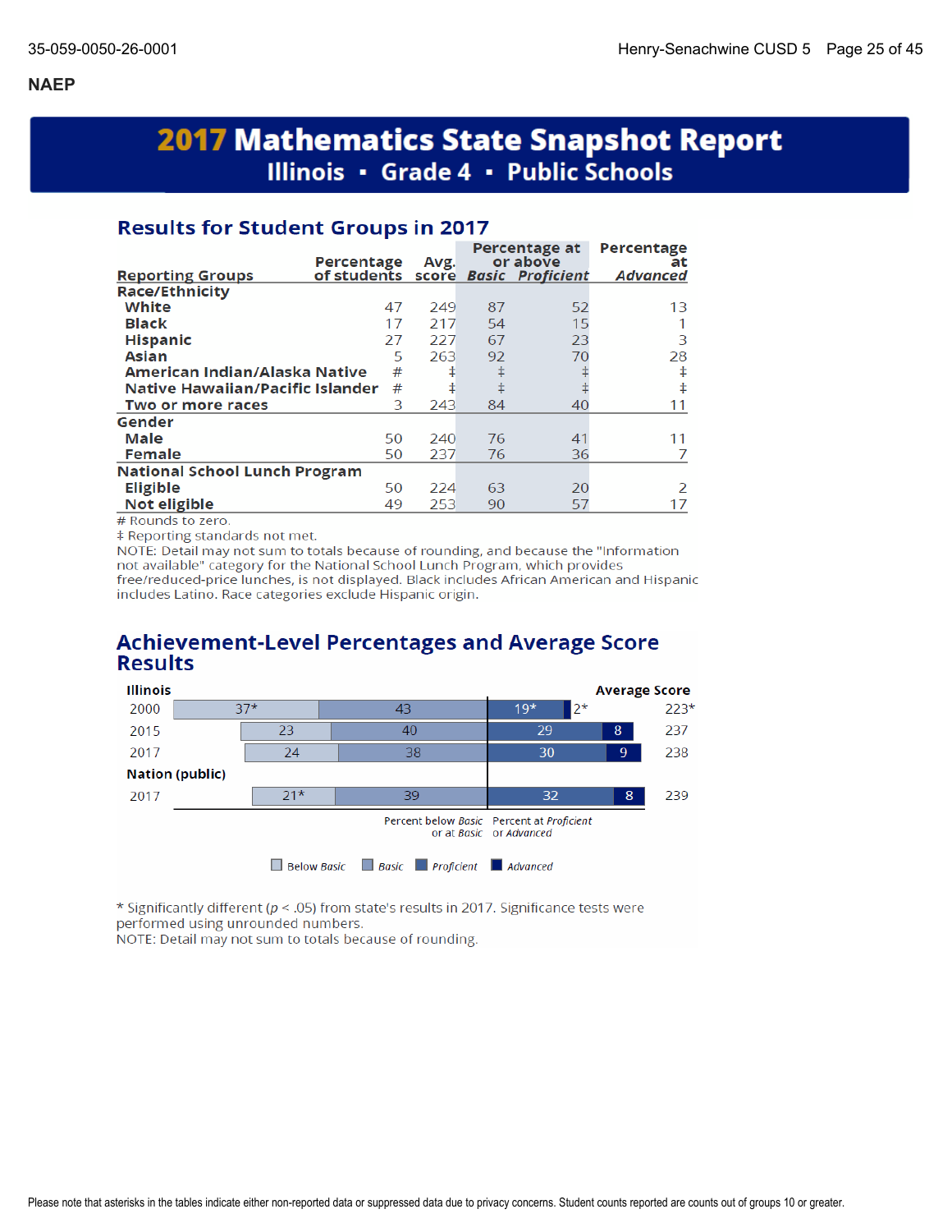## NAEP

# 2017 Mathematics State Snapshot Report

## Illinois ▪ Grade 4 ▪ Public Schools

### Results for Student Groups in 2017

| Reporting Groups | Percentage of students | Avg. score | Percentage at or above *Basic* | Percentage at or above *Proficient* | Percentage at *Advanced* |
|---|---|---|---|---|---|
| **Race/Ethnicity** | | | | | |
| White | 47 | 249 | 87 | 52 | 13 |
| Black | 17 | 217 | 54 | 15 | 1 |
| Hispanic | 27 | 227 | 67 | 23 | 3 |
| Asian | 5 | 263 | 92 | 70 | 28 |
| American Indian/Alaska Native | # | ‡ | ‡ | ‡ | ‡ |
| Native Hawaiian/Pacific Islander | # | ‡ | ‡ | ‡ | ‡ |
| Two or more races | 3 | 243 | 84 | 40 | 11 |
| **Gender** | | | | | |
| Male | 50 | 240 | 76 | 41 | 11 |
| Female | 50 | 237 | 76 | 36 | 7 |
| **National School Lunch Program** | | | | | |
| Eligible | 50 | 224 | 63 | 20 | 2 |
| Not eligible | 49 | 253 | 90 | 57 | 17 |

\# Rounds to zero.
‡ Reporting standards not met.
NOTE: Detail may not sum to totals because of rounding, and because the "Information not available" category for the National School Lunch Program, which provides free/reduced-price lunches, is not displayed. Black includes African American and Hispanic includes Latino. Race categories exclude Hispanic origin.

### Achievement-Level Percentages and Average Score Results

| | Below *Basic* | *Basic* | *Proficient* | *Advanced* | Average Score |
|---|---|---|---|---|---|
| **Illinois** | | | | | |
| 2000 | 37* | 43 | 19* | 2* | 223* |
| 2015 | 23 | 40 | 29 | 8 | 237 |
| 2017 | 24 | 38 | 30 | 9 | 238 |
| **Nation (public)** | | | | | |
| 2017 | 21* | 39 | 32 | 8 | 239 |

Percent below *Basic* or at *Basic* | Percent at *Proficient* or *Advanced*

\* Significantly different ($p < .05$) from state's results in 2017. Significance tests were performed using unrounded numbers.
NOTE: Detail may not sum to totals because of rounding.

Please note that asterisks in the tables indicate either non-reported data or suppressed data due to privacy concerns. Student counts reported are counts out of groups 10 or greater.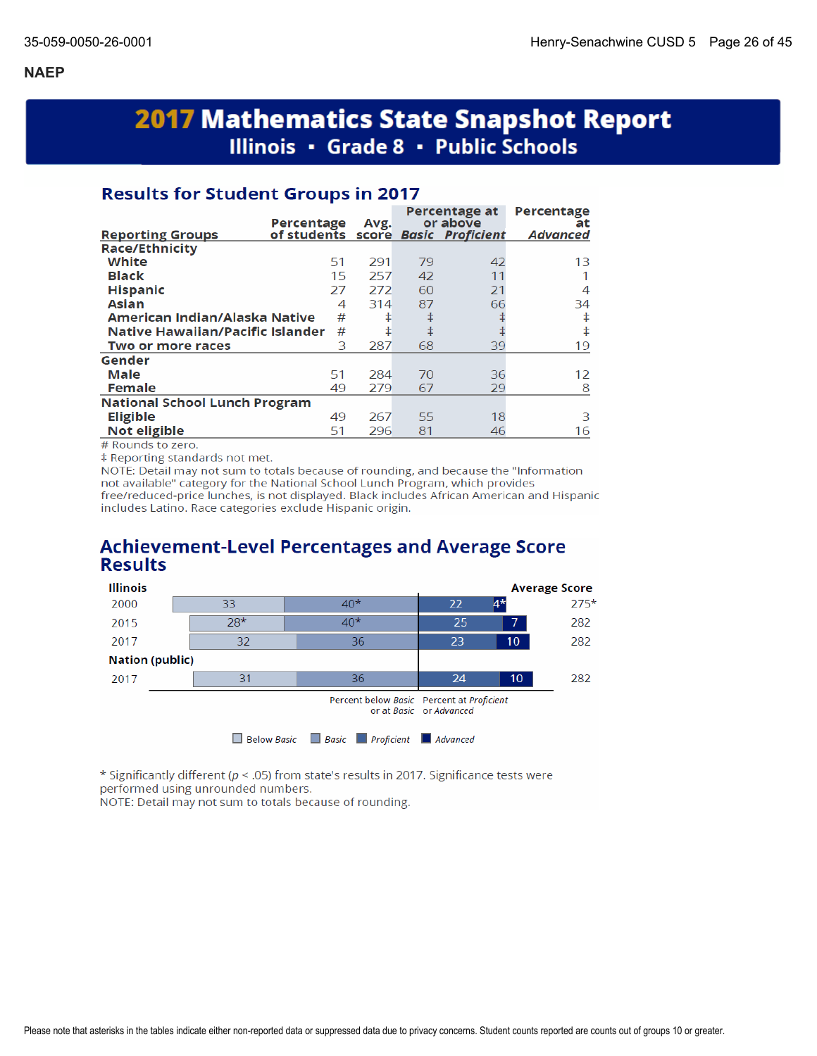## NAEP

# 2017 Mathematics State Snapshot Report
## Illinois ▪ Grade 8 ▪ Public Schools

### Results for Student Groups in 2017

| Reporting Groups | Percentage of students | Avg. score | Percentage at or above *Basic* | Percentage at or above *Proficient* | Percentage at *Advanced* |
|---|---|---|---|---|---|
| **Race/Ethnicity** | | | | | |
| White | 51 | 291 | 79 | 42 | 13 |
| Black | 15 | 257 | 42 | 11 | 1 |
| Hispanic | 27 | 272 | 60 | 21 | 4 |
| Asian | 4 | 314 | 87 | 66 | 34 |
| American Indian/Alaska Native | # | ‡ | ‡ | ‡ | ‡ |
| Native Hawaiian/Pacific Islander | # | ‡ | ‡ | ‡ | ‡ |
| Two or more races | 3 | 287 | 68 | 39 | 19 |
| **Gender** | | | | | |
| Male | 51 | 284 | 70 | 36 | 12 |
| Female | 49 | 279 | 67 | 29 | 8 |
| **National School Lunch Program** | | | | | |
| Eligible | 49 | 267 | 55 | 18 | 3 |
| Not eligible | 51 | 296 | 81 | 46 | 16 |

# Rounds to zero.
‡ Reporting standards not met.
NOTE: Detail may not sum to totals because of rounding, and because the "Information not available" category for the National School Lunch Program, which provides free/reduced-price lunches, is not displayed. Black includes African American and Hispanic includes Latino. Race categories exclude Hispanic origin.

### Achievement-Level Percentages and Average Score Results

| | Below *Basic* | *Basic* | *Proficient* | *Advanced* | Average Score |
|---|---|---|---|---|---|
| **Illinois** | | | | | |
| 2000 | 33 | 40* | 22 | 4* | 275* |
| 2015 | 28* | 40* | 25 | 7 | 282 |
| 2017 | 32 | 36 | 23 | 10 | 282 |
| **Nation (public)** | | | | | |
| 2017 | 31 | 36 | 24 | 10 | 282 |

Percent below *Basic* or at *Basic* | Percent at *Proficient* or *Advanced*

* Significantly different ($p < .05$) from state's results in 2017. Significance tests were performed using unrounded numbers.
NOTE: Detail may not sum to totals because of rounding.

Please note that asterisks in the tables indicate either non-reported data or suppressed data due to privacy concerns. Student counts reported are counts out of groups 10 or greater.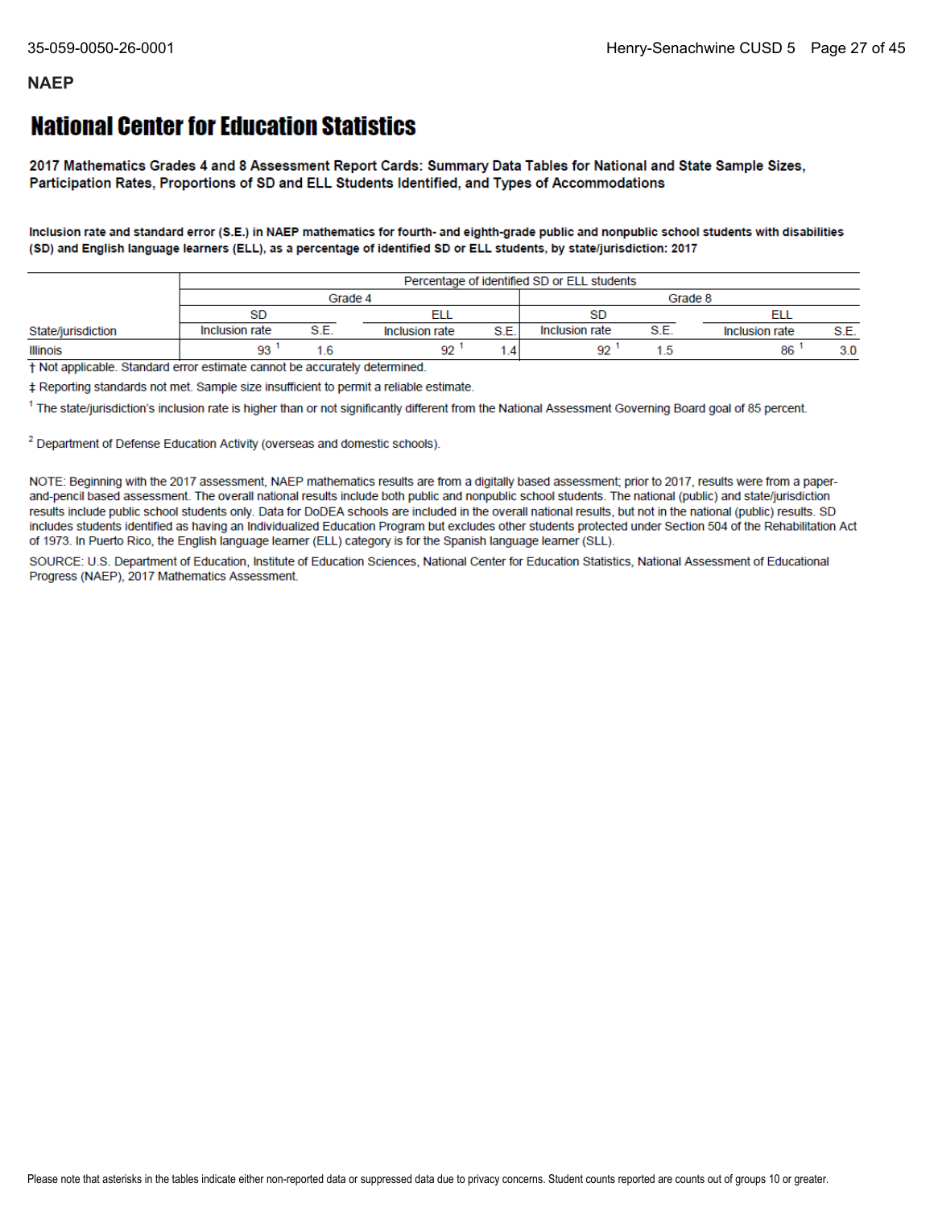**NAEP**

# National Center for Education Statistics

**2017 Mathematics Grades 4 and 8 Assessment Report Cards: Summary Data Tables for National and State Sample Sizes, Participation Rates, Proportions of SD and ELL Students Identified, and Types of Accommodations**

**Inclusion rate and standard error (S.E.) in NAEP mathematics for fourth- and eighth-grade public and nonpublic school students with disabilities (SD) and English language learners (ELL), as a percentage of identified SD or ELL students, by state/jurisdiction: 2017**

| | Percentage of identified SD or ELL students | | | | | | | |
|---|---|---|---|---|---|---|---|---|
| | Grade 4 | | | | Grade 8 | | | |
| | SD | | ELL | | SD | | ELL | |
| State/jurisdiction | Inclusion rate | S.E. | Inclusion rate | S.E. | Inclusion rate | S.E. | Inclusion rate | S.E. |
| Illinois | 93 [1] | 1.6 | 92 [1] | 1.4 | 92 [1] | 1.5 | 86 [1] | 3.0 |

† Not applicable. Standard error estimate cannot be accurately determined.

‡ Reporting standards not met. Sample size insufficient to permit a reliable estimate.

[1] The state/jurisdiction's inclusion rate is higher than or not significantly different from the National Assessment Governing Board goal of 85 percent.

[2] Department of Defense Education Activity (overseas and domestic schools).

NOTE: Beginning with the 2017 assessment, NAEP mathematics results are from a digitally based assessment; prior to 2017, results were from a paper-and-pencil based assessment. The overall national results include both public and nonpublic school students. The national (public) and state/jurisdiction results include public school students only. Data for DoDEA schools are included in the overall national results, but not in the national (public) results. SD includes students identified as having an Individualized Education Program but excludes other students protected under Section 504 of the Rehabilitation Act of 1973. In Puerto Rico, the English language learner (ELL) category is for the Spanish language learner (SLL).

SOURCE: U.S. Department of Education, Institute of Education Sciences, National Center for Education Statistics, National Assessment of Educational Progress (NAEP), 2017 Mathematics Assessment.

Please note that asterisks in the tables indicate either non-reported data or suppressed data due to privacy concerns. Student counts reported are counts out of groups 10 or greater.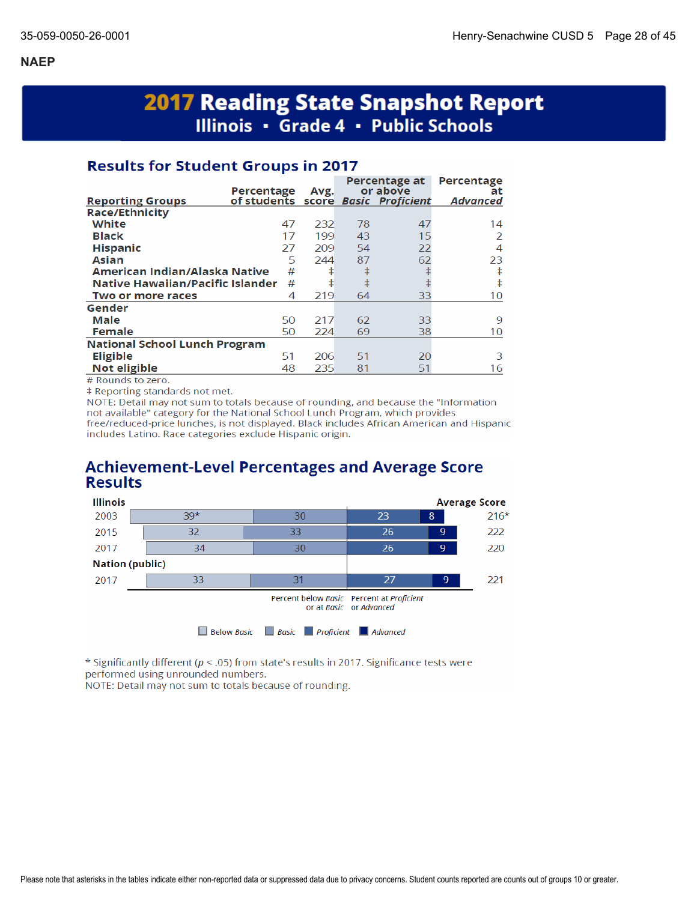## NAEP

# 2017 Reading State Snapshot Report
## Illinois ▪ Grade 4 ▪ Public Schools

### Results for Student Groups in 2017

| Reporting Groups | Percentage of students | Avg. score | Percentage at or above *Basic* | Percentage at or above *Proficient* | Percentage at *Advanced* |
|---|---|---|---|---|---|
| **Race/Ethnicity** | | | | | |
| White | 47 | 232 | 78 | 47 | 14 |
| Black | 17 | 199 | 43 | 15 | 2 |
| Hispanic | 27 | 209 | 54 | 22 | 4 |
| Asian | 5 | 244 | 87 | 62 | 23 |
| American Indian/Alaska Native | # | ‡ | ‡ | ‡ | ‡ |
| Native Hawaiian/Pacific Islander | # | ‡ | ‡ | ‡ | ‡ |
| Two or more races | 4 | 219 | 64 | 33 | 10 |
| **Gender** | | | | | |
| Male | 50 | 217 | 62 | 33 | 9 |
| Female | 50 | 224 | 69 | 38 | 10 |
| **National School Lunch Program** | | | | | |
| Eligible | 51 | 206 | 51 | 20 | 3 |
| Not eligible | 48 | 235 | 81 | 51 | 16 |

# Rounds to zero.
‡ Reporting standards not met.
NOTE: Detail may not sum to totals because of rounding, and because the "Information not available" category for the National School Lunch Program, which provides free/reduced-price lunches, is not displayed. Black includes African American and Hispanic includes Latino. Race categories exclude Hispanic origin.

### Achievement-Level Percentages and Average Score Results

| | Below *Basic* | *Basic* | *Proficient* | *Advanced* | Average Score |
|---|---|---|---|---|---|
| **Illinois** | | | | | |
| 2003 | 39* | 30 | 23 | 8 | 216* |
| 2015 | 32 | 33 | 26 | 9 | 222 |
| 2017 | 34 | 30 | 26 | 9 | 220 |
| **Nation (public)** | | | | | |
| 2017 | 33 | 31 | 27 | 9 | 221 |

Percent below *Basic* or at *Basic* | Percent at *Proficient* or *Advanced*

Below *Basic* | *Basic* | *Proficient* | *Advanced*

\* Significantly different ($p < .05$) from state's results in 2017. Significance tests were performed using unrounded numbers.
NOTE: Detail may not sum to totals because of rounding.

Please note that asterisks in the tables indicate either non-reported data or suppressed data due to privacy concerns. Student counts reported are counts out of groups 10 or greater.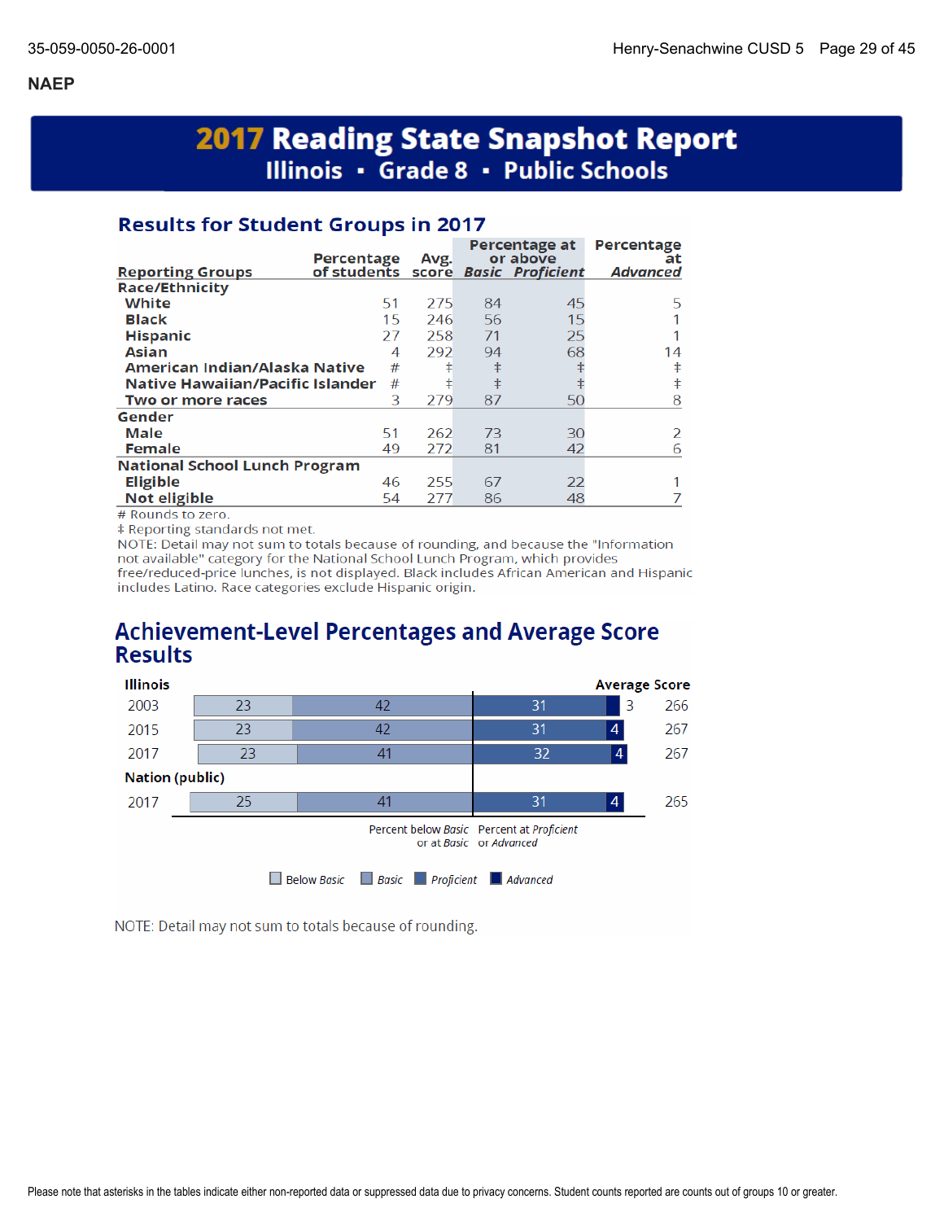## NAEP

# 2017 Reading State Snapshot Report
## Illinois ▪ Grade 8 ▪ Public Schools

### Results for Student Groups in 2017

| Reporting Groups | Percentage of students | Avg. score | Percentage at or above *Basic* | Percentage at or above *Proficient* | Percentage at *Advanced* |
|---|---|---|---|---|---|
| **Race/Ethnicity** | | | | | |
| White | 51 | 275 | 84 | 45 | 5 |
| Black | 15 | 246 | 56 | 15 | 1 |
| Hispanic | 27 | 258 | 71 | 25 | 1 |
| Asian | 4 | 292 | 94 | 68 | 14 |
| American Indian/Alaska Native | # | ‡ | ‡ | ‡ | ‡ |
| Native Hawaiian/Pacific Islander | # | ‡ | ‡ | ‡ | ‡ |
| Two or more races | 3 | 279 | 87 | 50 | 8 |
| **Gender** | | | | | |
| Male | 51 | 262 | 73 | 30 | 2 |
| Female | 49 | 272 | 81 | 42 | 6 |
| **National School Lunch Program** | | | | | |
| Eligible | 46 | 255 | 67 | 22 | 1 |
| Not eligible | 54 | 277 | 86 | 48 | 7 |

# Rounds to zero.
‡ Reporting standards not met.
NOTE: Detail may not sum to totals because of rounding, and because the "Information not available" category for the National School Lunch Program, which provides free/reduced-price lunches, is not displayed. Black includes African American and Hispanic includes Latino. Race categories exclude Hispanic origin.

### Achievement-Level Percentages and Average Score Results

| | Below *Basic* | *Basic* | *Proficient* | *Advanced* | Average Score |
|---|---|---|---|---|---|
| **Illinois** | | | | | |
| 2003 | 23 | 42 | 31 | 3 | 266 |
| 2015 | 23 | 42 | 31 | 4 | 267 |
| 2017 | 23 | 41 | 32 | 4 | 267 |
| **Nation (public)** | | | | | |
| 2017 | 25 | 41 | 31 | 4 | 265 |

Percent below *Basic* or at *Basic* | Percent at *Proficient* or *Advanced*

NOTE: Detail may not sum to totals because of rounding.

Please note that asterisks in the tables indicate either non-reported data or suppressed data due to privacy concerns. Student counts reported are counts out of groups 10 or greater.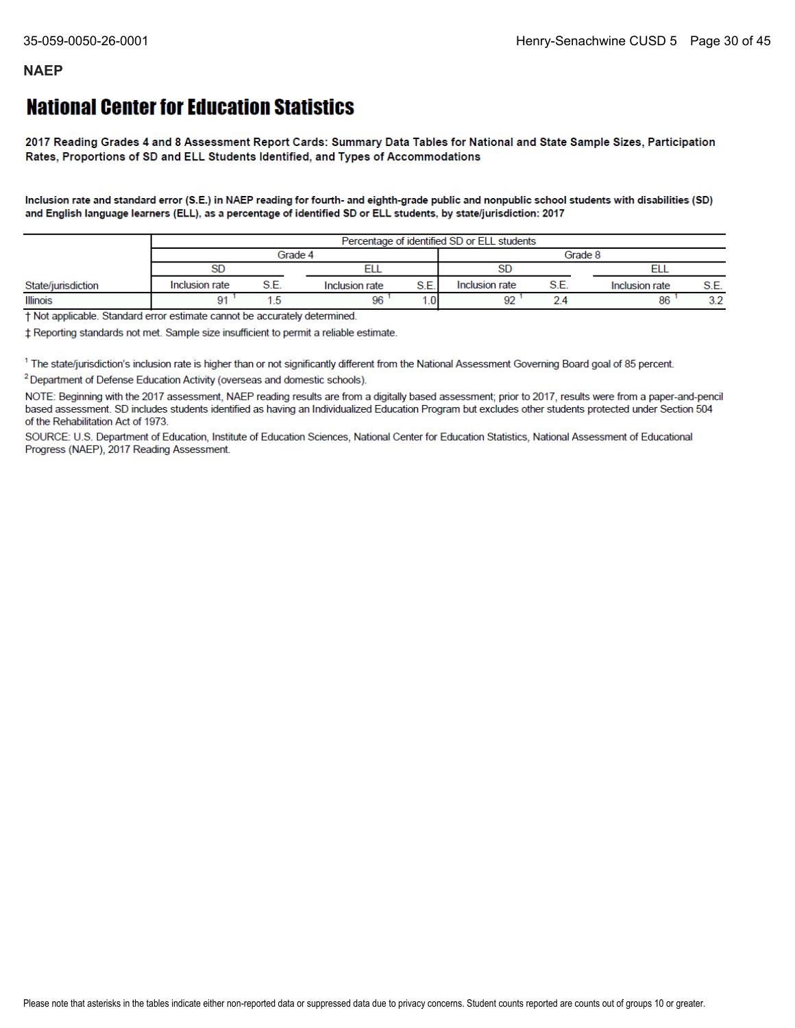## NAEP

# National Center for Education Statistics

**2017 Reading Grades 4 and 8 Assessment Report Cards: Summary Data Tables for National and State Sample Sizes, Participation Rates, Proportions of SD and ELL Students Identified, and Types of Accommodations**

**Inclusion rate and standard error (S.E.) in NAEP reading for fourth- and eighth-grade public and nonpublic school students with disabilities (SD) and English language learners (ELL), as a percentage of identified SD or ELL students, by state/jurisdiction: 2017**

| | Percentage of identified SD or ELL students | | | | | | | |
|---|---|---|---|---|---|---|---|---|
| | Grade 4 | | | | Grade 8 | | | |
| | SD | | ELL | | SD | | ELL | |
| State/jurisdiction | Inclusion rate | S.E. | Inclusion rate | S.E. | Inclusion rate | S.E. | Inclusion rate | S.E. |
| Illinois | 91 [1] | 1.5 | 96 [1] | 1.0 | 92 [1] | 2.4 | 86 [1] | 3.2 |

† Not applicable. Standard error estimate cannot be accurately determined.

‡ Reporting standards not met. Sample size insufficient to permit a reliable estimate.

[1] The state/jurisdiction's inclusion rate is higher than or not significantly different from the National Assessment Governing Board goal of 85 percent.

[2] Department of Defense Education Activity (overseas and domestic schools).

NOTE: Beginning with the 2017 assessment, NAEP reading results are from a digitally based assessment; prior to 2017, results were from a paper-and-pencil based assessment. SD includes students identified as having an Individualized Education Program but excludes other students protected under Section 504 of the Rehabilitation Act of 1973.

SOURCE: U.S. Department of Education, Institute of Education Sciences, National Center for Education Statistics, National Assessment of Educational Progress (NAEP), 2017 Reading Assessment.

Please note that asterisks in the tables indicate either non-reported data or suppressed data due to privacy concerns. Student counts reported are counts out of groups 10 or greater.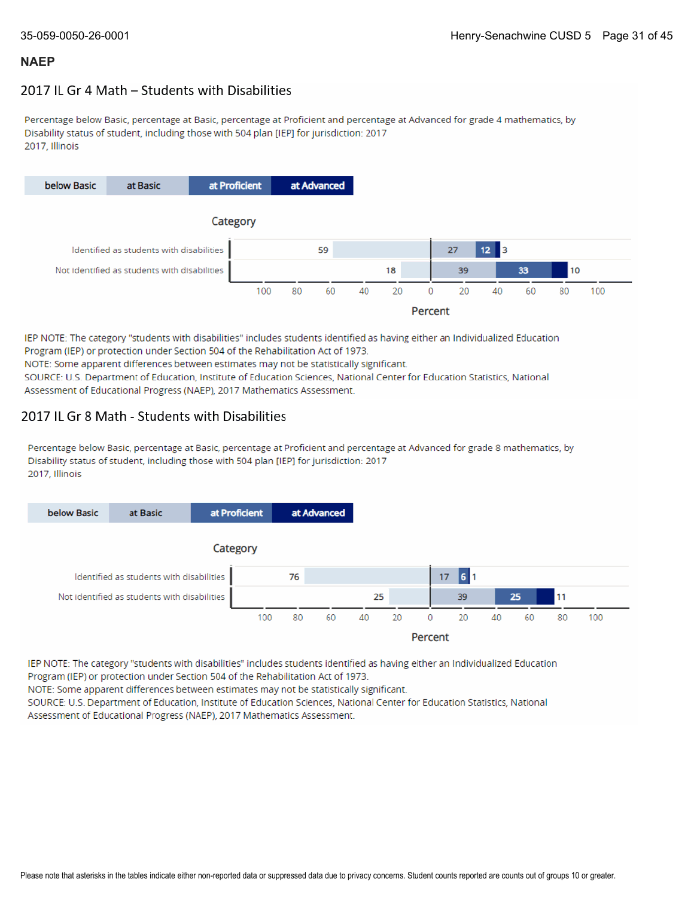## NAEP

### 2017 IL Gr 4 Math – Students with Disabilities

Percentage below Basic, percentage at Basic, percentage at Proficient and percentage at Advanced for grade 4 mathematics, by Disability status of student, including those with 504 plan [IEP] for jurisdiction: 2017
2017, Illinois

| Category | below Basic | at Basic | at Proficient | at Advanced |
|---|---|---|---|---|
| Identified as students with disabilities | 59 | 27 | 12 | 3 |
| Not identified as students with disabilities | 18 | 39 | 33 | 10 |

IEP NOTE: The category "students with disabilities" includes students identified as having either an Individualized Education Program (IEP) or protection under Section 504 of the Rehabilitation Act of 1973.
NOTE: Some apparent differences between estimates may not be statistically significant.
SOURCE: U.S. Department of Education, Institute of Education Sciences, National Center for Education Statistics, National Assessment of Educational Progress (NAEP), 2017 Mathematics Assessment.

### 2017 IL Gr 8 Math - Students with Disabilities

Percentage below Basic, percentage at Basic, percentage at Proficient and percentage at Advanced for grade 8 mathematics, by Disability status of student, including those with 504 plan [IEP] for jurisdiction: 2017
2017, Illinois

| Category | below Basic | at Basic | at Proficient | at Advanced |
|---|---|---|---|---|
| Identified as students with disabilities | 76 | 17 | 6 | 1 |
| Not identified as students with disabilities | 25 | 39 | 25 | 11 |

IEP NOTE: The category "students with disabilities" includes students identified as having either an Individualized Education Program (IEP) or protection under Section 504 of the Rehabilitation Act of 1973.
NOTE: Some apparent differences between estimates may not be statistically significant.
SOURCE: U.S. Department of Education, Institute of Education Sciences, National Center for Education Statistics, National Assessment of Educational Progress (NAEP), 2017 Mathematics Assessment.

Please note that asterisks in the tables indicate either non-reported data or suppressed data due to privacy concerns. Student counts reported are counts out of groups 10 or greater.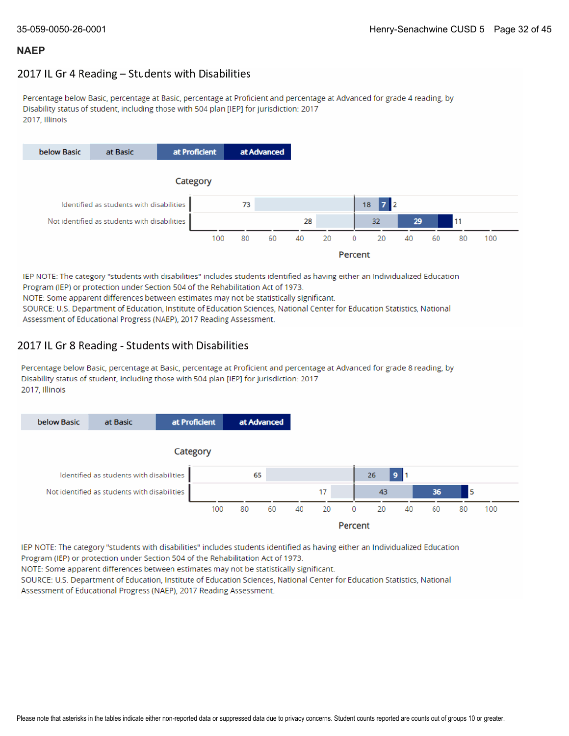## NAEP

### 2017 IL Gr 4 Reading – Students with Disabilities

Percentage below Basic, percentage at Basic, percentage at Proficient and percentage at Advanced for grade 4 reading, by Disability status of student, including those with 504 plan [IEP] for jurisdiction: 2017
2017, Illinois

| Category | below Basic | at Basic | at Proficient | at Advanced |
|---|---|---|---|---|
| Identified as students with disabilities | 73 | 18 | 7 | 2 |
| Not identified as students with disabilities | 28 | 32 | 29 | 11 |

Percent

IEP NOTE: The category "students with disabilities" includes students identified as having either an Individualized Education Program (IEP) or protection under Section 504 of the Rehabilitation Act of 1973.
NOTE: Some apparent differences between estimates may not be statistically significant.
SOURCE: U.S. Department of Education, Institute of Education Sciences, National Center for Education Statistics, National Assessment of Educational Progress (NAEP), 2017 Reading Assessment.

### 2017 IL Gr 8 Reading - Students with Disabilities

Percentage below Basic, percentage at Basic, percentage at Proficient and percentage at Advanced for grade 8 reading, by Disability status of student, including those with 504 plan [IEP] for jurisdiction: 2017
2017, Illinois

| Category | below Basic | at Basic | at Proficient | at Advanced |
|---|---|---|---|---|
| Identified as students with disabilities | 65 | 26 | 9 | 1 |
| Not identified as students with disabilities | 17 | 43 | 36 | 5 |

Percent

IEP NOTE: The category "students with disabilities" includes students identified as having either an Individualized Education Program (IEP) or protection under Section 504 of the Rehabilitation Act of 1973.
NOTE: Some apparent differences between estimates may not be statistically significant.
SOURCE: U.S. Department of Education, Institute of Education Sciences, National Center for Education Statistics, National Assessment of Educational Progress (NAEP), 2017 Reading Assessment.

Please note that asterisks in the tables indicate either non-reported data or suppressed data due to privacy concerns. Student counts reported are counts out of groups 10 or greater.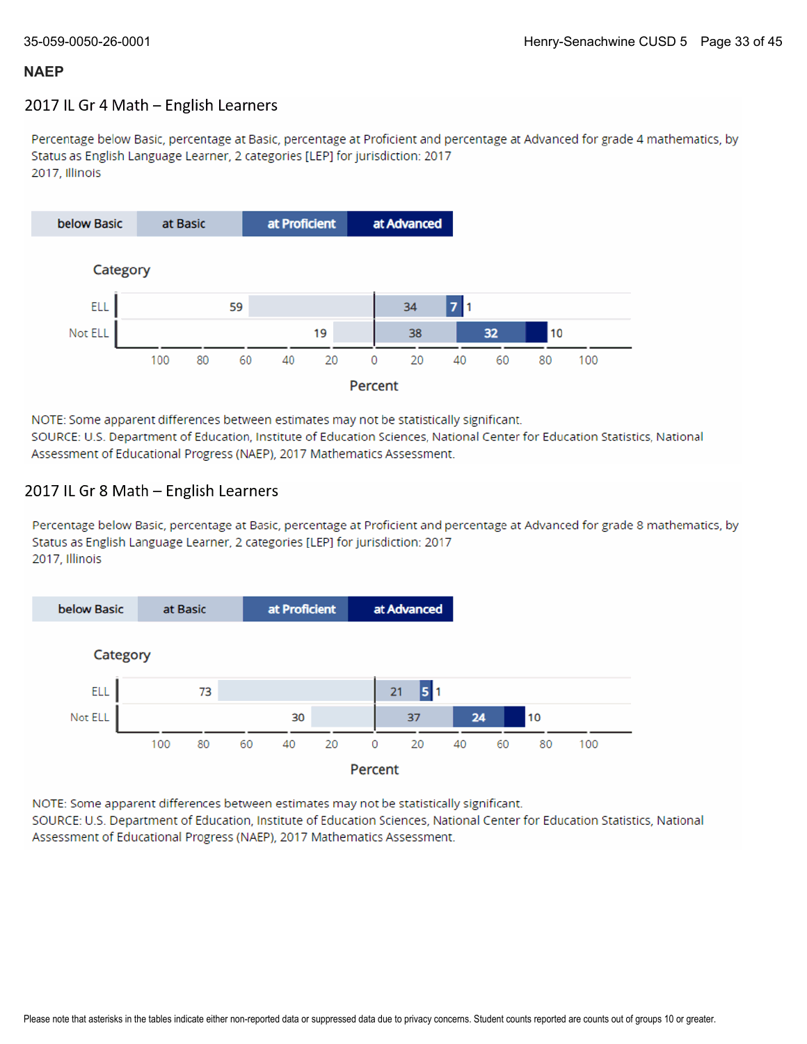## NAEP

### 2017 IL Gr 4 Math – English Learners

Percentage below Basic, percentage at Basic, percentage at Proficient and percentage at Advanced for grade 4 mathematics, by Status as English Language Learner, 2 categories [LEP] for jurisdiction: 2017
2017, Illinois

| Category | below Basic | at Basic | at Proficient | at Advanced |
|---|---|---|---|---|
| ELL | 59 | 34 | 7 | 1 |
| Not ELL | 19 | 38 | 32 | 10 |

Percent

NOTE: Some apparent differences between estimates may not be statistically significant.
SOURCE: U.S. Department of Education, Institute of Education Sciences, National Center for Education Statistics, National Assessment of Educational Progress (NAEP), 2017 Mathematics Assessment.

### 2017 IL Gr 8 Math – English Learners

Percentage below Basic, percentage at Basic, percentage at Proficient and percentage at Advanced for grade 8 mathematics, by Status as English Language Learner, 2 categories [LEP] for jurisdiction: 2017
2017, Illinois

| Category | below Basic | at Basic | at Proficient | at Advanced |
|---|---|---|---|---|
| ELL | 73 | 21 | 5 | 1 |
| Not ELL | 30 | 37 | 24 | 10 |

Percent

NOTE: Some apparent differences between estimates may not be statistically significant.
SOURCE: U.S. Department of Education, Institute of Education Sciences, National Center for Education Statistics, National Assessment of Educational Progress (NAEP), 2017 Mathematics Assessment.

Please note that asterisks in the tables indicate either non-reported data or suppressed data due to privacy concerns. Student counts reported are counts out of groups 10 or greater.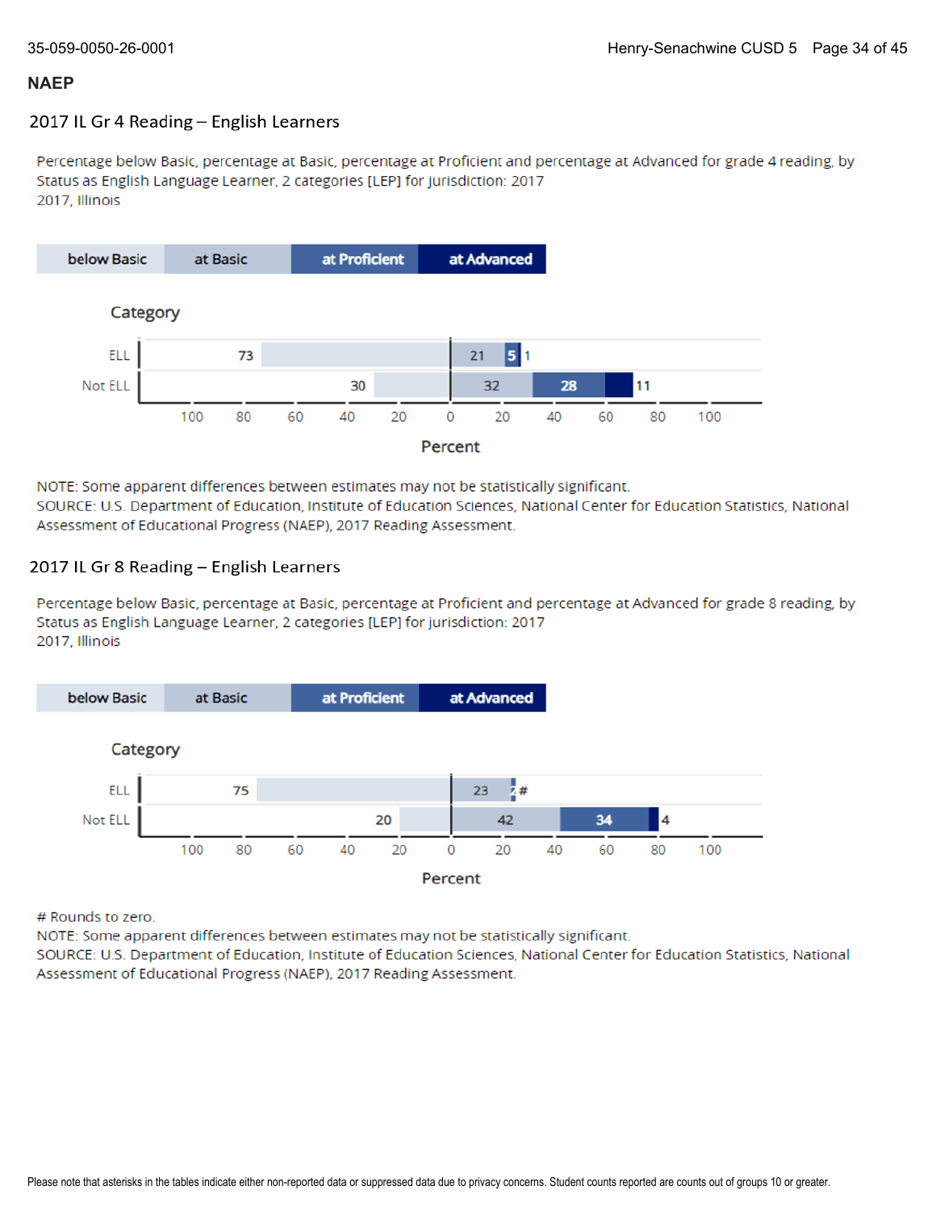## NAEP

### 2017 IL Gr 4 Reading – English Learners

Percentage below Basic, percentage at Basic, percentage at Proficient and percentage at Advanced for grade 4 reading, by Status as English Language Learner, 2 categories [LEP] for jurisdiction: 2017
2017, Illinois

| Category | below Basic | at Basic | at Proficient | at Advanced |
|---|---|---|---|---|
| ELL | 73 | 21 | 5 | 1 |
| Not ELL | 30 | 32 | 28 | 11 |

Percent

NOTE: Some apparent differences between estimates may not be statistically significant.
SOURCE: U.S. Department of Education, Institute of Education Sciences, National Center for Education Statistics, National Assessment of Educational Progress (NAEP), 2017 Reading Assessment.

### 2017 IL Gr 8 Reading – English Learners

Percentage below Basic, percentage at Basic, percentage at Proficient and percentage at Advanced for grade 8 reading, by Status as English Language Learner, 2 categories [LEP] for jurisdiction: 2017
2017, Illinois

| Category | below Basic | at Basic | at Proficient | at Advanced |
|---|---|---|---|---|
| ELL | 75 | 23 | 2 | # |
| Not ELL | 20 | 42 | 34 | 4 |

Percent

# Rounds to zero.
NOTE: Some apparent differences between estimates may not be statistically significant.
SOURCE: U.S. Department of Education, Institute of Education Sciences, National Center for Education Statistics, National Assessment of Educational Progress (NAEP), 2017 Reading Assessment.

Please note that asterisks in the tables indicate either non-reported data or suppressed data due to privacy concerns. Student counts reported are counts out of groups 10 or greater.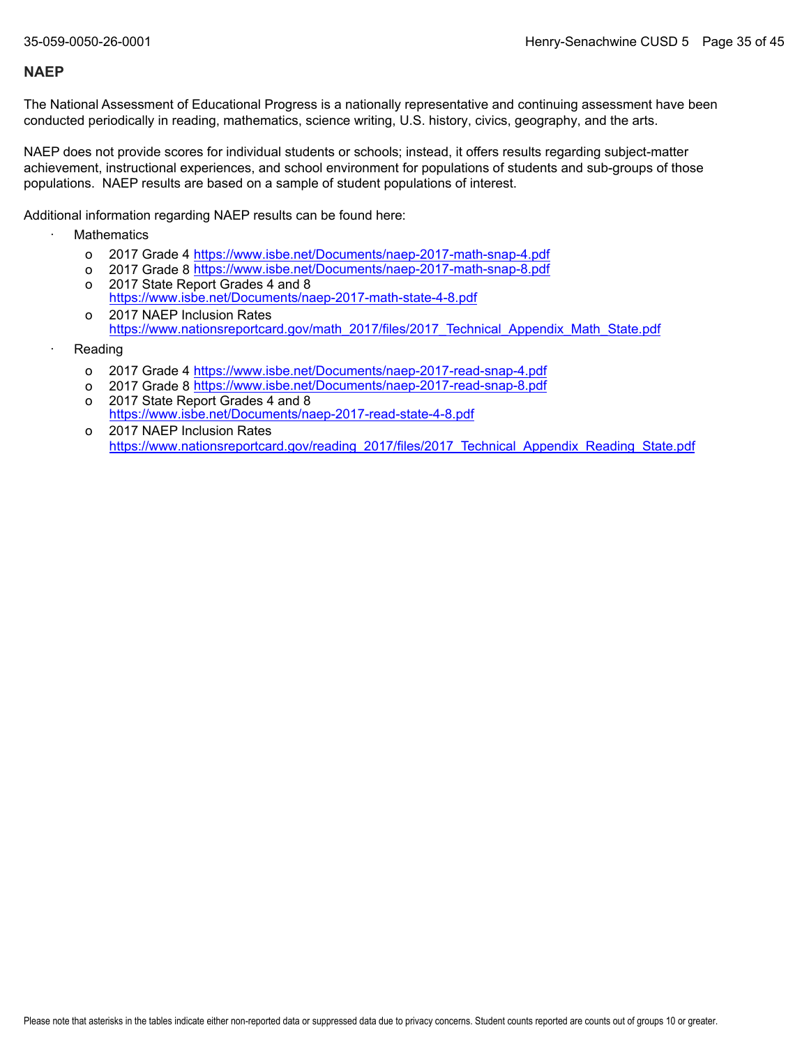## NAEP

The National Assessment of Educational Progress is a nationally representative and continuing assessment have been conducted periodically in reading, mathematics, science writing, U.S. history, civics, geography, and the arts.

NAEP does not provide scores for individual students or schools; instead, it offers results regarding subject-matter achievement, instructional experiences, and school environment for populations of students and sub-groups of those populations. NAEP results are based on a sample of student populations of interest.

Additional information regarding NAEP results can be found here:

- Mathematics
  - 2017 Grade 4 https://www.isbe.net/Documents/naep-2017-math-snap-4.pdf
  - 2017 Grade 8 https://www.isbe.net/Documents/naep-2017-math-snap-8.pdf
  - 2017 State Report Grades 4 and 8 https://www.isbe.net/Documents/naep-2017-math-state-4-8.pdf
  - 2017 NAEP Inclusion Rates https://www.nationsreportcard.gov/math_2017/files/2017_Technical_Appendix_Math_State.pdf
- Reading
  - 2017 Grade 4 https://www.isbe.net/Documents/naep-2017-read-snap-4.pdf
  - 2017 Grade 8 https://www.isbe.net/Documents/naep-2017-read-snap-8.pdf
  - 2017 State Report Grades 4 and 8 https://www.isbe.net/Documents/naep-2017-read-state-4-8.pdf
  - 2017 NAEP Inclusion Rates https://www.nationsreportcard.gov/reading_2017/files/2017_Technical_Appendix_Reading_State.pdf

Please note that asterisks in the tables indicate either non-reported data or suppressed data due to privacy concerns. Student counts reported are counts out of groups 10 or greater.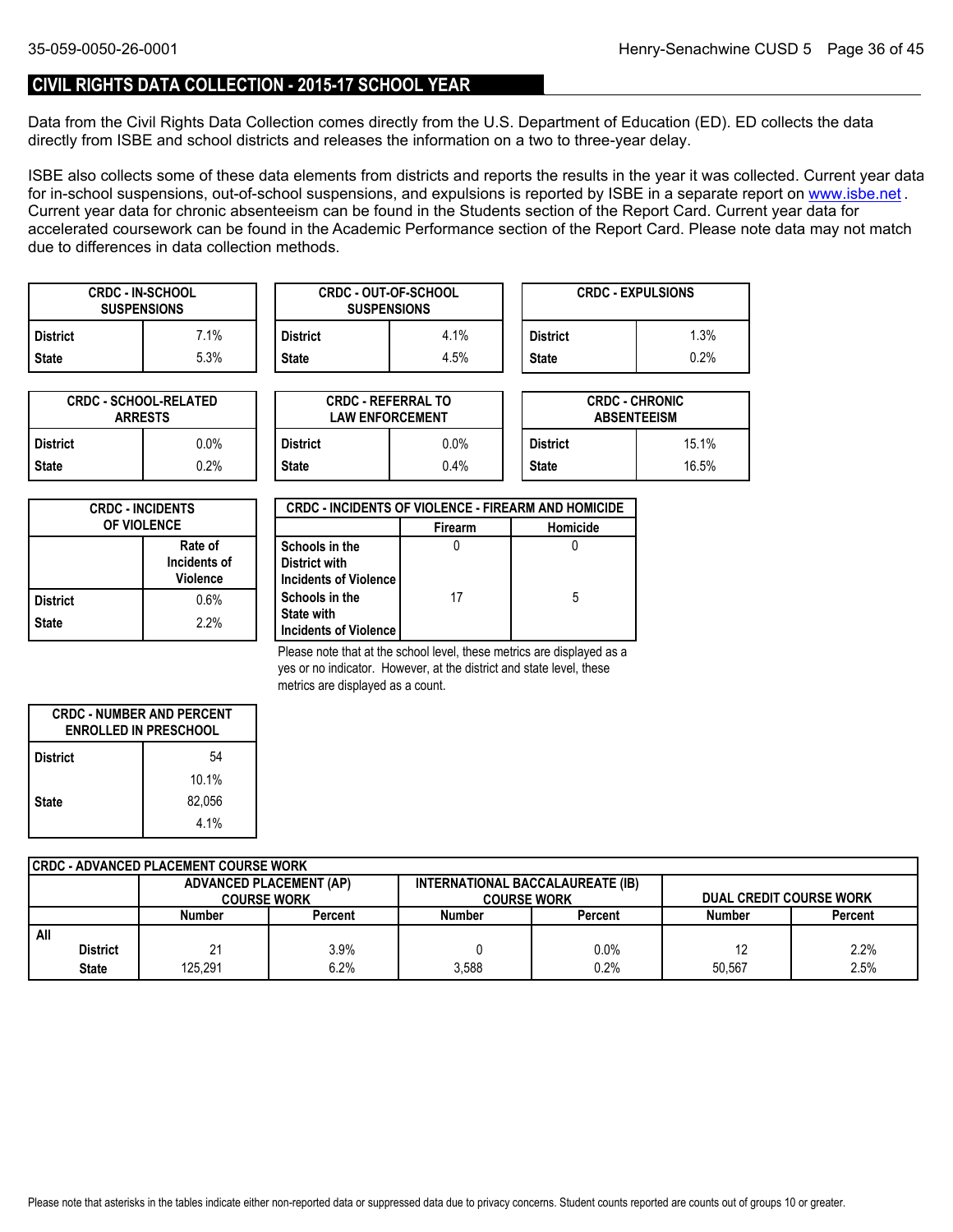## CIVIL RIGHTS DATA COLLECTION - 2015-17 SCHOOL YEAR

Data from the Civil Rights Data Collection comes directly from the U.S. Department of Education (ED). ED collects the data directly from ISBE and school districts and releases the information on a two to three-year delay.

ISBE also collects some of these data elements from districts and reports the results in the year it was collected. Current year data for in-school suspensions, out-of-school suspensions, and expulsions is reported by ISBE in a separate report on www.isbe.net . Current year data for chronic absenteeism can be found in the Students section of the Report Card. Current year data for accelerated coursework can be found in the Academic Performance section of the Report Card. Please note data may not match due to differences in data collection methods.

| CRDC - IN-SCHOOL SUSPENSIONS | |
|---|---|
| District | 7.1% |
| State | 5.3% |

| CRDC - OUT-OF-SCHOOL SUSPENSIONS | |
|---|---|
| District | 4.1% |
| State | 4.5% |

| CRDC - EXPULSIONS | |
|---|---|
| District | 1.3% |
| State | 0.2% |

| CRDC - SCHOOL-RELATED ARRESTS | |
|---|---|
| District | 0.0% |
| State | 0.2% |

| CRDC - REFERRAL TO LAW ENFORCEMENT | |
|---|---|
| District | 0.0% |
| State | 0.4% |

| CRDC - CHRONIC ABSENTEEISM | |
|---|---|
| District | 15.1% |
| State | 16.5% |

| CRDC - INCIDENTS OF VIOLENCE | Rate of Incidents of Violence |
|---|---|
| District | 0.6% |
| State | 2.2% |

| CRDC - INCIDENTS OF VIOLENCE - FIREARM AND HOMICIDE | Firearm | Homicide |
|---|---|---|
| Schools in the District with Incidents of Violence | 0 | 0 |
| Schools in the State with Incidents of Violence | 17 | 5 |

Please note that at the school level, these metrics are displayed as a yes or no indicator. However, at the district and state level, these metrics are displayed as a count.

| CRDC - NUMBER AND PERCENT ENROLLED IN PRESCHOOL | |
|---|---|
| District | 54 |
| | 10.1% |
| State | 82,056 |
| | 4.1% |

| CRDC - ADVANCED PLACEMENT COURSE WORK | ADVANCED PLACEMENT (AP) COURSE WORK | | INTERNATIONAL BACCALAUREATE (IB) COURSE WORK | | DUAL CREDIT COURSE WORK | |
|---|---|---|---|---|---|---|
| | Number | Percent | Number | Percent | Number | Percent |
| All | | | | | | |
| District | 21 | 3.9% | 0 | 0.0% | 12 | 2.2% |
| State | 125,291 | 6.2% | 3,588 | 0.2% | 50,567 | 2.5% |

Please note that asterisks in the tables indicate either non-reported data or suppressed data due to privacy concerns. Student counts reported are counts out of groups 10 or greater.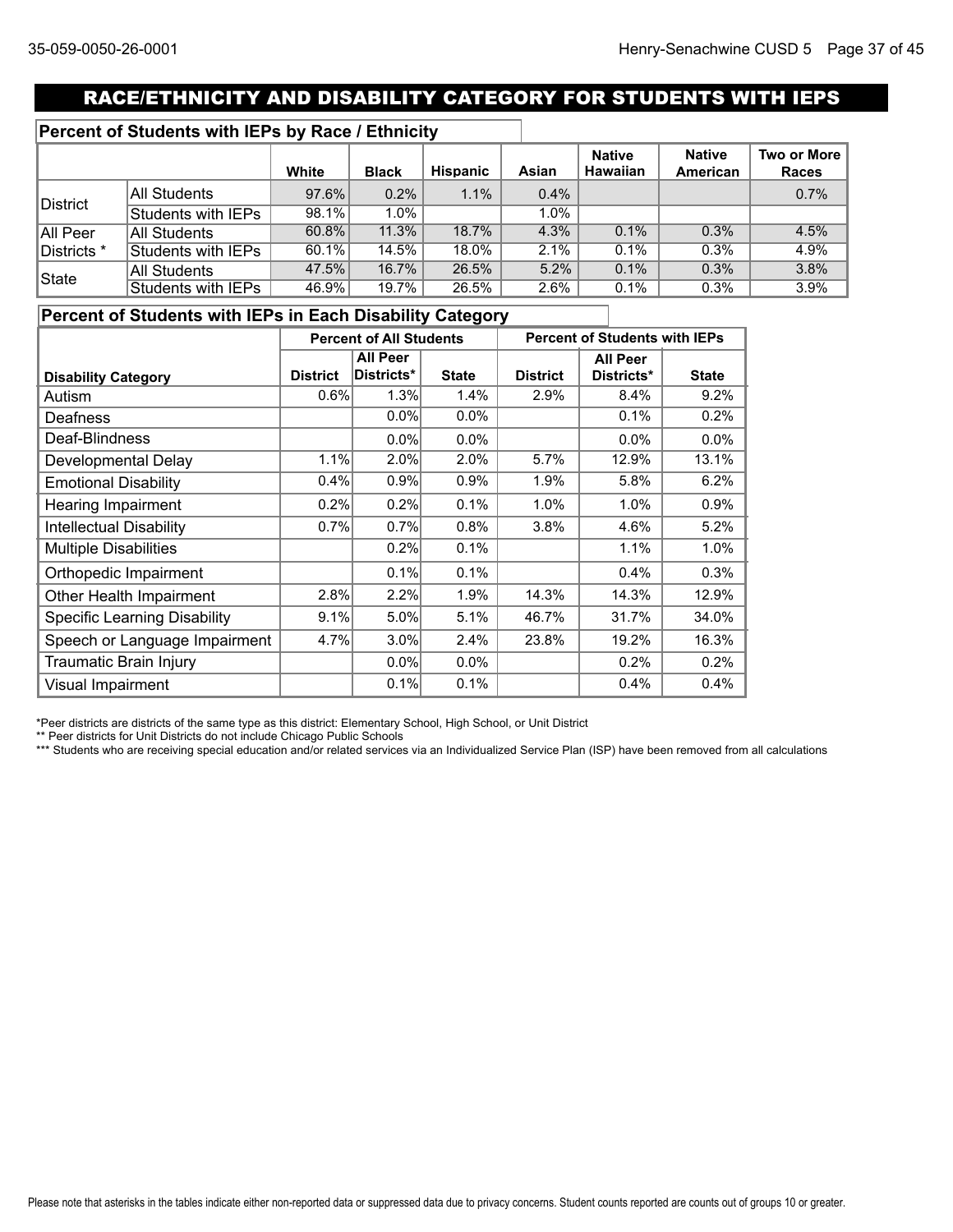## RACE/ETHNICITY AND DISABILITY CATEGORY FOR STUDENTS WITH IEPS

### Percent of Students with IEPs by Race / Ethnicity

| | | White | Black | Hispanic | Asian | Native Hawaiian | Native American | Two or More Races |
|---|---|---|---|---|---|---|---|---|
| District | All Students | 97.6% | 0.2% | 1.1% | 0.4% | | | 0.7% |
| | Students with IEPs | 98.1% | 1.0% | | 1.0% | | | |
| All Peer Districts * | All Students | 60.8% | 11.3% | 18.7% | 4.3% | 0.1% | 0.3% | 4.5% |
| | Students with IEPs | 60.1% | 14.5% | 18.0% | 2.1% | 0.1% | 0.3% | 4.9% |
| State | All Students | 47.5% | 16.7% | 26.5% | 5.2% | 0.1% | 0.3% | 3.8% |
| | Students with IEPs | 46.9% | 19.7% | 26.5% | 2.6% | 0.1% | 0.3% | 3.9% |

### Percent of Students with IEPs in Each Disability Category

| | Percent of All Students | | | Percent of Students with IEPs | | |
|---|---|---|---|---|---|---|
| Disability Category | District | All Peer Districts* | State | District | All Peer Districts* | State |
| Autism | 0.6% | 1.3% | 1.4% | 2.9% | 8.4% | 9.2% |
| Deafness | | 0.0% | 0.0% | | 0.1% | 0.2% |
| Deaf-Blindness | | 0.0% | 0.0% | | 0.0% | 0.0% |
| Developmental Delay | 1.1% | 2.0% | 2.0% | 5.7% | 12.9% | 13.1% |
| Emotional Disability | 0.4% | 0.9% | 0.9% | 1.9% | 5.8% | 6.2% |
| Hearing Impairment | 0.2% | 0.2% | 0.1% | 1.0% | 1.0% | 0.9% |
| Intellectual Disability | 0.7% | 0.7% | 0.8% | 3.8% | 4.6% | 5.2% |
| Multiple Disabilities | | 0.2% | 0.1% | | 1.1% | 1.0% |
| Orthopedic Impairment | | 0.1% | 0.1% | | 0.4% | 0.3% |
| Other Health Impairment | 2.8% | 2.2% | 1.9% | 14.3% | 14.3% | 12.9% |
| Specific Learning Disability | 9.1% | 5.0% | 5.1% | 46.7% | 31.7% | 34.0% |
| Speech or Language Impairment | 4.7% | 3.0% | 2.4% | 23.8% | 19.2% | 16.3% |
| Traumatic Brain Injury | | 0.0% | 0.0% | | 0.2% | 0.2% |
| Visual Impairment | | 0.1% | 0.1% | | 0.4% | 0.4% |

*Peer districts are districts of the same type as this district: Elementary School, High School, or Unit District

** Peer districts for Unit Districts do not include Chicago Public Schools

*** Students who are receiving special education and/or related services via an Individualized Service Plan (ISP) have been removed from all calculations

Please note that asterisks in the tables indicate either non-reported data or suppressed data due to privacy concerns. Student counts reported are counts out of groups 10 or greater.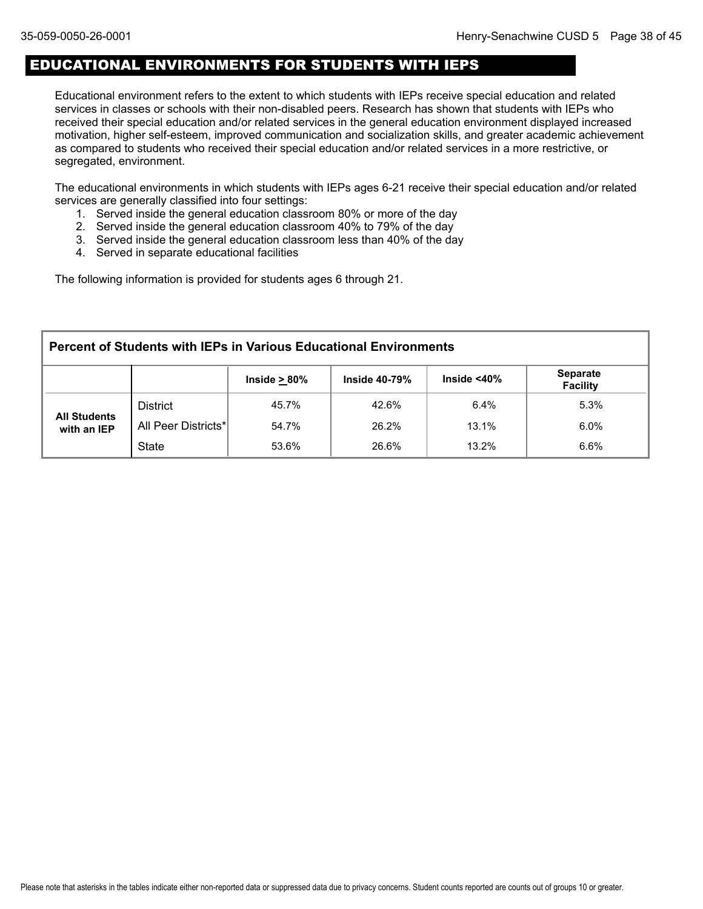## EDUCATIONAL ENVIRONMENTS FOR STUDENTS WITH IEPS

Educational environment refers to the extent to which students with IEPs receive special education and related services in classes or schools with their non-disabled peers. Research has shown that students with IEPs who received their special education and/or related services in the general education environment displayed increased motivation, higher self-esteem, improved communication and socialization skills, and greater academic achievement as compared to students who received their special education and/or related services in a more restrictive, or segregated, environment.

The educational environments in which students with IEPs ages 6-21 receive their special education and/or related services are generally classified into four settings:

1. Served inside the general education classroom 80% or more of the day
2. Served inside the general education classroom 40% to 79% of the day
3. Served inside the general education classroom less than 40% of the day
4. Served in separate educational facilities

The following information is provided for students ages 6 through 21.

**Percent of Students with IEPs in Various Educational Environments**

| | | Inside ≥ 80% | Inside 40-79% | Inside <40% | Separate Facility |
|---|---|---|---|---|---|
| **All Students with an IEP** | District | 45.7% | 42.6% | 6.4% | 5.3% |
| | All Peer Districts* | 54.7% | 26.2% | 13.1% | 6.0% |
| | State | 53.6% | 26.6% | 13.2% | 6.6% |

Please note that asterisks in the tables indicate either non-reported data or suppressed data due to privacy concerns. Student counts reported are counts out of groups 10 or greater.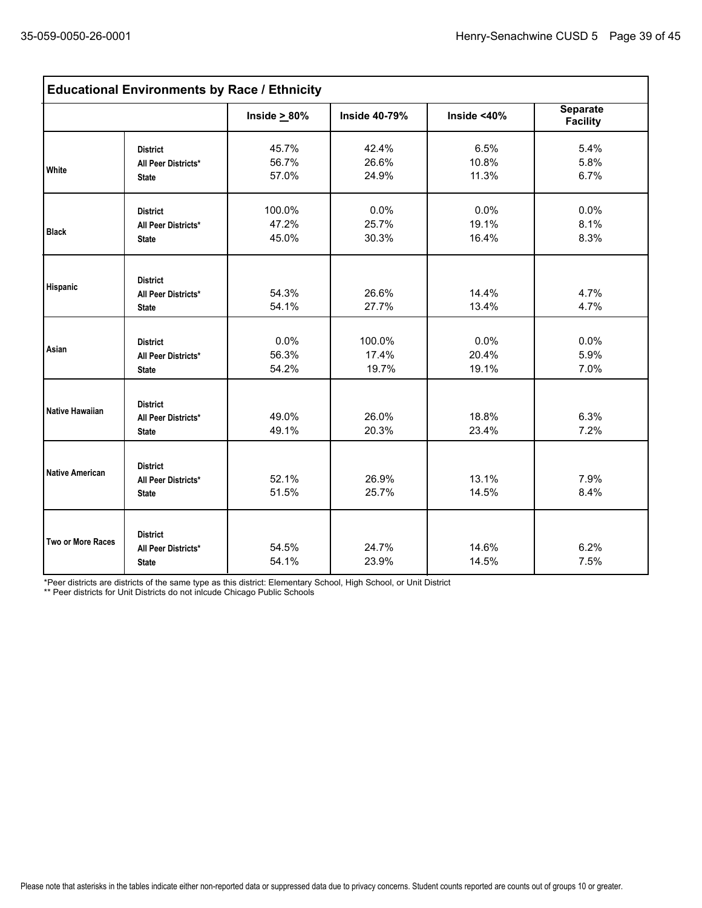## Educational Environments by Race / Ethnicity

| | | Inside ≥ 80% | Inside 40-79% | Inside <40% | Separate Facility |
|---|---|---|---|---|---|
| White | District | 45.7% | 42.4% | 6.5% | 5.4% |
| | All Peer Districts* | 56.7% | 26.6% | 10.8% | 5.8% |
| | State | 57.0% | 24.9% | 11.3% | 6.7% |
| Black | District | 100.0% | 0.0% | 0.0% | 0.0% |
| | All Peer Districts* | 47.2% | 25.7% | 19.1% | 8.1% |
| | State | 45.0% | 30.3% | 16.4% | 8.3% |
| Hispanic | District | | | | |
| | All Peer Districts* | 54.3% | 26.6% | 14.4% | 4.7% |
| | State | 54.1% | 27.7% | 13.4% | 4.7% |
| Asian | District | 0.0% | 100.0% | 0.0% | 0.0% |
| | All Peer Districts* | 56.3% | 17.4% | 20.4% | 5.9% |
| | State | 54.2% | 19.7% | 19.1% | 7.0% |
| Native Hawaiian | District | | | | |
| | All Peer Districts* | 49.0% | 26.0% | 18.8% | 6.3% |
| | State | 49.1% | 20.3% | 23.4% | 7.2% |
| Native American | District | | | | |
| | All Peer Districts* | 52.1% | 26.9% | 13.1% | 7.9% |
| | State | 51.5% | 25.7% | 14.5% | 8.4% |
| Two or More Races | District | | | | |
| | All Peer Districts* | 54.5% | 24.7% | 14.6% | 6.2% |
| | State | 54.1% | 23.9% | 14.5% | 7.5% |

*Peer districts are districts of the same type as this district: Elementary School, High School, or Unit District

** Peer districts for Unit Districts do not inlcude Chicago Public Schools

Please note that asterisks in the tables indicate either non-reported data or suppressed data due to privacy concerns. Student counts reported are counts out of groups 10 or greater.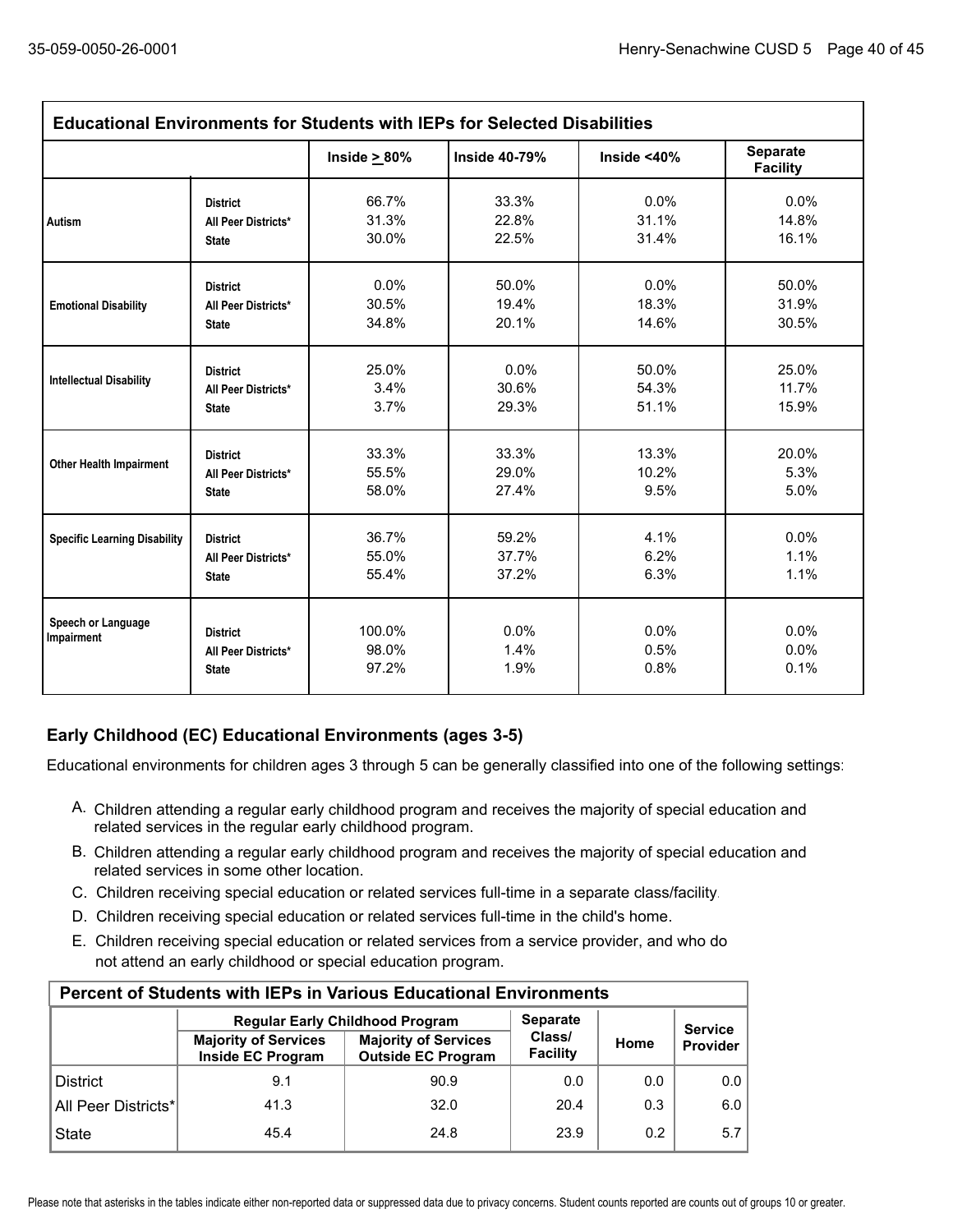| Educational Environments for Students with IEPs for Selected Disabilities | | | | | |
|---|---|---|---|---|---|
| | | Inside > 80% | Inside 40-79% | Inside <40% | Separate Facility |
| Autism | District | 66.7% | 33.3% | 0.0% | 0.0% |
| | All Peer Districts* | 31.3% | 22.8% | 31.1% | 14.8% |
| | State | 30.0% | 22.5% | 31.4% | 16.1% |
| Emotional Disability | District | 0.0% | 50.0% | 0.0% | 50.0% |
| | All Peer Districts* | 30.5% | 19.4% | 18.3% | 31.9% |
| | State | 34.8% | 20.1% | 14.6% | 30.5% |
| Intellectual Disability | District | 25.0% | 0.0% | 50.0% | 25.0% |
| | All Peer Districts* | 3.4% | 30.6% | 54.3% | 11.7% |
| | State | 3.7% | 29.3% | 51.1% | 15.9% |
| Other Health Impairment | District | 33.3% | 33.3% | 13.3% | 20.0% |
| | All Peer Districts* | 55.5% | 29.0% | 10.2% | 5.3% |
| | State | 58.0% | 27.4% | 9.5% | 5.0% |
| Specific Learning Disability | District | 36.7% | 59.2% | 4.1% | 0.0% |
| | All Peer Districts* | 55.0% | 37.7% | 6.2% | 1.1% |
| | State | 55.4% | 37.2% | 6.3% | 1.1% |
| Speech or Language Impairment | District | 100.0% | 0.0% | 0.0% | 0.0% |
| | All Peer Districts* | 98.0% | 1.4% | 0.5% | 0.0% |
| | State | 97.2% | 1.9% | 0.8% | 0.1% |

## Early Childhood (EC) Educational Environments (ages 3-5)

Educational environments for children ages 3 through 5 can be generally classified into one of the following settings:

A. Children attending a regular early childhood program and receives the majority of special education and related services in the regular early childhood program.

B. Children attending a regular early childhood program and receives the majority of special education and related services in some other location.

C. Children receiving special education or related services full-time in a separate class/facility.

D. Children receiving special education or related services full-time in the child's home.

E. Children receiving special education or related services from a service provider, and who do not attend an early childhood or special education program.

| Percent of Students with IEPs in Various Educational Environments | | | | | |
|---|---|---|---|---|---|
| | Regular Early Childhood Program | | Separate Class/ Facility | Home | Service Provider |
| | Majority of Services Inside EC Program | Majority of Services Outside EC Program | | | |
| District | 9.1 | 90.9 | 0.0 | 0.0 | 0.0 |
| All Peer Districts* | 41.3 | 32.0 | 20.4 | 0.3 | 6.0 |
| State | 45.4 | 24.8 | 23.9 | 0.2 | 5.7 |

Please note that asterisks in the tables indicate either non-reported data or suppressed data due to privacy concerns. Student counts reported are counts out of groups 10 or greater.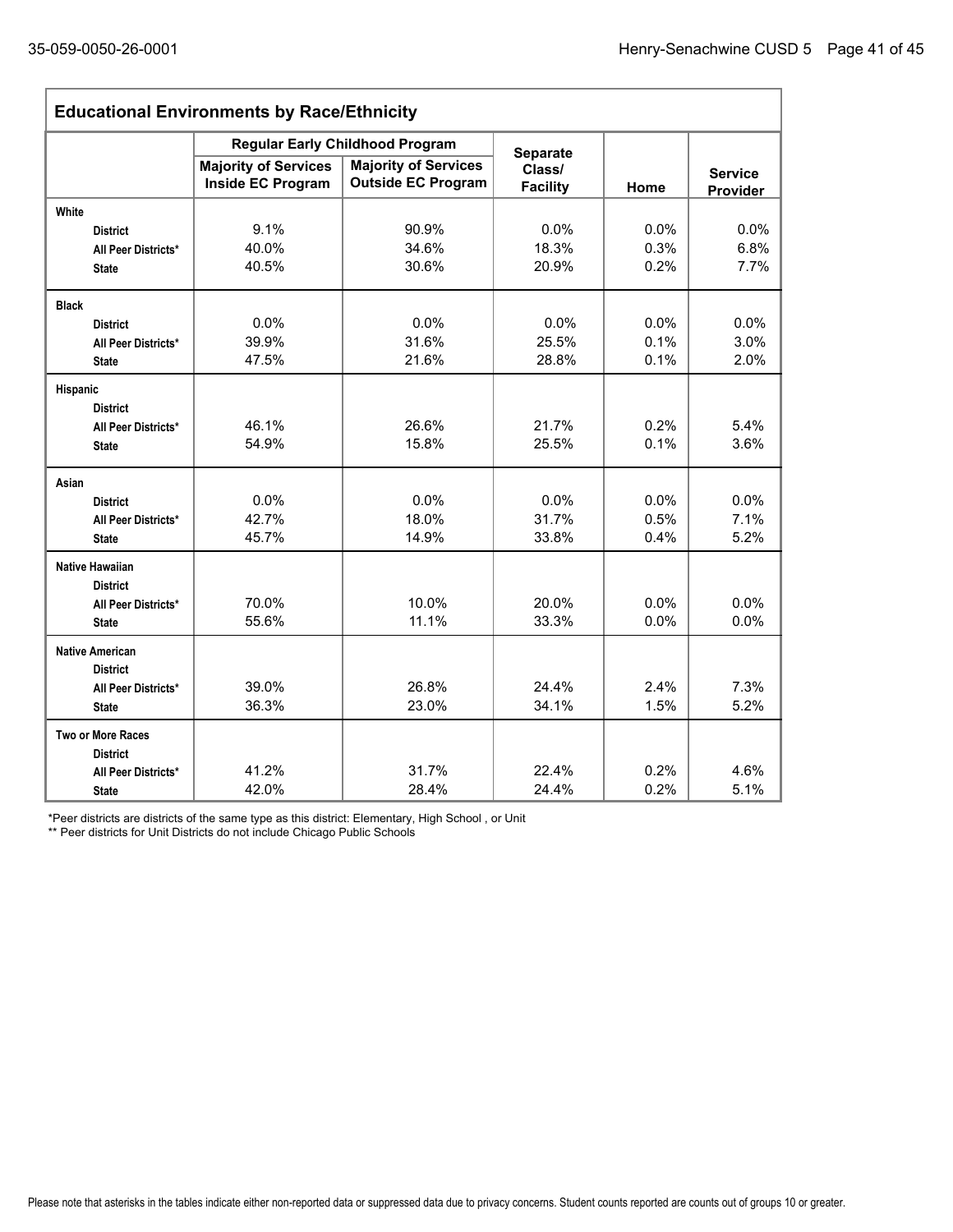## Educational Environments by Race/Ethnicity

| | Regular Early Childhood Program | | Separate Class/ Facility | Home | Service Provider |
|---|---|---|---|---|---|
| | Majority of Services Inside EC Program | Majority of Services Outside EC Program | | | |
| **White** | | | | | |
| District | 9.1% | 90.9% | 0.0% | 0.0% | 0.0% |
| All Peer Districts* | 40.0% | 34.6% | 18.3% | 0.3% | 6.8% |
| State | 40.5% | 30.6% | 20.9% | 0.2% | 7.7% |
| **Black** | | | | | |
| District | 0.0% | 0.0% | 0.0% | 0.0% | 0.0% |
| All Peer Districts* | 39.9% | 31.6% | 25.5% | 0.1% | 3.0% |
| State | 47.5% | 21.6% | 28.8% | 0.1% | 2.0% |
| **Hispanic** | | | | | |
| District | | | | | |
| All Peer Districts* | 46.1% | 26.6% | 21.7% | 0.2% | 5.4% |
| State | 54.9% | 15.8% | 25.5% | 0.1% | 3.6% |
| **Asian** | | | | | |
| District | 0.0% | 0.0% | 0.0% | 0.0% | 0.0% |
| All Peer Districts* | 42.7% | 18.0% | 31.7% | 0.5% | 7.1% |
| State | 45.7% | 14.9% | 33.8% | 0.4% | 5.2% |
| **Native Hawaiian** | | | | | |
| District | | | | | |
| All Peer Districts* | 70.0% | 10.0% | 20.0% | 0.0% | 0.0% |
| State | 55.6% | 11.1% | 33.3% | 0.0% | 0.0% |
| **Native American** | | | | | |
| District | | | | | |
| All Peer Districts* | 39.0% | 26.8% | 24.4% | 2.4% | 7.3% |
| State | 36.3% | 23.0% | 34.1% | 1.5% | 5.2% |
| **Two or More Races** | | | | | |
| District | | | | | |
| All Peer Districts* | 41.2% | 31.7% | 22.4% | 0.2% | 4.6% |
| State | 42.0% | 28.4% | 24.4% | 0.2% | 5.1% |

*Peer districts are districts of the same type as this district: Elementary, High School , or Unit

** Peer districts for Unit Districts do not include Chicago Public Schools

Please note that asterisks in the tables indicate either non-reported data or suppressed data due to privacy concerns. Student counts reported are counts out of groups 10 or greater.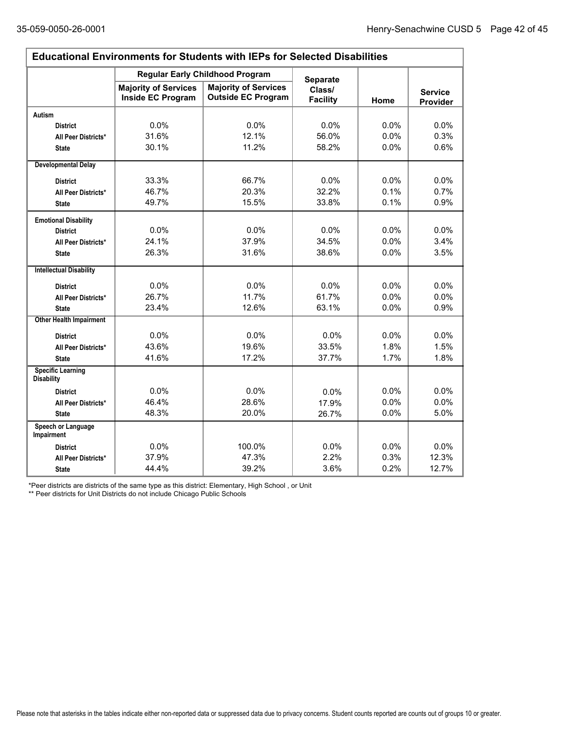## Educational Environments for Students with IEPs for Selected Disabilities

| | Regular Early Childhood Program | | Separate Class/ Facility | Home | Service Provider |
|---|---|---|---|---|---|
| | Majority of Services Inside EC Program | Majority of Services Outside EC Program | | | |
| **Autism** | | | | | |
| District | 0.0% | 0.0% | 0.0% | 0.0% | 0.0% |
| All Peer Districts* | 31.6% | 12.1% | 56.0% | 0.0% | 0.3% |
| State | 30.1% | 11.2% | 58.2% | 0.0% | 0.6% |
| **Developmental Delay** | | | | | |
| District | 33.3% | 66.7% | 0.0% | 0.0% | 0.0% |
| All Peer Districts* | 46.7% | 20.3% | 32.2% | 0.1% | 0.7% |
| State | 49.7% | 15.5% | 33.8% | 0.1% | 0.9% |
| **Emotional Disability** | | | | | |
| District | 0.0% | 0.0% | 0.0% | 0.0% | 0.0% |
| All Peer Districts* | 24.1% | 37.9% | 34.5% | 0.0% | 3.4% |
| State | 26.3% | 31.6% | 38.6% | 0.0% | 3.5% |
| **Intellectual Disability** | | | | | |
| District | 0.0% | 0.0% | 0.0% | 0.0% | 0.0% |
| All Peer Districts* | 26.7% | 11.7% | 61.7% | 0.0% | 0.0% |
| State | 23.4% | 12.6% | 63.1% | 0.0% | 0.9% |
| **Other Health Impairment** | | | | | |
| District | 0.0% | 0.0% | 0.0% | 0.0% | 0.0% |
| All Peer Districts* | 43.6% | 19.6% | 33.5% | 1.8% | 1.5% |
| State | 41.6% | 17.2% | 37.7% | 1.7% | 1.8% |
| **Specific Learning Disability** | | | | | |
| District | 0.0% | 0.0% | 0.0% | 0.0% | 0.0% |
| All Peer Districts* | 46.4% | 28.6% | 17.9% | 0.0% | 0.0% |
| State | 48.3% | 20.0% | 26.7% | 0.0% | 5.0% |
| **Speech or Language Impairment** | | | | | |
| District | 0.0% | 100.0% | 0.0% | 0.0% | 0.0% |
| All Peer Districts* | 37.9% | 47.3% | 2.2% | 0.3% | 12.3% |
| State | 44.4% | 39.2% | 3.6% | 0.2% | 12.7% |

*Peer districts are districts of the same type as this district: Elementary, High School , or Unit

** Peer districts for Unit Districts do not include Chicago Public Schools

Please note that asterisks in the tables indicate either non-reported data or suppressed data due to privacy concerns. Student counts reported are counts out of groups 10 or greater.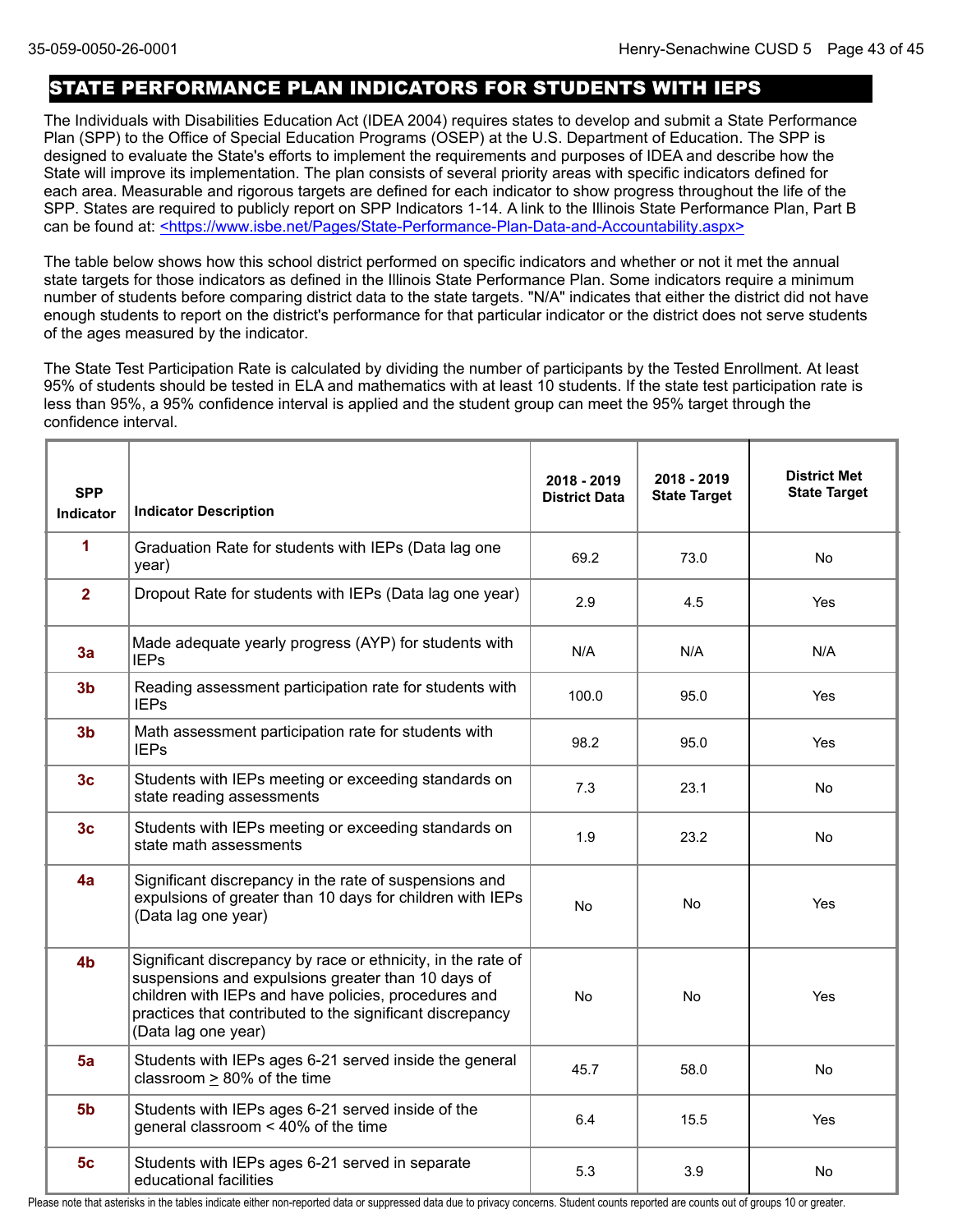## STATE PERFORMANCE PLAN INDICATORS FOR STUDENTS WITH IEPS

The Individuals with Disabilities Education Act (IDEA 2004) requires states to develop and submit a State Performance Plan (SPP) to the Office of Special Education Programs (OSEP) at the U.S. Department of Education. The SPP is designed to evaluate the State's efforts to implement the requirements and purposes of IDEA and describe how the State will improve its implementation. The plan consists of several priority areas with specific indicators defined for each area. Measurable and rigorous targets are defined for each indicator to show progress throughout the life of the SPP. States are required to publicly report on SPP Indicators 1-14. A link to the Illinois State Performance Plan, Part B can be found at: <https://www.isbe.net/Pages/State-Performance-Plan-Data-and-Accountability.aspx>

The table below shows how this school district performed on specific indicators and whether or not it met the annual state targets for those indicators as defined in the Illinois State Performance Plan. Some indicators require a minimum number of students before comparing district data to the state targets. "N/A" indicates that either the district did not have enough students to report on the district's performance for that particular indicator or the district does not serve students of the ages measured by the indicator.

The State Test Participation Rate is calculated by dividing the number of participants by the Tested Enrollment. At least 95% of students should be tested in ELA and mathematics with at least 10 students. If the state test participation rate is less than 95%, a 95% confidence interval is applied and the student group can meet the 95% target through the confidence interval.

| SPP Indicator | Indicator Description | 2018 - 2019 District Data | 2018 - 2019 State Target | District Met State Target |
|---|---|---|---|---|
| 1 | Graduation Rate for students with IEPs (Data lag one year) | 69.2 | 73.0 | No |
| 2 | Dropout Rate for students with IEPs (Data lag one year) | 2.9 | 4.5 | Yes |
| 3a | Made adequate yearly progress (AYP) for students with IEPs | N/A | N/A | N/A |
| 3b | Reading assessment participation rate for students with IEPs | 100.0 | 95.0 | Yes |
| 3b | Math assessment participation rate for students with IEPs | 98.2 | 95.0 | Yes |
| 3c | Students with IEPs meeting or exceeding standards on state reading assessments | 7.3 | 23.1 | No |
| 3c | Students with IEPs meeting or exceeding standards on state math assessments | 1.9 | 23.2 | No |
| 4a | Significant discrepancy in the rate of suspensions and expulsions of greater than 10 days for children with IEPs (Data lag one year) | No | No | Yes |
| 4b | Significant discrepancy by race or ethnicity, in the rate of suspensions and expulsions greater than 10 days of children with IEPs and have policies, procedures and practices that contributed to the significant discrepancy (Data lag one year) | No | No | Yes |
| 5a | Students with IEPs ages 6-21 served inside the general classroom ≥ 80% of the time | 45.7 | 58.0 | No |
| 5b | Students with IEPs ages 6-21 served inside of the general classroom < 40% of the time | 6.4 | 15.5 | Yes |
| 5c | Students with IEPs ages 6-21 served in separate educational facilities | 5.3 | 3.9 | No |

Please note that asterisks in the tables indicate either non-reported data or suppressed data due to privacy concerns. Student counts reported are counts out of groups 10 or greater.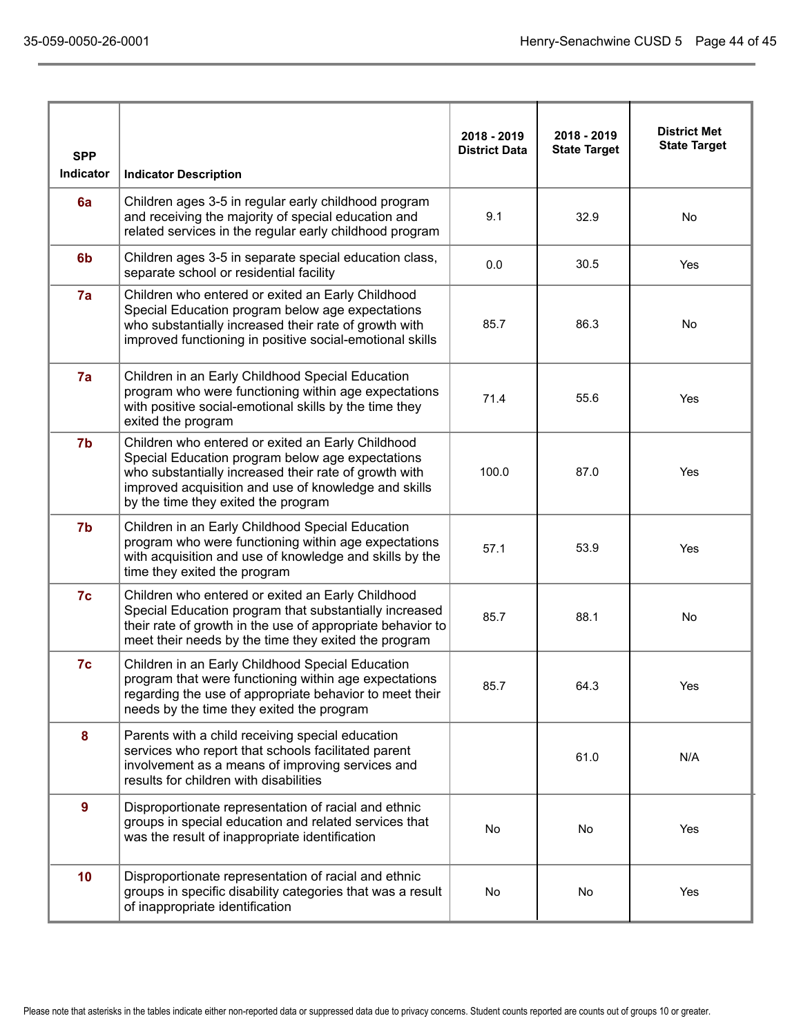| SPP Indicator | Indicator Description | 2018 - 2019 District Data | 2018 - 2019 State Target | District Met State Target |
|---|---|---|---|---|
| 6a | Children ages 3-5 in regular early childhood program and receiving the majority of special education and related services in the regular early childhood program | 9.1 | 32.9 | No |
| 6b | Children ages 3-5 in separate special education class, separate school or residential facility | 0.0 | 30.5 | Yes |
| 7a | Children who entered or exited an Early Childhood Special Education program below age expectations who substantially increased their rate of growth with improved functioning in positive social-emotional skills | 85.7 | 86.3 | No |
| 7a | Children in an Early Childhood Special Education program who were functioning within age expectations with positive social-emotional skills by the time they exited the program | 71.4 | 55.6 | Yes |
| 7b | Children who entered or exited an Early Childhood Special Education program below age expectations who substantially increased their rate of growth with improved acquisition and use of knowledge and skills by the time they exited the program | 100.0 | 87.0 | Yes |
| 7b | Children in an Early Childhood Special Education program who were functioning within age expectations with acquisition and use of knowledge and skills by the time they exited the program | 57.1 | 53.9 | Yes |
| 7c | Children who entered or exited an Early Childhood Special Education program that substantially increased their rate of growth in the use of appropriate behavior to meet their needs by the time they exited the program | 85.7 | 88.1 | No |
| 7c | Children in an Early Childhood Special Education program that were functioning within age expectations regarding the use of appropriate behavior to meet their needs by the time they exited the program | 85.7 | 64.3 | Yes |
| 8 | Parents with a child receiving special education services who report that schools facilitated parent involvement as a means of improving services and results for children with disabilities | | 61.0 | N/A |
| 9 | Disproportionate representation of racial and ethnic groups in special education and related services that was the result of inappropriate identification | No | No | Yes |
| 10 | Disproportionate representation of racial and ethnic groups in specific disability categories that was a result of inappropriate identification | No | No | Yes |

Please note that asterisks in the tables indicate either non-reported data or suppressed data due to privacy concerns. Student counts reported are counts out of groups 10 or greater.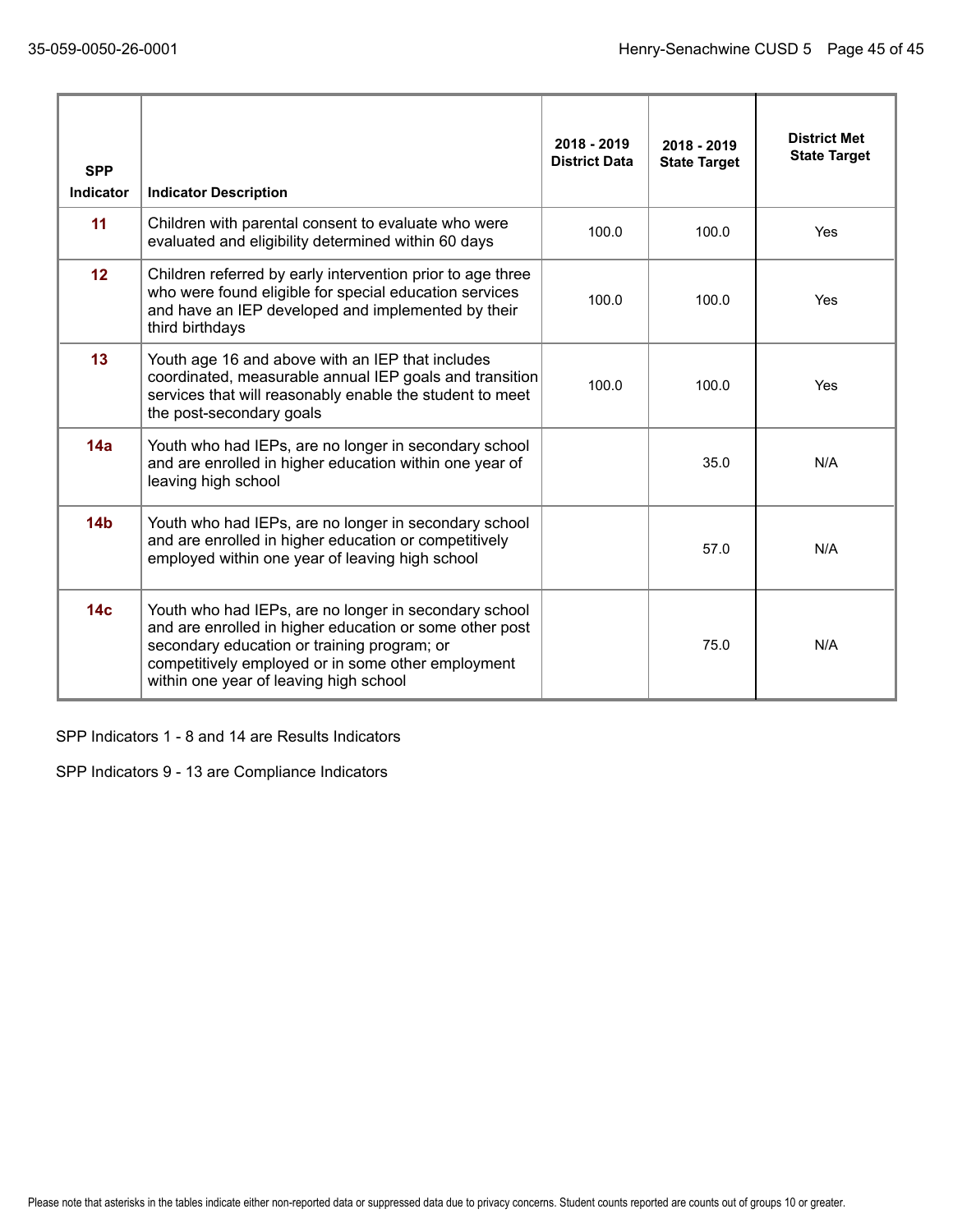| SPP Indicator | Indicator Description | 2018 - 2019 District Data | 2018 - 2019 State Target | District Met State Target |
|---|---|---|---|---|
| 11 | Children with parental consent to evaluate who were evaluated and eligibility determined within 60 days | 100.0 | 100.0 | Yes |
| 12 | Children referred by early intervention prior to age three who were found eligible for special education services and have an IEP developed and implemented by their third birthdays | 100.0 | 100.0 | Yes |
| 13 | Youth age 16 and above with an IEP that includes coordinated, measurable annual IEP goals and transition services that will reasonably enable the student to meet the post-secondary goals | 100.0 | 100.0 | Yes |
| 14a | Youth who had IEPs, are no longer in secondary school and are enrolled in higher education within one year of leaving high school | | 35.0 | N/A |
| 14b | Youth who had IEPs, are no longer in secondary school and are enrolled in higher education or competitively employed within one year of leaving high school | | 57.0 | N/A |
| 14c | Youth who had IEPs, are no longer in secondary school and are enrolled in higher education or some other post secondary education or training program; or competitively employed or in some other employment within one year of leaving high school | | 75.0 | N/A |

SPP Indicators 1 - 8 and 14 are Results Indicators

SPP Indicators 9 - 13 are Compliance Indicators

Please note that asterisks in the tables indicate either non-reported data or suppressed data due to privacy concerns. Student counts reported are counts out of groups 10 or greater.